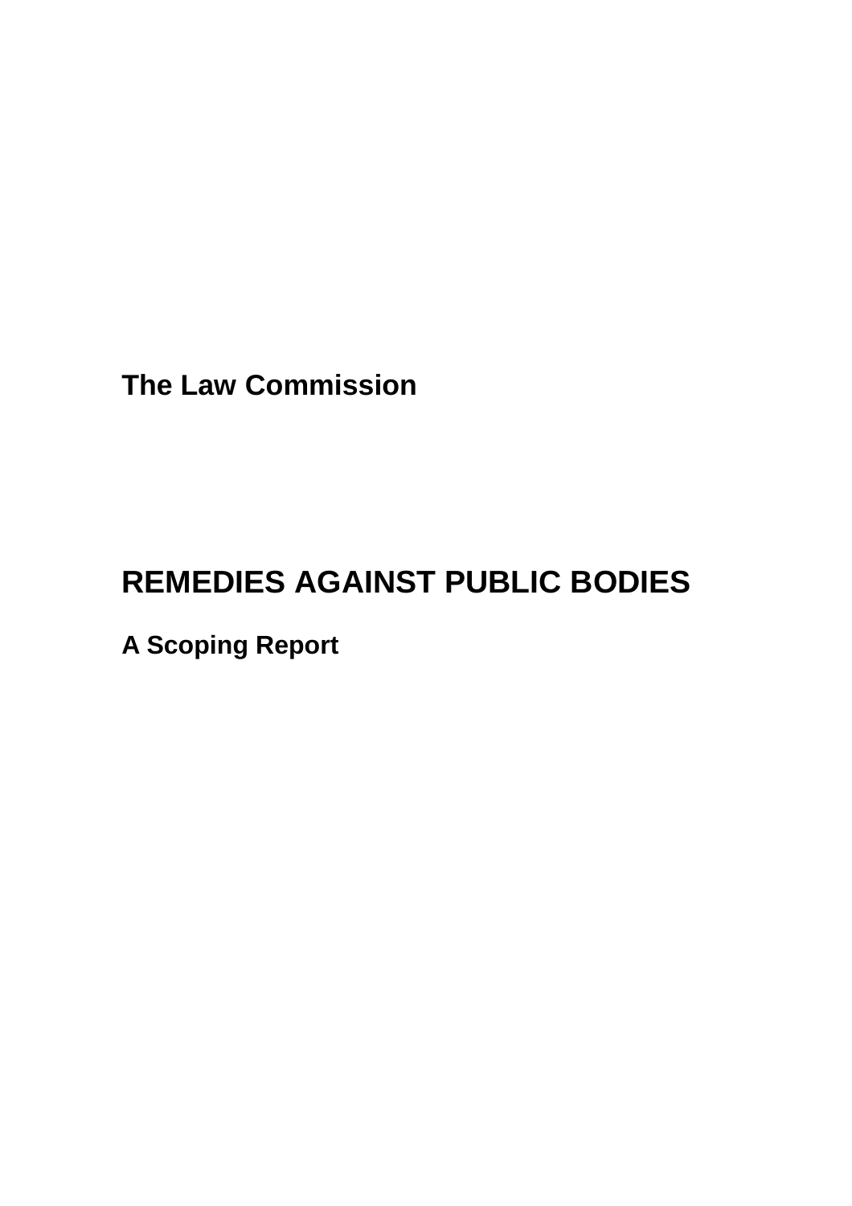**The Law Commission**

# REMEDIES AGAINST PUBLIC BODIES

## A Scoping Report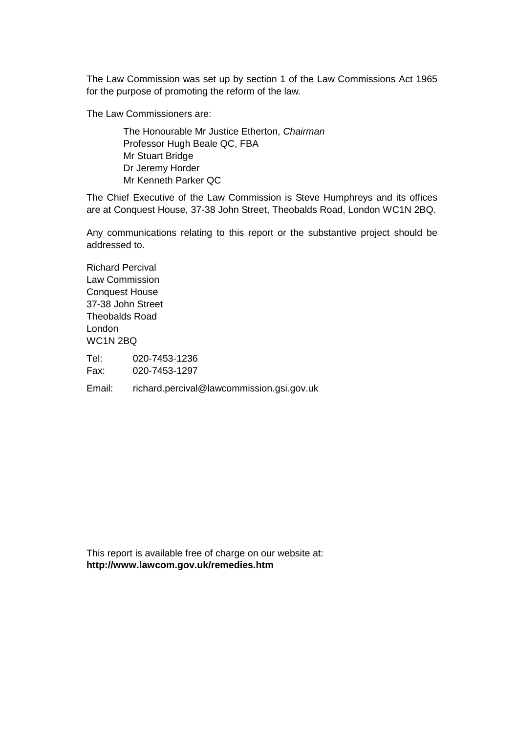The Law Commission was set up by section 1 of the Law Commissions Act 1965 for the purpose of promoting the reform of the law.

The Law Commissioners are:

> The Honourable Mr Justice Etherton, *Chairman*
> Professor Hugh Beale QC, FBA
> Mr Stuart Bridge
> Dr Jeremy Horder
> Mr Kenneth Parker QC

The Chief Executive of the Law Commission is Steve Humphreys and its offices are at Conquest House, 37-38 John Street, Theobalds Road, London WC1N 2BQ.

Any communications relating to this report or the substantive project should be addressed to.

Richard Percival
Law Commission
Conquest House
37-38 John Street
Theobalds Road
London
WC1N 2BQ

Tel: 020-7453-1236
Fax: 020-7453-1297

Email: richard.percival@lawcommission.gsi.gov.uk

This report is available free of charge on our website at:
**http://www.lawcom.gov.uk/remedies.htm**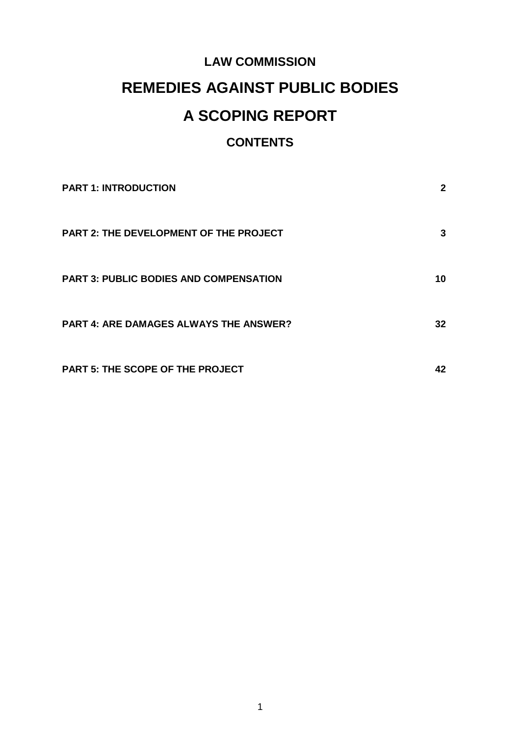# LAW COMMISSION

# REMEDIES AGAINST PUBLIC BODIES

# A SCOPING REPORT

## CONTENTS

| | |
|---|---|
| **PART 1: INTRODUCTION** | **2** |
| **PART 2: THE DEVELOPMENT OF THE PROJECT** | **3** |
| **PART 3: PUBLIC BODIES AND COMPENSATION** | **10** |
| **PART 4: ARE DAMAGES ALWAYS THE ANSWER?** | **32** |
| **PART 5: THE SCOPE OF THE PROJECT** | **42** |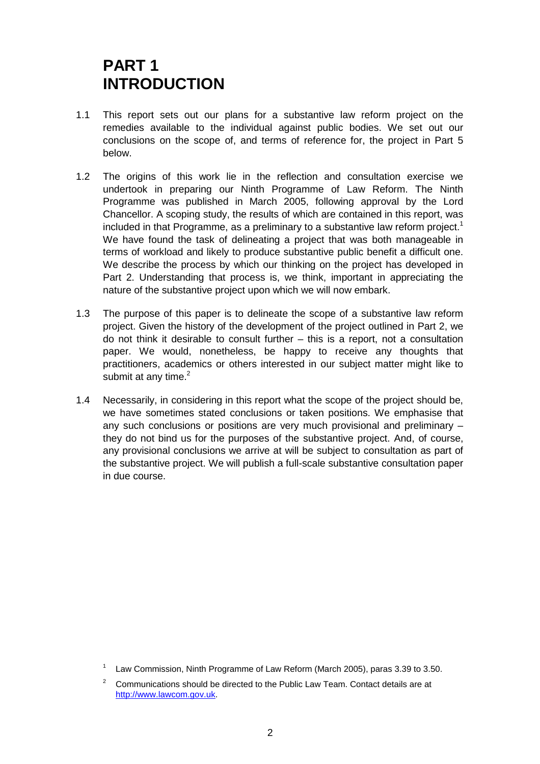# PART 1
# INTRODUCTION

1.1 This report sets out our plans for a substantive law reform project on the remedies available to the individual against public bodies. We set out our conclusions on the scope of, and terms of reference for, the project in Part 5 below.

1.2 The origins of this work lie in the reflection and consultation exercise we undertook in preparing our Ninth Programme of Law Reform. The Ninth Programme was published in March 2005, following approval by the Lord Chancellor. A scoping study, the results of which are contained in this report, was included in that Programme, as a preliminary to a substantive law reform project.[1] We have found the task of delineating a project that was both manageable in terms of workload and likely to produce substantive public benefit a difficult one. We describe the process by which our thinking on the project has developed in Part 2. Understanding that process is, we think, important in appreciating the nature of the substantive project upon which we will now embark.

1.3 The purpose of this paper is to delineate the scope of a substantive law reform project. Given the history of the development of the project outlined in Part 2, we do not think it desirable to consult further – this is a report, not a consultation paper. We would, nonetheless, be happy to receive any thoughts that practitioners, academics or others interested in our subject matter might like to submit at any time.[2]

1.4 Necessarily, in considering in this report what the scope of the project should be, we have sometimes stated conclusions or taken positions. We emphasise that any such conclusions or positions are very much provisional and preliminary – they do not bind us for the purposes of the substantive project. And, of course, any provisional conclusions we arrive at will be subject to consultation as part of the substantive project. We will publish a full-scale substantive consultation paper in due course.

---

[1] Law Commission, Ninth Programme of Law Reform (March 2005), paras 3.39 to 3.50.

[2] Communications should be directed to the Public Law Team. Contact details are at http://www.lawcom.gov.uk.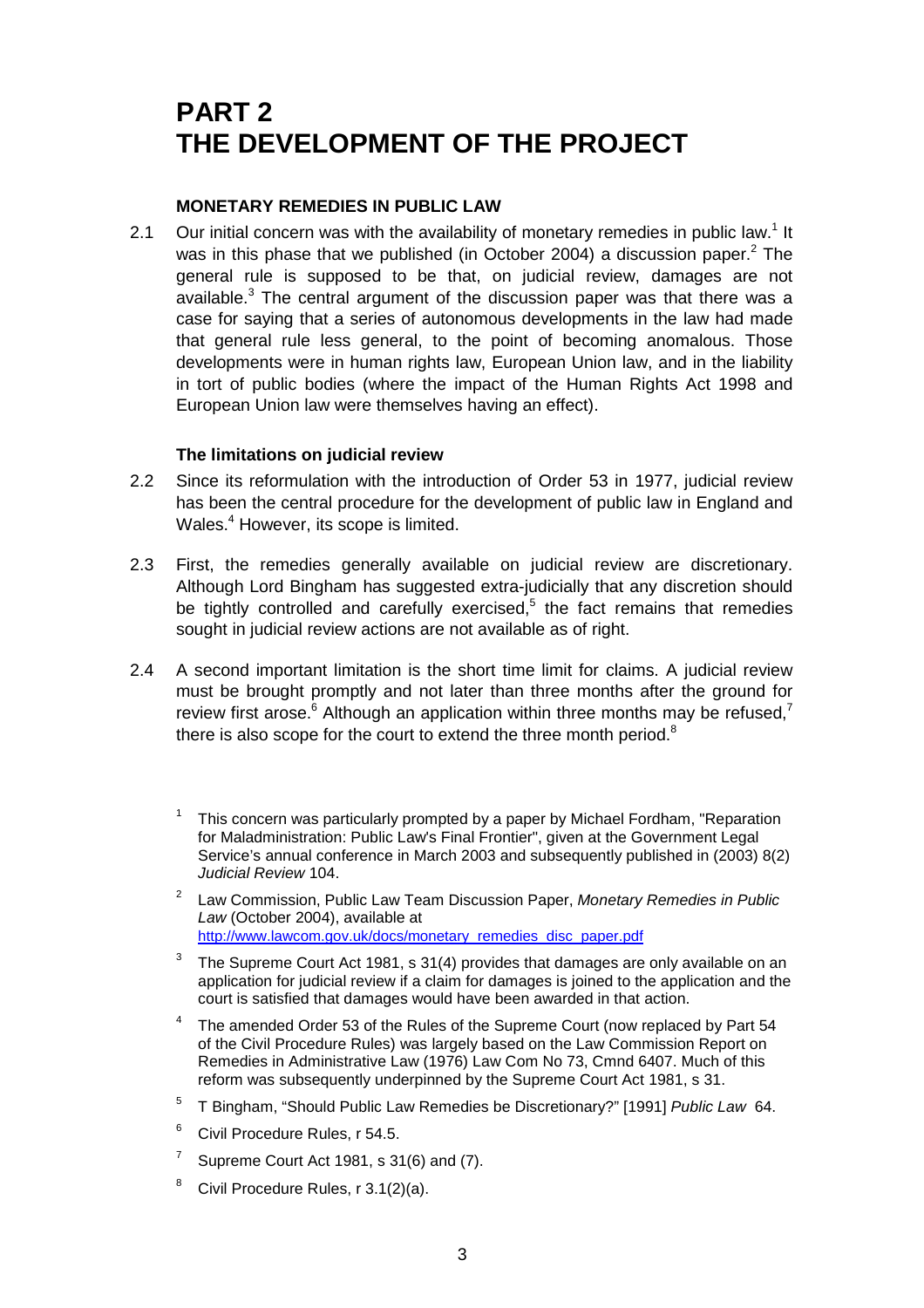# PART 2
# THE DEVELOPMENT OF THE PROJECT

### MONETARY REMEDIES IN PUBLIC LAW

2.1 Our initial concern was with the availability of monetary remedies in public law.[1] It was in this phase that we published (in October 2004) a discussion paper.[2] The general rule is supposed to be that, on judicial review, damages are not available.[3] The central argument of the discussion paper was that there was a case for saying that a series of autonomous developments in the law had made that general rule less general, to the point of becoming anomalous. Those developments were in human rights law, European Union law, and in the liability in tort of public bodies (where the impact of the Human Rights Act 1998 and European Union law were themselves having an effect).

### The limitations on judicial review

2.2 Since its reformulation with the introduction of Order 53 in 1977, judicial review has been the central procedure for the development of public law in England and Wales.[4] However, its scope is limited.

2.3 First, the remedies generally available on judicial review are discretionary. Although Lord Bingham has suggested extra-judicially that any discretion should be tightly controlled and carefully exercised,[5] the fact remains that remedies sought in judicial review actions are not available as of right.

2.4 A second important limitation is the short time limit for claims. A judicial review must be brought promptly and not later than three months after the ground for review first arose.[6] Although an application within three months may be refused,[7] there is also scope for the court to extend the three month period.[8]

---

[1] This concern was particularly prompted by a paper by Michael Fordham, "Reparation for Maladministration: Public Law's Final Frontier", given at the Government Legal Service's annual conference in March 2003 and subsequently published in (2003) 8(2) *Judicial Review* 104.

[2] Law Commission, Public Law Team Discussion Paper, *Monetary Remedies in Public Law* (October 2004), available at http://www.lawcom.gov.uk/docs/monetary_remedies_disc_paper.pdf

[3] The Supreme Court Act 1981, s 31(4) provides that damages are only available on an application for judicial review if a claim for damages is joined to the application and the court is satisfied that damages would have been awarded in that action.

[4] The amended Order 53 of the Rules of the Supreme Court (now replaced by Part 54 of the Civil Procedure Rules) was largely based on the Law Commission Report on Remedies in Administrative Law (1976) Law Com No 73, Cmnd 6407. Much of this reform was subsequently underpinned by the Supreme Court Act 1981, s 31.

[5] T Bingham, "Should Public Law Remedies be Discretionary?" [1991] *Public Law* 64.

[6] Civil Procedure Rules, r 54.5.

[7] Supreme Court Act 1981, s 31(6) and (7).

[8] Civil Procedure Rules, r 3.1(2)(a).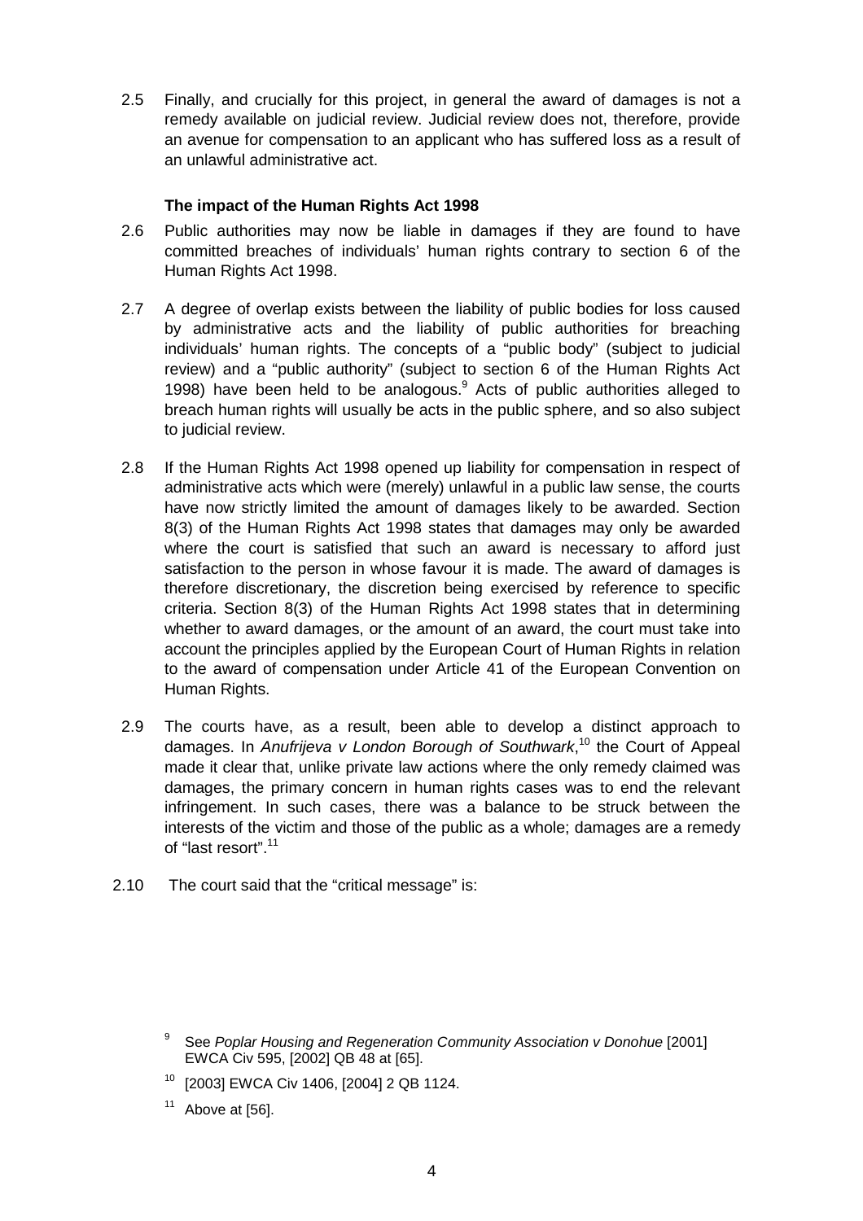2.5 Finally, and crucially for this project, in general the award of damages is not a remedy available on judicial review. Judicial review does not, therefore, provide an avenue for compensation to an applicant who has suffered loss as a result of an unlawful administrative act.

### The impact of the Human Rights Act 1998

2.6 Public authorities may now be liable in damages if they are found to have committed breaches of individuals' human rights contrary to section 6 of the Human Rights Act 1998.

2.7 A degree of overlap exists between the liability of public bodies for loss caused by administrative acts and the liability of public authorities for breaching individuals' human rights. The concepts of a "public body" (subject to judicial review) and a "public authority" (subject to section 6 of the Human Rights Act 1998) have been held to be analogous.[9] Acts of public authorities alleged to breach human rights will usually be acts in the public sphere, and so also subject to judicial review.

2.8 If the Human Rights Act 1998 opened up liability for compensation in respect of administrative acts which were (merely) unlawful in a public law sense, the courts have now strictly limited the amount of damages likely to be awarded. Section 8(3) of the Human Rights Act 1998 states that damages may only be awarded where the court is satisfied that such an award is necessary to afford just satisfaction to the person in whose favour it is made. The award of damages is therefore discretionary, the discretion being exercised by reference to specific criteria. Section 8(3) of the Human Rights Act 1998 states that in determining whether to award damages, or the amount of an award, the court must take into account the principles applied by the European Court of Human Rights in relation to the award of compensation under Article 41 of the European Convention on Human Rights.

2.9 The courts have, as a result, been able to develop a distinct approach to damages. In *Anufrijeva v London Borough of Southwark*,[10] the Court of Appeal made it clear that, unlike private law actions where the only remedy claimed was damages, the primary concern in human rights cases was to end the relevant infringement. In such cases, there was a balance to be struck between the interests of the victim and those of the public as a whole; damages are a remedy of "last resort".[11]

2.10 The court said that the "critical message" is:

---

[9] See *Poplar Housing and Regeneration Community Association v Donohue* [2001] EWCA Civ 595, [2002] QB 48 at [65].

[10] [2003] EWCA Civ 1406, [2004] 2 QB 1124.

[11] Above at [56].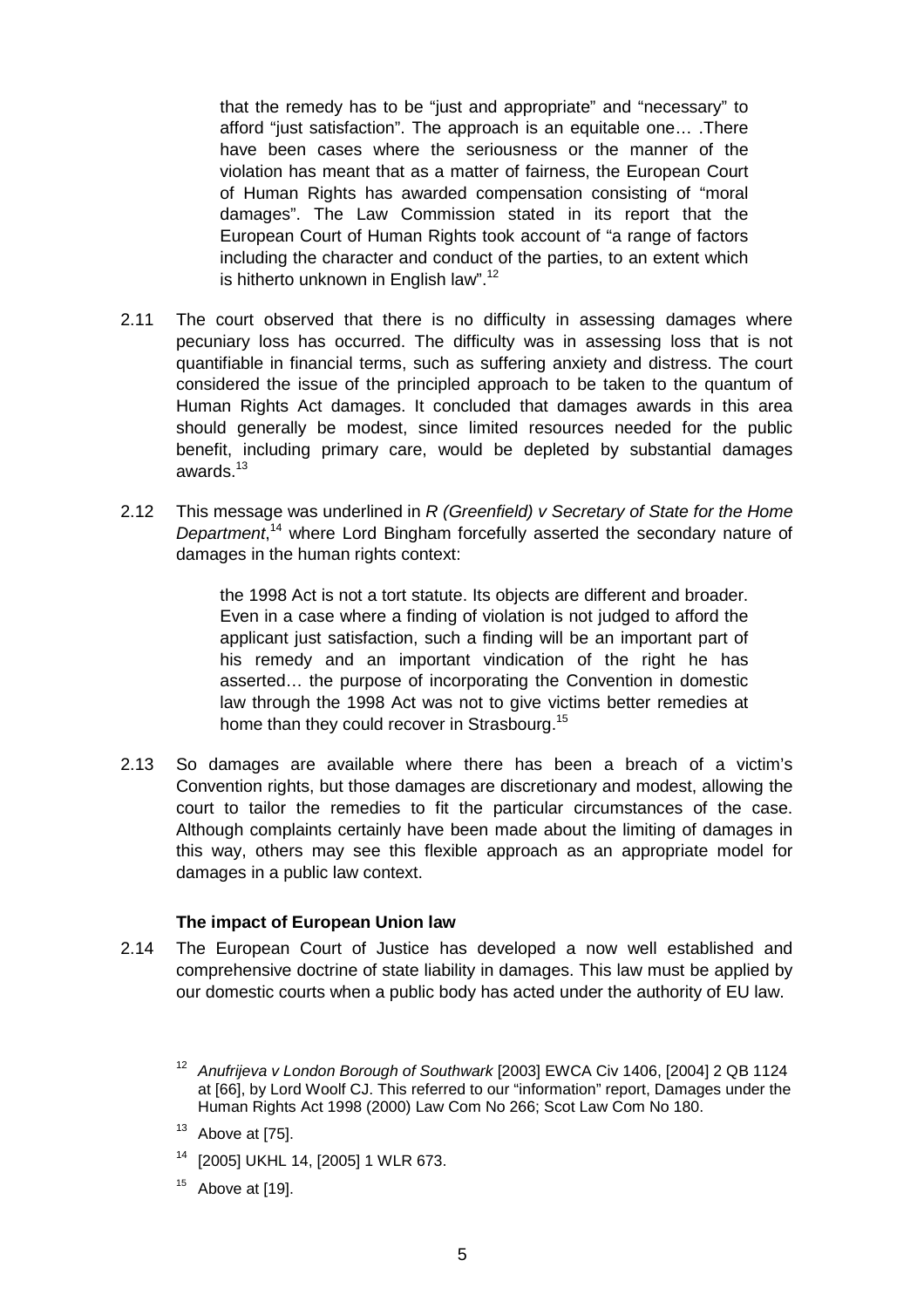> that the remedy has to be "just and appropriate" and "necessary" to afford "just satisfaction". The approach is an equitable one… .There have been cases where the seriousness or the manner of the violation has meant that as a matter of fairness, the European Court of Human Rights has awarded compensation consisting of "moral damages". The Law Commission stated in its report that the European Court of Human Rights took account of "a range of factors including the character and conduct of the parties, to an extent which is hitherto unknown in English law".[12]

2.11 The court observed that there is no difficulty in assessing damages where pecuniary loss has occurred. The difficulty was in assessing loss that is not quantifiable in financial terms, such as suffering anxiety and distress. The court considered the issue of the principled approach to be taken to the quantum of Human Rights Act damages. It concluded that damages awards in this area should generally be modest, since limited resources needed for the public benefit, including primary care, would be depleted by substantial damages awards.[13]

2.12 This message was underlined in *R (Greenfield) v Secretary of State for the Home Department*,[14] where Lord Bingham forcefully asserted the secondary nature of damages in the human rights context:

> the 1998 Act is not a tort statute. Its objects are different and broader. Even in a case where a finding of violation is not judged to afford the applicant just satisfaction, such a finding will be an important part of his remedy and an important vindication of the right he has asserted… the purpose of incorporating the Convention in domestic law through the 1998 Act was not to give victims better remedies at home than they could recover in Strasbourg.[15]

2.13 So damages are available where there has been a breach of a victim's Convention rights, but those damages are discretionary and modest, allowing the court to tailor the remedies to fit the particular circumstances of the case. Although complaints certainly have been made about the limiting of damages in this way, others may see this flexible approach as an appropriate model for damages in a public law context.

### The impact of European Union law

2.14 The European Court of Justice has developed a now well established and comprehensive doctrine of state liability in damages. This law must be applied by our domestic courts when a public body has acted under the authority of EU law.

[12] *Anufrijeva v London Borough of Southwark* [2003] EWCA Civ 1406, [2004] 2 QB 1124 at [66], by Lord Woolf CJ. This referred to our "information" report, Damages under the Human Rights Act 1998 (2000) Law Com No 266; Scot Law Com No 180.

[13] Above at [75].

[14] [2005] UKHL 14, [2005] 1 WLR 673.

[15] Above at [19].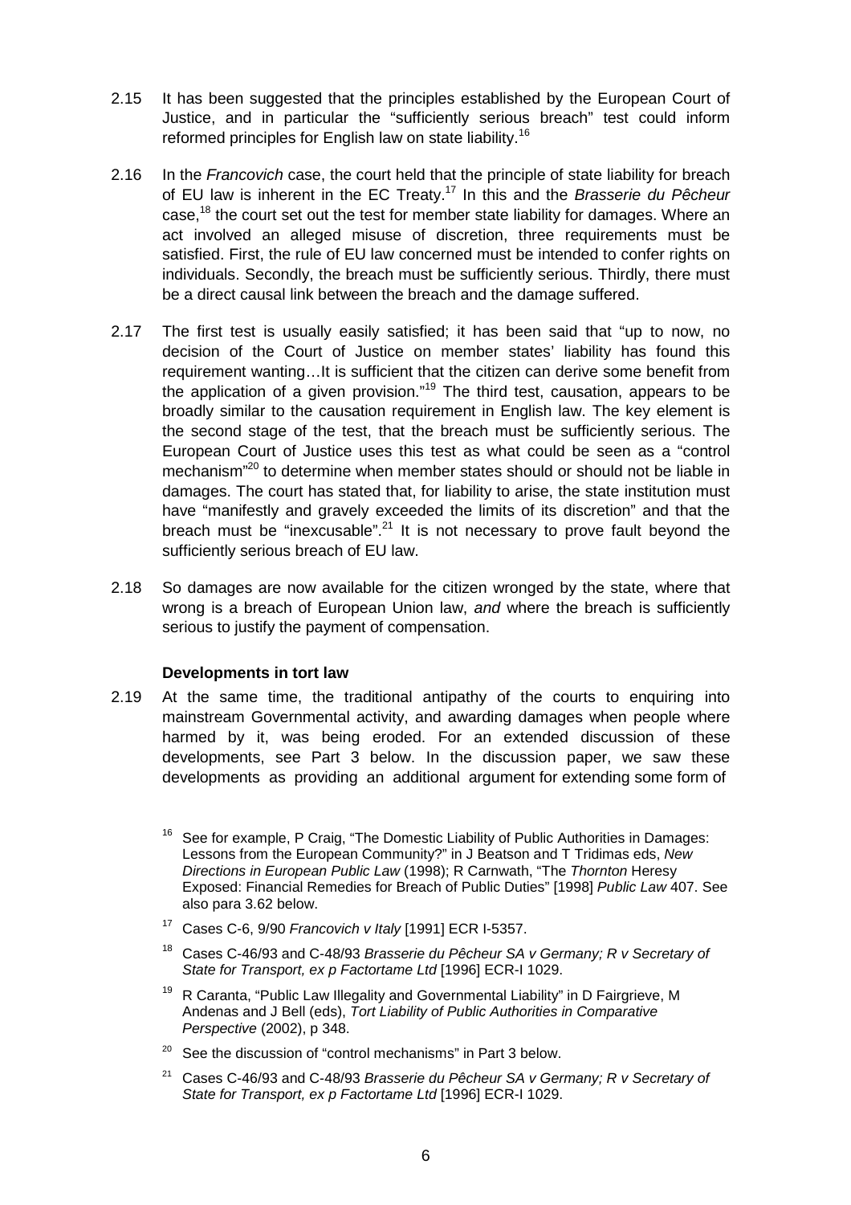2.15 It has been suggested that the principles established by the European Court of Justice, and in particular the "sufficiently serious breach" test could inform reformed principles for English law on state liability.[16]

2.16 In the *Francovich* case, the court held that the principle of state liability for breach of EU law is inherent in the EC Treaty.[17] In this and the *Brasserie du Pêcheur* case,[18] the court set out the test for member state liability for damages. Where an act involved an alleged misuse of discretion, three requirements must be satisfied. First, the rule of EU law concerned must be intended to confer rights on individuals. Secondly, the breach must be sufficiently serious. Thirdly, there must be a direct causal link between the breach and the damage suffered.

2.17 The first test is usually easily satisfied; it has been said that "up to now, no decision of the Court of Justice on member states' liability has found this requirement wanting…It is sufficient that the citizen can derive some benefit from the application of a given provision."[19] The third test, causation, appears to be broadly similar to the causation requirement in English law. The key element is the second stage of the test, that the breach must be sufficiently serious. The European Court of Justice uses this test as what could be seen as a "control mechanism"[20] to determine when member states should or should not be liable in damages. The court has stated that, for liability to arise, the state institution must have "manifestly and gravely exceeded the limits of its discretion" and that the breach must be "inexcusable".[21] It is not necessary to prove fault beyond the sufficiently serious breach of EU law.

2.18 So damages are now available for the citizen wronged by the state, where that wrong is a breach of European Union law, *and* where the breach is sufficiently serious to justify the payment of compensation.

**Developments in tort law**

2.19 At the same time, the traditional antipathy of the courts to enquiring into mainstream Governmental activity, and awarding damages when people where harmed by it, was being eroded. For an extended discussion of these developments, see Part 3 below. In the discussion paper, we saw these developments as providing an additional argument for extending some form of

[16] See for example, P Craig, "The Domestic Liability of Public Authorities in Damages: Lessons from the European Community?" in J Beatson and T Tridimas eds, *New Directions in European Public Law* (1998); R Carnwath, "The *Thornton* Heresy Exposed: Financial Remedies for Breach of Public Duties" [1998] *Public Law* 407. See also para 3.62 below.

[17] Cases C-6, 9/90 *Francovich v Italy* [1991] ECR I-5357.

[18] Cases C-46/93 and C-48/93 *Brasserie du Pêcheur SA v Germany; R v Secretary of State for Transport, ex p Factortame Ltd* [1996] ECR-I 1029.

[19] R Caranta, "Public Law Illegality and Governmental Liability" in D Fairgrieve, M Andenas and J Bell (eds), *Tort Liability of Public Authorities in Comparative Perspective* (2002), p 348.

[20] See the discussion of "control mechanisms" in Part 3 below.

[21] Cases C-46/93 and C-48/93 *Brasserie du Pêcheur SA v Germany; R v Secretary of State for Transport, ex p Factortame Ltd* [1996] ECR-I 1029.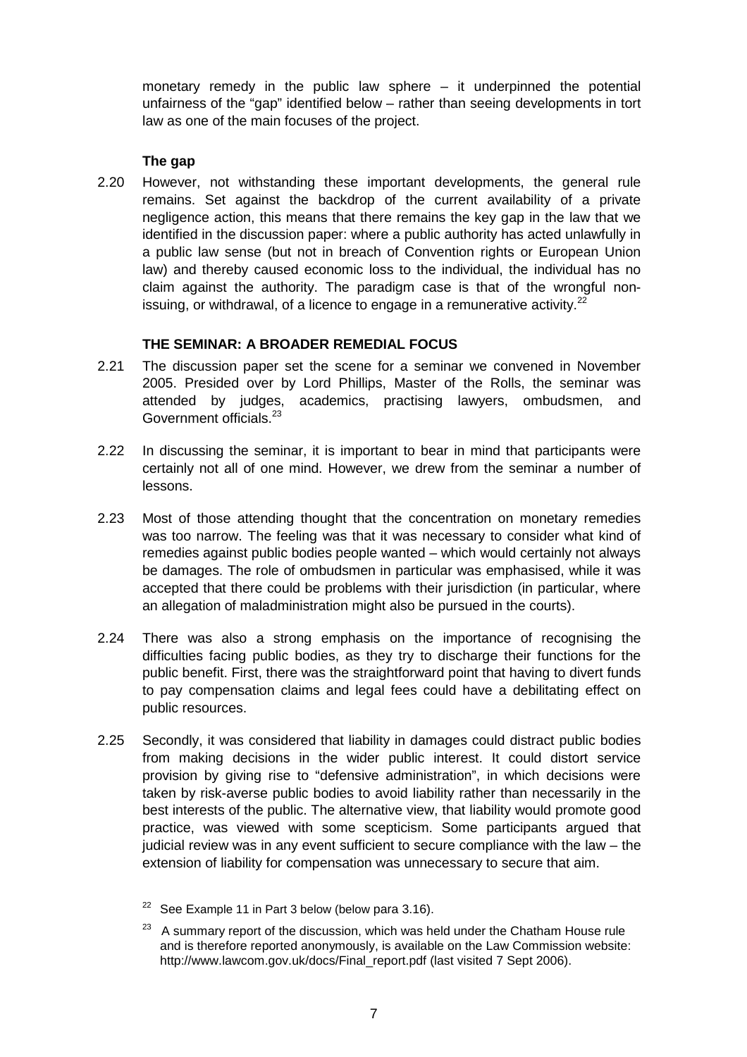monetary remedy in the public law sphere – it underpinned the potential unfairness of the "gap" identified below – rather than seeing developments in tort law as one of the main focuses of the project.

### The gap

2.20 However, not withstanding these important developments, the general rule remains. Set against the backdrop of the current availability of a private negligence action, this means that there remains the key gap in the law that we identified in the discussion paper: where a public authority has acted unlawfully in a public law sense (but not in breach of Convention rights or European Union law) and thereby caused economic loss to the individual, the individual has no claim against the authority. The paradigm case is that of the wrongful non-issuing, or withdrawal, of a licence to engage in a remunerative activity.[22]

## THE SEMINAR: A BROADER REMEDIAL FOCUS

2.21 The discussion paper set the scene for a seminar we convened in November 2005. Presided over by Lord Phillips, Master of the Rolls, the seminar was attended by judges, academics, practising lawyers, ombudsmen, and Government officials.[23]

2.22 In discussing the seminar, it is important to bear in mind that participants were certainly not all of one mind. However, we drew from the seminar a number of lessons.

2.23 Most of those attending thought that the concentration on monetary remedies was too narrow. The feeling was that it was necessary to consider what kind of remedies against public bodies people wanted – which would certainly not always be damages. The role of ombudsmen in particular was emphasised, while it was accepted that there could be problems with their jurisdiction (in particular, where an allegation of maladministration might also be pursued in the courts).

2.24 There was also a strong emphasis on the importance of recognising the difficulties facing public bodies, as they try to discharge their functions for the public benefit. First, there was the straightforward point that having to divert funds to pay compensation claims and legal fees could have a debilitating effect on public resources.

2.25 Secondly, it was considered that liability in damages could distract public bodies from making decisions in the wider public interest. It could distort service provision by giving rise to "defensive administration", in which decisions were taken by risk-averse public bodies to avoid liability rather than necessarily in the best interests of the public. The alternative view, that liability would promote good practice, was viewed with some scepticism. Some participants argued that judicial review was in any event sufficient to secure compliance with the law – the extension of liability for compensation was unnecessary to secure that aim.

[22] See Example 11 in Part 3 below (below para 3.16).

[23] A summary report of the discussion, which was held under the Chatham House rule and is therefore reported anonymously, is available on the Law Commission website: http://www.lawcom.gov.uk/docs/Final_report.pdf (last visited 7 Sept 2006).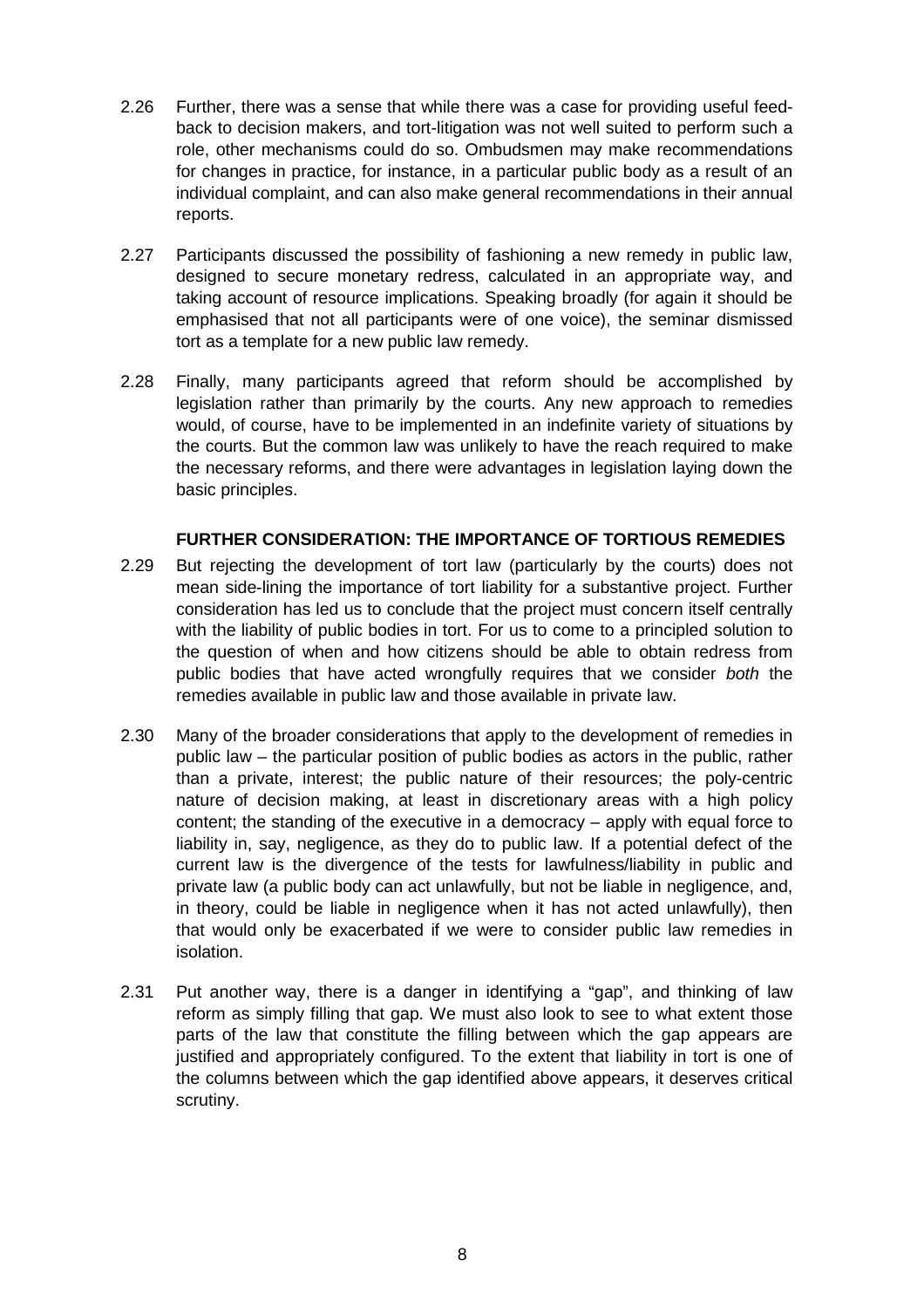2.26 Further, there was a sense that while there was a case for providing useful feed-back to decision makers, and tort-litigation was not well suited to perform such a role, other mechanisms could do so. Ombudsmen may make recommendations for changes in practice, for instance, in a particular public body as a result of an individual complaint, and can also make general recommendations in their annual reports.

2.27 Participants discussed the possibility of fashioning a new remedy in public law, designed to secure monetary redress, calculated in an appropriate way, and taking account of resource implications. Speaking broadly (for again it should be emphasised that not all participants were of one voice), the seminar dismissed tort as a template for a new public law remedy.

2.28 Finally, many participants agreed that reform should be accomplished by legislation rather than primarily by the courts. Any new approach to remedies would, of course, have to be implemented in an indefinite variety of situations by the courts. But the common law was unlikely to have the reach required to make the necessary reforms, and there were advantages in legislation laying down the basic principles.

### FURTHER CONSIDERATION: THE IMPORTANCE OF TORTIOUS REMEDIES

2.29 But rejecting the development of tort law (particularly by the courts) does not mean side-lining the importance of tort liability for a substantive project. Further consideration has led us to conclude that the project must concern itself centrally with the liability of public bodies in tort. For us to come to a principled solution to the question of when and how citizens should be able to obtain redress from public bodies that have acted wrongfully requires that we consider *both* the remedies available in public law and those available in private law.

2.30 Many of the broader considerations that apply to the development of remedies in public law – the particular position of public bodies as actors in the public, rather than a private, interest; the public nature of their resources; the poly-centric nature of decision making, at least in discretionary areas with a high policy content; the standing of the executive in a democracy – apply with equal force to liability in, say, negligence, as they do to public law. If a potential defect of the current law is the divergence of the tests for lawfulness/liability in public and private law (a public body can act unlawfully, but not be liable in negligence, and, in theory, could be liable in negligence when it has not acted unlawfully), then that would only be exacerbated if we were to consider public law remedies in isolation.

2.31 Put another way, there is a danger in identifying a "gap", and thinking of law reform as simply filling that gap. We must also look to see to what extent those parts of the law that constitute the filling between which the gap appears are justified and appropriately configured. To the extent that liability in tort is one of the columns between which the gap identified above appears, it deserves critical scrutiny.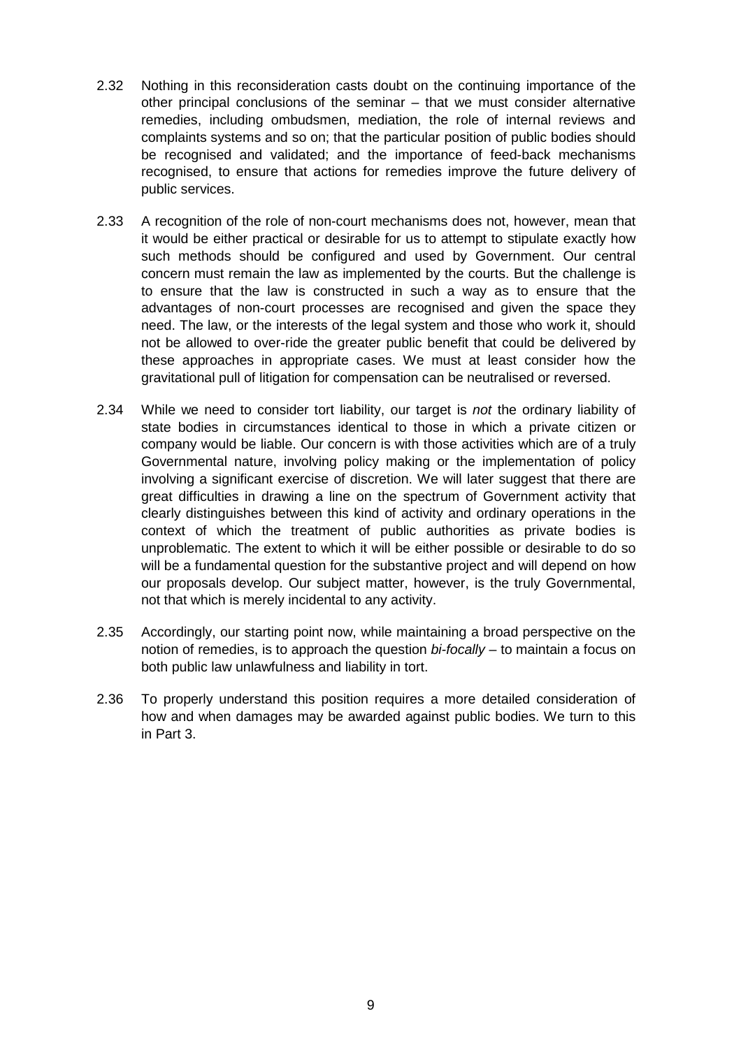2.32 Nothing in this reconsideration casts doubt on the continuing importance of the other principal conclusions of the seminar – that we must consider alternative remedies, including ombudsmen, mediation, the role of internal reviews and complaints systems and so on; that the particular position of public bodies should be recognised and validated; and the importance of feed-back mechanisms recognised, to ensure that actions for remedies improve the future delivery of public services.

2.33 A recognition of the role of non-court mechanisms does not, however, mean that it would be either practical or desirable for us to attempt to stipulate exactly how such methods should be configured and used by Government. Our central concern must remain the law as implemented by the courts. But the challenge is to ensure that the law is constructed in such a way as to ensure that the advantages of non-court processes are recognised and given the space they need. The law, or the interests of the legal system and those who work it, should not be allowed to over-ride the greater public benefit that could be delivered by these approaches in appropriate cases. We must at least consider how the gravitational pull of litigation for compensation can be neutralised or reversed.

2.34 While we need to consider tort liability, our target is *not* the ordinary liability of state bodies in circumstances identical to those in which a private citizen or company would be liable. Our concern is with those activities which are of a truly Governmental nature, involving policy making or the implementation of policy involving a significant exercise of discretion. We will later suggest that there are great difficulties in drawing a line on the spectrum of Government activity that clearly distinguishes between this kind of activity and ordinary operations in the context of which the treatment of public authorities as private bodies is unproblematic. The extent to which it will be either possible or desirable to do so will be a fundamental question for the substantive project and will depend on how our proposals develop. Our subject matter, however, is the truly Governmental, not that which is merely incidental to any activity.

2.35 Accordingly, our starting point now, while maintaining a broad perspective on the notion of remedies, is to approach the question *bi-focally* – to maintain a focus on both public law unlawfulness and liability in tort.

2.36 To properly understand this position requires a more detailed consideration of how and when damages may be awarded against public bodies. We turn to this in Part 3.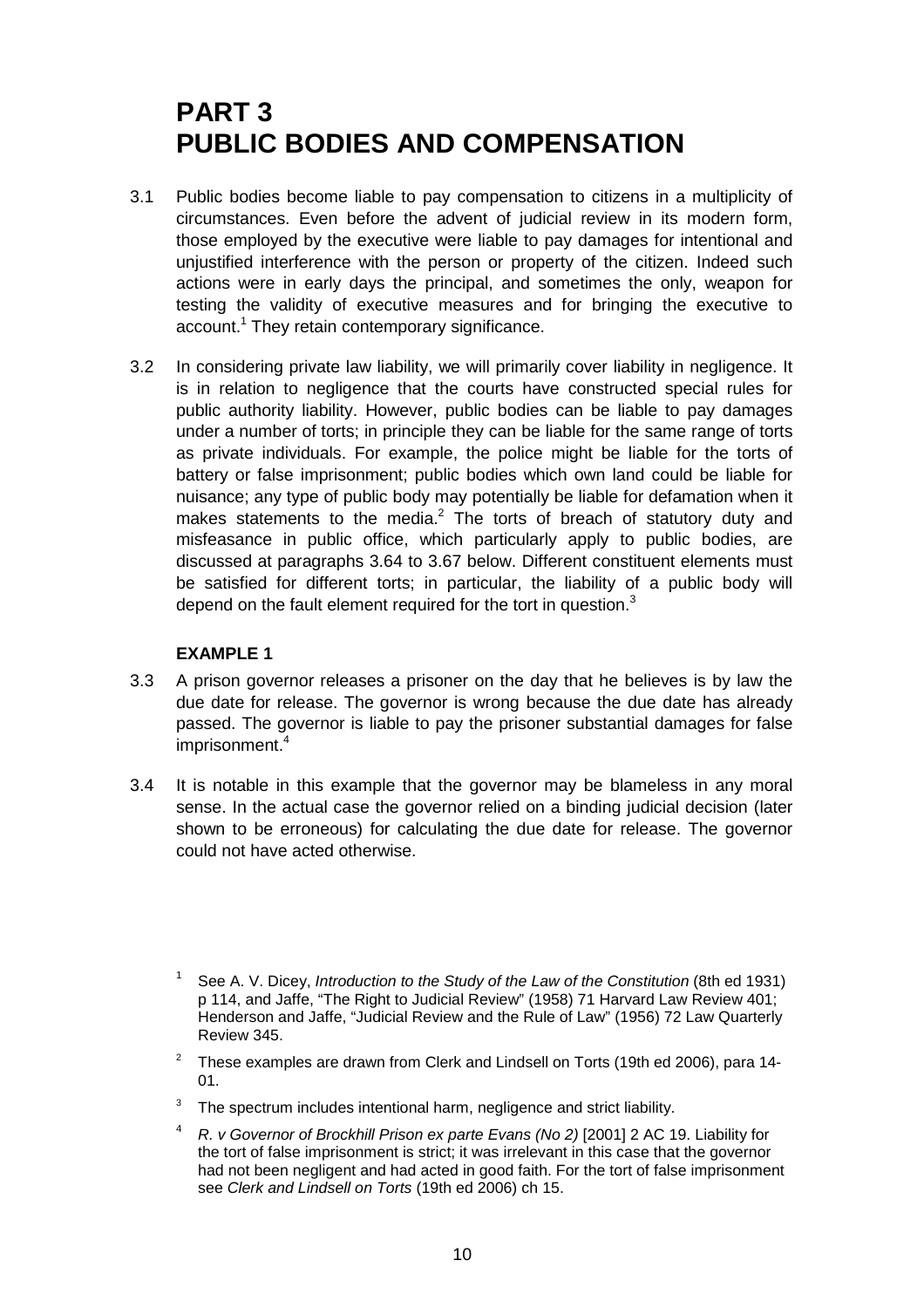# PART 3 PUBLIC BODIES AND COMPENSATION

3.1 Public bodies become liable to pay compensation to citizens in a multiplicity of circumstances. Even before the advent of judicial review in its modern form, those employed by the executive were liable to pay damages for intentional and unjustified interference with the person or property of the citizen. Indeed such actions were in early days the principal, and sometimes the only, weapon for testing the validity of executive measures and for bringing the executive to account.[1] They retain contemporary significance.

3.2 In considering private law liability, we will primarily cover liability in negligence. It is in relation to negligence that the courts have constructed special rules for public authority liability. However, public bodies can be liable to pay damages under a number of torts; in principle they can be liable for the same range of torts as private individuals. For example, the police might be liable for the torts of battery or false imprisonment; public bodies which own land could be liable for nuisance; any type of public body may potentially be liable for defamation when it makes statements to the media.[2] The torts of breach of statutory duty and misfeasance in public office, which particularly apply to public bodies, are discussed at paragraphs 3.64 to 3.67 below. Different constituent elements must be satisfied for different torts; in particular, the liability of a public body will depend on the fault element required for the tort in question.[3]

**EXAMPLE 1**

3.3 A prison governor releases a prisoner on the day that he believes is by law the due date for release. The governor is wrong because the due date has already passed. The governor is liable to pay the prisoner substantial damages for false imprisonment.[4]

3.4 It is notable in this example that the governor may be blameless in any moral sense. In the actual case the governor relied on a binding judicial decision (later shown to be erroneous) for calculating the due date for release. The governor could not have acted otherwise.

[1] See A. V. Dicey, *Introduction to the Study of the Law of the Constitution* (8th ed 1931) p 114, and Jaffe, "The Right to Judicial Review" (1958) 71 Harvard Law Review 401; Henderson and Jaffe, "Judicial Review and the Rule of Law" (1956) 72 Law Quarterly Review 345.

[2] These examples are drawn from Clerk and Lindsell on Torts (19th ed 2006), para 14-01.

[3] The spectrum includes intentional harm, negligence and strict liability.

[4] *R. v Governor of Brockhill Prison ex parte Evans (No 2)* [2001] 2 AC 19. Liability for the tort of false imprisonment is strict; it was irrelevant in this case that the governor had not been negligent and had acted in good faith. For the tort of false imprisonment see *Clerk and Lindsell on Torts* (19th ed 2006) ch 15.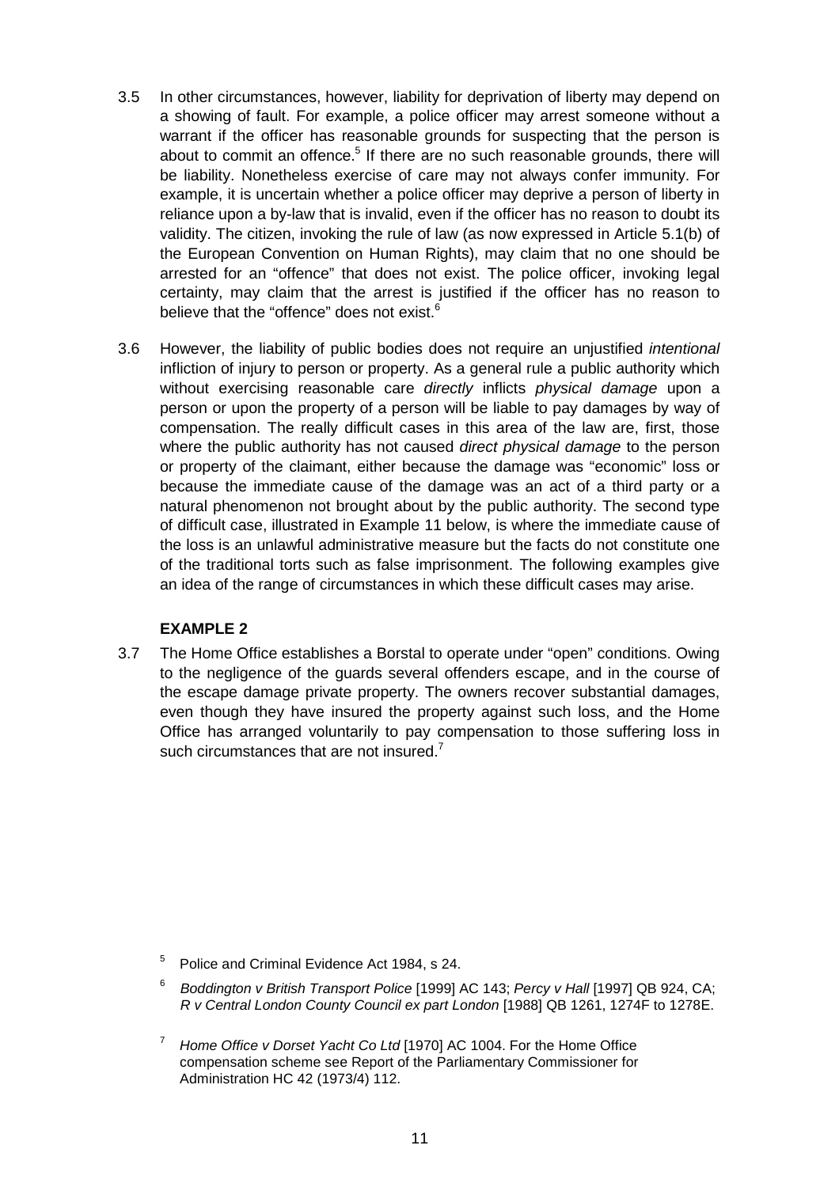3.5 In other circumstances, however, liability for deprivation of liberty may depend on a showing of fault. For example, a police officer may arrest someone without a warrant if the officer has reasonable grounds for suspecting that the person is about to commit an offence.[5] If there are no such reasonable grounds, there will be liability. Nonetheless exercise of care may not always confer immunity. For example, it is uncertain whether a police officer may deprive a person of liberty in reliance upon a by-law that is invalid, even if the officer has no reason to doubt its validity. The citizen, invoking the rule of law (as now expressed in Article 5.1(b) of the European Convention on Human Rights), may claim that no one should be arrested for an "offence" that does not exist. The police officer, invoking legal certainty, may claim that the arrest is justified if the officer has no reason to believe that the "offence" does not exist.[6]

3.6 However, the liability of public bodies does not require an unjustified *intentional* infliction of injury to person or property. As a general rule a public authority which without exercising reasonable care *directly* inflicts *physical damage* upon a person or upon the property of a person will be liable to pay damages by way of compensation. The really difficult cases in this area of the law are, first, those where the public authority has not caused *direct physical damage* to the person or property of the claimant, either because the damage was "economic" loss or because the immediate cause of the damage was an act of a third party or a natural phenomenon not brought about by the public authority. The second type of difficult case, illustrated in Example 11 below, is where the immediate cause of the loss is an unlawful administrative measure but the facts do not constitute one of the traditional torts such as false imprisonment. The following examples give an idea of the range of circumstances in which these difficult cases may arise.

**EXAMPLE 2**

3.7 The Home Office establishes a Borstal to operate under "open" conditions. Owing to the negligence of the guards several offenders escape, and in the course of the escape damage private property. The owners recover substantial damages, even though they have insured the property against such loss, and the Home Office has arranged voluntarily to pay compensation to those suffering loss in such circumstances that are not insured.[7]

---

[5] Police and Criminal Evidence Act 1984, s 24.

[6] *Boddington v British Transport Police* [1999] AC 143; *Percy v Hall* [1997] QB 924, CA; *R v Central London County Council ex part London* [1988] QB 1261, 1274F to 1278E.

[7] *Home Office v Dorset Yacht Co Ltd* [1970] AC 1004. For the Home Office compensation scheme see Report of the Parliamentary Commissioner for Administration HC 42 (1973/4) 112.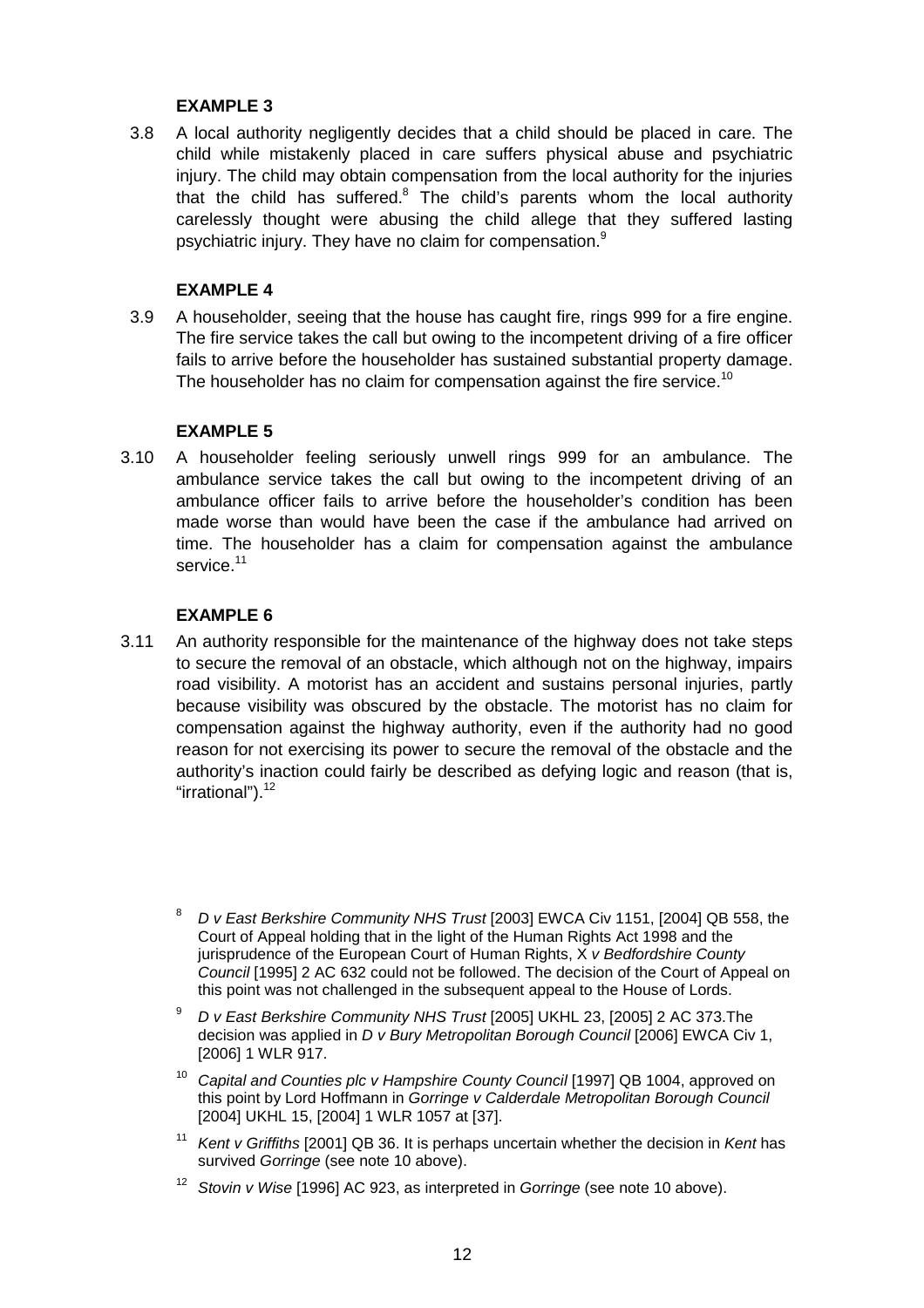**EXAMPLE 3**

3.8 A local authority negligently decides that a child should be placed in care. The child while mistakenly placed in care suffers physical abuse and psychiatric injury. The child may obtain compensation from the local authority for the injuries that the child has suffered.[8] The child's parents whom the local authority carelessly thought were abusing the child allege that they suffered lasting psychiatric injury. They have no claim for compensation.[9]

**EXAMPLE 4**

3.9 A householder, seeing that the house has caught fire, rings 999 for a fire engine. The fire service takes the call but owing to the incompetent driving of a fire officer fails to arrive before the householder has sustained substantial property damage. The householder has no claim for compensation against the fire service.[10]

**EXAMPLE 5**

3.10 A householder feeling seriously unwell rings 999 for an ambulance. The ambulance service takes the call but owing to the incompetent driving of an ambulance officer fails to arrive before the householder's condition has been made worse than would have been the case if the ambulance had arrived on time. The householder has a claim for compensation against the ambulance service.[11]

**EXAMPLE 6**

3.11 An authority responsible for the maintenance of the highway does not take steps to secure the removal of an obstacle, which although not on the highway, impairs road visibility. A motorist has an accident and sustains personal injuries, partly because visibility was obscured by the obstacle. The motorist has no claim for compensation against the highway authority, even if the authority had no good reason for not exercising its power to secure the removal of the obstacle and the authority's inaction could fairly be described as defying logic and reason (that is, "irrational").[12]

---

[8] *D v East Berkshire Community NHS Trust* [2003] EWCA Civ 1151, [2004] QB 558, the Court of Appeal holding that in the light of the Human Rights Act 1998 and the jurisprudence of the European Court of Human Rights, X *v Bedfordshire County Council* [1995] 2 AC 632 could not be followed. The decision of the Court of Appeal on this point was not challenged in the subsequent appeal to the House of Lords.

[9] *D v East Berkshire Community NHS Trust* [2005] UKHL 23, [2005] 2 AC 373.The decision was applied in *D v Bury Metropolitan Borough Council* [2006] EWCA Civ 1, [2006] 1 WLR 917.

[10] *Capital and Counties plc v Hampshire County Council* [1997] QB 1004, approved on this point by Lord Hoffmann in *Gorringe v Calderdale Metropolitan Borough Council* [2004] UKHL 15, [2004] 1 WLR 1057 at [37].

[11] *Kent v Griffiths* [2001] QB 36. It is perhaps uncertain whether the decision in *Kent* has survived *Gorringe* (see note 10 above).

[12] *Stovin v Wise* [1996] AC 923, as interpreted in *Gorringe* (see note 10 above).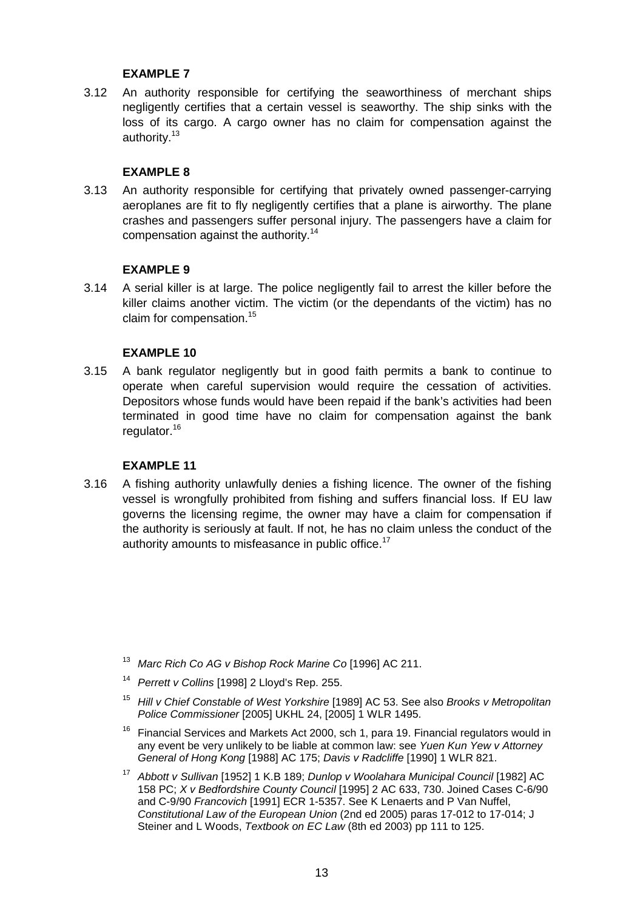**EXAMPLE 7**

3.12 An authority responsible for certifying the seaworthiness of merchant ships negligently certifies that a certain vessel is seaworthy. The ship sinks with the loss of its cargo. A cargo owner has no claim for compensation against the authority.[13]

**EXAMPLE 8**

3.13 An authority responsible for certifying that privately owned passenger-carrying aeroplanes are fit to fly negligently certifies that a plane is airworthy. The plane crashes and passengers suffer personal injury. The passengers have a claim for compensation against the authority.[14]

**EXAMPLE 9**

3.14 A serial killer is at large. The police negligently fail to arrest the killer before the killer claims another victim. The victim (or the dependants of the victim) has no claim for compensation.[15]

**EXAMPLE 10**

3.15 A bank regulator negligently but in good faith permits a bank to continue to operate when careful supervision would require the cessation of activities. Depositors whose funds would have been repaid if the bank's activities had been terminated in good time have no claim for compensation against the bank regulator.[16]

**EXAMPLE 11**

3.16 A fishing authority unlawfully denies a fishing licence. The owner of the fishing vessel is wrongfully prohibited from fishing and suffers financial loss. If EU law governs the licensing regime, the owner may have a claim for compensation if the authority is seriously at fault. If not, he has no claim unless the conduct of the authority amounts to misfeasance in public office.[17]

---

[13] *Marc Rich Co AG v Bishop Rock Marine Co* [1996] AC 211.

[14] *Perrett v Collins* [1998] 2 Lloyd's Rep. 255.

[15] *Hill v Chief Constable of West Yorkshire* [1989] AC 53. See also *Brooks v Metropolitan Police Commissioner* [2005] UKHL 24, [2005] 1 WLR 1495.

[16] Financial Services and Markets Act 2000, sch 1, para 19. Financial regulators would in any event be very unlikely to be liable at common law: see *Yuen Kun Yew v Attorney General of Hong Kong* [1988] AC 175; *Davis v Radcliffe* [1990] 1 WLR 821.

[17] *Abbott v Sullivan* [1952] 1 K.B 189; *Dunlop v Woolahara Municipal Council* [1982] AC 158 PC; *X v Bedfordshire County Council* [1995] 2 AC 633, 730. Joined Cases C-6/90 and C-9/90 *Francovich* [1991] ECR 1-5357. See K Lenaerts and P Van Nuffel, *Constitutional Law of the European Union* (2nd ed 2005) paras 17-012 to 17-014; J Steiner and L Woods, *Textbook on EC Law* (8th ed 2003) pp 111 to 125.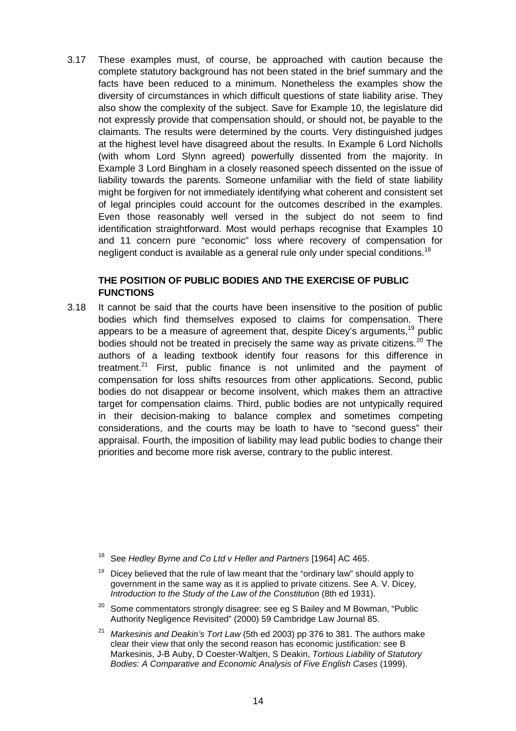3.17 These examples must, of course, be approached with caution because the complete statutory background has not been stated in the brief summary and the facts have been reduced to a minimum. Nonetheless the examples show the diversity of circumstances in which difficult questions of state liability arise. They also show the complexity of the subject. Save for Example 10, the legislature did not expressly provide that compensation should, or should not, be payable to the claimants. The results were determined by the courts. Very distinguished judges at the highest level have disagreed about the results. In Example 6 Lord Nicholls (with whom Lord Slynn agreed) powerfully dissented from the majority. In Example 3 Lord Bingham in a closely reasoned speech dissented on the issue of liability towards the parents. Someone unfamiliar with the field of state liability might be forgiven for not immediately identifying what coherent and consistent set of legal principles could account for the outcomes described in the examples. Even those reasonably well versed in the subject do not seem to find identification straightforward. Most would perhaps recognise that Examples 10 and 11 concern pure "economic" loss where recovery of compensation for negligent conduct is available as a general rule only under special conditions.[18]

### THE POSITION OF PUBLIC BODIES AND THE EXERCISE OF PUBLIC FUNCTIONS

3.18 It cannot be said that the courts have been insensitive to the position of public bodies which find themselves exposed to claims for compensation. There appears to be a measure of agreement that, despite Dicey's arguments,[19] public bodies should not be treated in precisely the same way as private citizens.[20] The authors of a leading textbook identify four reasons for this difference in treatment.[21] First, public finance is not unlimited and the payment of compensation for loss shifts resources from other applications. Second, public bodies do not disappear or become insolvent, which makes them an attractive target for compensation claims. Third, public bodies are not untypically required in their decision-making to balance complex and sometimes competing considerations, and the courts may be loath to have to "second guess" their appraisal. Fourth, the imposition of liability may lead public bodies to change their priorities and become more risk averse, contrary to the public interest.

[18] See *Hedley Byrne and Co Ltd v Heller and Partners* [1964] AC 465.

[19] Dicey believed that the rule of law meant that the "ordinary law" should apply to government in the same way as it is applied to private citizens. See A. V. Dicey, *Introduction to the Study of the Law of the Constitution* (8th ed 1931).

[20] Some commentators strongly disagree: see eg S Bailey and M Bowman, "Public Authority Negligence Revisited" (2000) 59 Cambridge Law Journal 85.

[21] *Markesinis and Deakin's Tort Law* (5th ed 2003) pp 376 to 381. The authors make clear their view that only the second reason has economic justification: see B Markesinis, J-B Auby, D Coester-Waltjen, S Deakin, *Tortious Liability of Statutory Bodies: A Comparative and Economic Analysis of Five English Cases* (1999).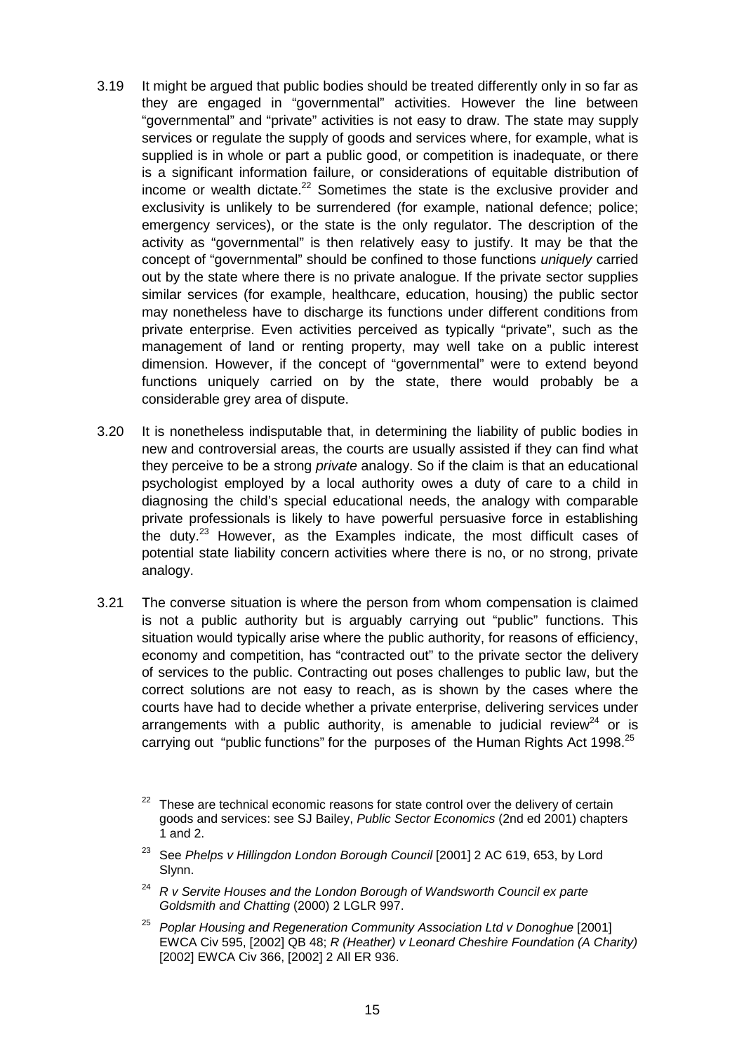3.19 It might be argued that public bodies should be treated differently only in so far as they are engaged in "governmental" activities. However the line between "governmental" and "private" activities is not easy to draw. The state may supply services or regulate the supply of goods and services where, for example, what is supplied is in whole or part a public good, or competition is inadequate, or there is a significant information failure, or considerations of equitable distribution of income or wealth dictate.[22] Sometimes the state is the exclusive provider and exclusivity is unlikely to be surrendered (for example, national defence; police; emergency services), or the state is the only regulator. The description of the activity as "governmental" is then relatively easy to justify. It may be that the concept of "governmental" should be confined to those functions *uniquely* carried out by the state where there is no private analogue. If the private sector supplies similar services (for example, healthcare, education, housing) the public sector may nonetheless have to discharge its functions under different conditions from private enterprise. Even activities perceived as typically "private", such as the management of land or renting property, may well take on a public interest dimension. However, if the concept of "governmental" were to extend beyond functions uniquely carried on by the state, there would probably be a considerable grey area of dispute.

3.20 It is nonetheless indisputable that, in determining the liability of public bodies in new and controversial areas, the courts are usually assisted if they can find what they perceive to be a strong *private* analogy. So if the claim is that an educational psychologist employed by a local authority owes a duty of care to a child in diagnosing the child's special educational needs, the analogy with comparable private professionals is likely to have powerful persuasive force in establishing the duty.[23] However, as the Examples indicate, the most difficult cases of potential state liability concern activities where there is no, or no strong, private analogy.

3.21 The converse situation is where the person from whom compensation is claimed is not a public authority but is arguably carrying out "public" functions. This situation would typically arise where the public authority, for reasons of efficiency, economy and competition, has "contracted out" to the private sector the delivery of services to the public. Contracting out poses challenges to public law, but the correct solutions are not easy to reach, as is shown by the cases where the courts have had to decide whether a private enterprise, delivering services under arrangements with a public authority, is amenable to judicial review[24] or is carrying out "public functions" for the purposes of the Human Rights Act 1998.[25]

[22] These are technical economic reasons for state control over the delivery of certain goods and services: see SJ Bailey, *Public Sector Economics* (2nd ed 2001) chapters 1 and 2.

[23] See *Phelps v Hillingdon London Borough Council* [2001] 2 AC 619, 653, by Lord Slynn.

[24] *R v Servite Houses and the London Borough of Wandsworth Council ex parte Goldsmith and Chatting* (2000) 2 LGLR 997.

[25] *Poplar Housing and Regeneration Community Association Ltd v Donoghue* [2001] EWCA Civ 595, [2002] QB 48; *R (Heather) v Leonard Cheshire Foundation (A Charity)* [2002] EWCA Civ 366, [2002] 2 All ER 936.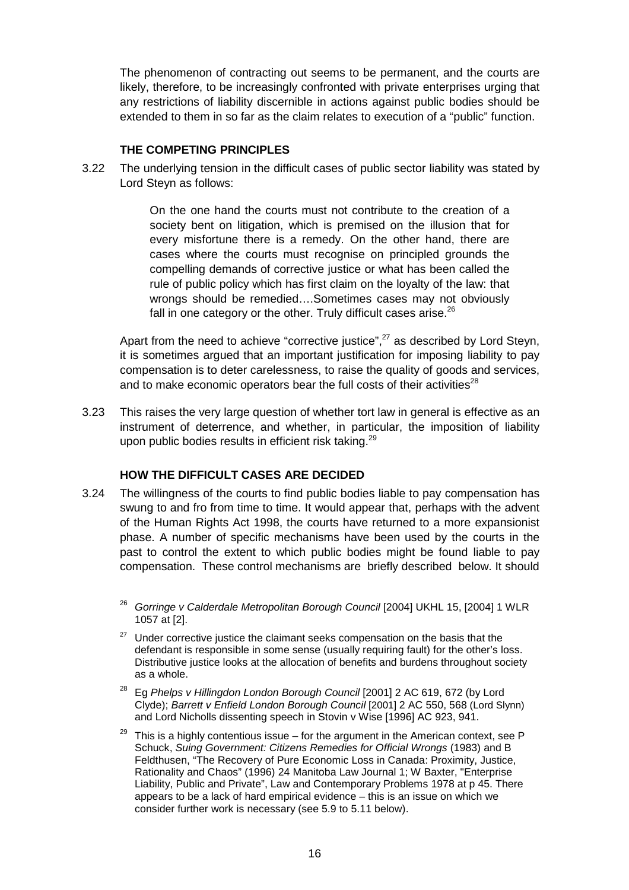The phenomenon of contracting out seems to be permanent, and the courts are likely, therefore, to be increasingly confronted with private enterprises urging that any restrictions of liability discernible in actions against public bodies should be extended to them in so far as the claim relates to execution of a "public" function.

### THE COMPETING PRINCIPLES

3.22 The underlying tension in the difficult cases of public sector liability was stated by Lord Steyn as follows:

> On the one hand the courts must not contribute to the creation of a society bent on litigation, which is premised on the illusion that for every misfortune there is a remedy. On the other hand, there are cases where the courts must recognise on principled grounds the compelling demands of corrective justice or what has been called the rule of public policy which has first claim on the loyalty of the law: that wrongs should be remedied….Sometimes cases may not obviously fall in one category or the other. Truly difficult cases arise.[26]

Apart from the need to achieve "corrective justice",[27] as described by Lord Steyn, it is sometimes argued that an important justification for imposing liability to pay compensation is to deter carelessness, to raise the quality of goods and services, and to make economic operators bear the full costs of their activities[28]

3.23 This raises the very large question of whether tort law in general is effective as an instrument of deterrence, and whether, in particular, the imposition of liability upon public bodies results in efficient risk taking.[29]

### HOW THE DIFFICULT CASES ARE DECIDED

3.24 The willingness of the courts to find public bodies liable to pay compensation has swung to and fro from time to time. It would appear that, perhaps with the advent of the Human Rights Act 1998, the courts have returned to a more expansionist phase. A number of specific mechanisms have been used by the courts in the past to control the extent to which public bodies might be found liable to pay compensation. These control mechanisms are briefly described below. It should

---

[26] *Gorringe v Calderdale Metropolitan Borough Council* [2004] UKHL 15, [2004] 1 WLR 1057 at [2].

[27] Under corrective justice the claimant seeks compensation on the basis that the defendant is responsible in some sense (usually requiring fault) for the other's loss. Distributive justice looks at the allocation of benefits and burdens throughout society as a whole.

[28] Eg *Phelps v Hillingdon London Borough Council* [2001] 2 AC 619, 672 (by Lord Clyde); *Barrett v Enfield London Borough Council* [2001] 2 AC 550, 568 (Lord Slynn) and Lord Nicholls dissenting speech in Stovin v Wise [1996] AC 923, 941.

[29] This is a highly contentious issue – for the argument in the American context, see P Schuck, *Suing Government: Citizens Remedies for Official Wrongs* (1983) and B Feldthusen, "The Recovery of Pure Economic Loss in Canada: Proximity, Justice, Rationality and Chaos" (1996) 24 Manitoba Law Journal 1; W Baxter, "Enterprise Liability, Public and Private", Law and Contemporary Problems 1978 at p 45. There appears to be a lack of hard empirical evidence – this is an issue on which we consider further work is necessary (see 5.9 to 5.11 below).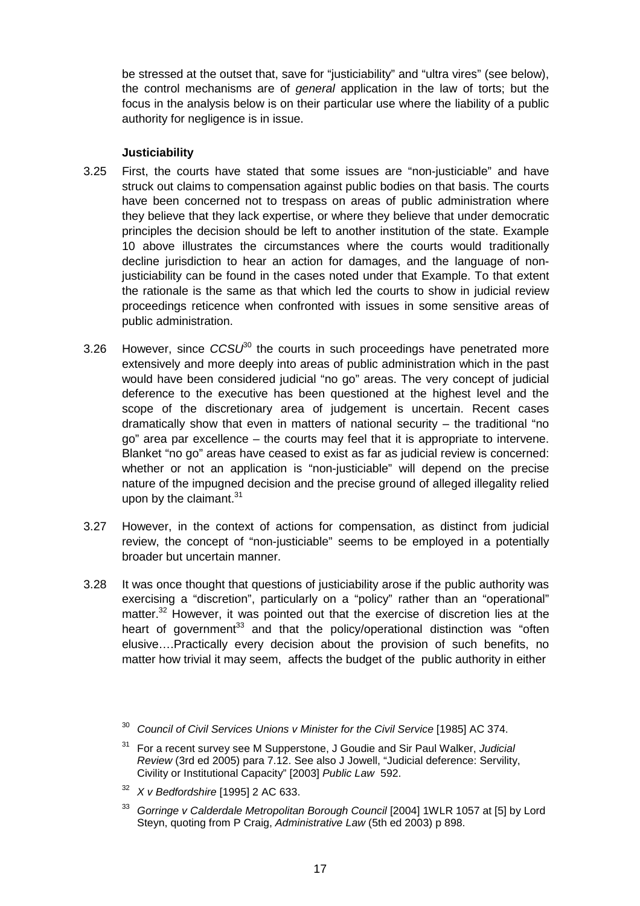be stressed at the outset that, save for "justiciability" and "ultra vires" (see below), the control mechanisms are of *general* application in the law of torts; but the focus in the analysis below is on their particular use where the liability of a public authority for negligence is in issue.

### Justiciability

3.25 First, the courts have stated that some issues are "non-justiciable" and have struck out claims to compensation against public bodies on that basis. The courts have been concerned not to trespass on areas of public administration where they believe that they lack expertise, or where they believe that under democratic principles the decision should be left to another institution of the state. Example 10 above illustrates the circumstances where the courts would traditionally decline jurisdiction to hear an action for damages, and the language of non-justiciability can be found in the cases noted under that Example. To that extent the rationale is the same as that which led the courts to show in judicial review proceedings reticence when confronted with issues in some sensitive areas of public administration.

3.26 However, since *CCSU*[30] the courts in such proceedings have penetrated more extensively and more deeply into areas of public administration which in the past would have been considered judicial "no go" areas. The very concept of judicial deference to the executive has been questioned at the highest level and the scope of the discretionary area of judgement is uncertain. Recent cases dramatically show that even in matters of national security – the traditional "no go" area par excellence – the courts may feel that it is appropriate to intervene. Blanket "no go" areas have ceased to exist as far as judicial review is concerned: whether or not an application is "non-justiciable" will depend on the precise nature of the impugned decision and the precise ground of alleged illegality relied upon by the claimant.[31]

3.27 However, in the context of actions for compensation, as distinct from judicial review, the concept of "non-justiciable" seems to be employed in a potentially broader but uncertain manner.

3.28 It was once thought that questions of justiciability arose if the public authority was exercising a "discretion", particularly on a "policy" rather than an "operational" matter.[32] However, it was pointed out that the exercise of discretion lies at the heart of government[33] and that the policy/operational distinction was "often elusive….Practically every decision about the provision of such benefits, no matter how trivial it may seem, affects the budget of the public authority in either

---

[30] *Council of Civil Services Unions v Minister for the Civil Service* [1985] AC 374.

[31] For a recent survey see M Supperstone, J Goudie and Sir Paul Walker, *Judicial Review* (3rd ed 2005) para 7.12. See also J Jowell, "Judicial deference: Servility, Civility or Institutional Capacity" [2003] *Public Law* 592.

[32] *X v Bedfordshire* [1995] 2 AC 633.

[33] *Gorringe v Calderdale Metropolitan Borough Council* [2004] 1WLR 1057 at [5] by Lord Steyn, quoting from P Craig, *Administrative Law* (5th ed 2003) p 898.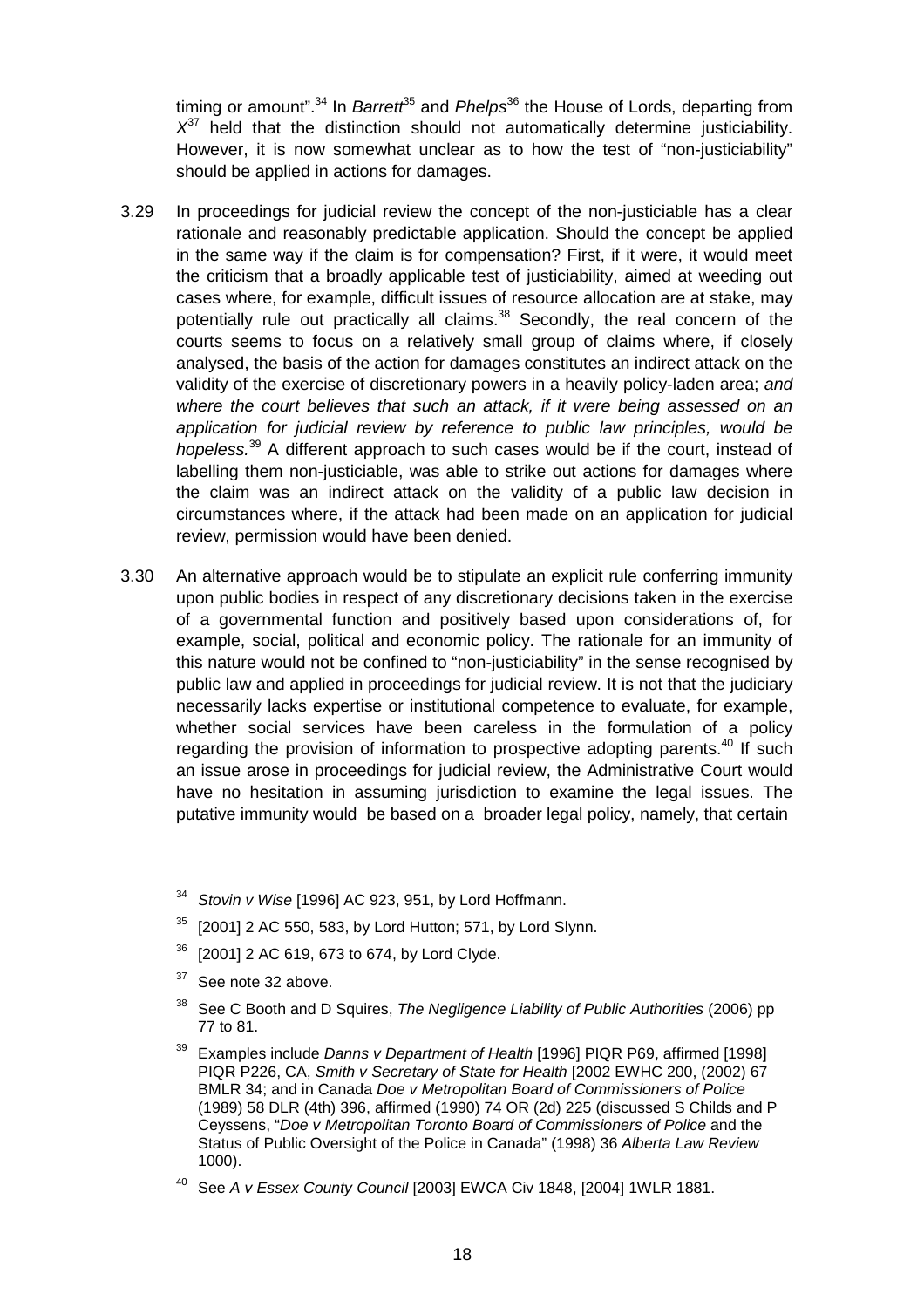timing or amount".[34] In *Barrett*[35] and *Phelps*[36] the House of Lords, departing from *X*[37] held that the distinction should not automatically determine justiciability. However, it is now somewhat unclear as to how the test of "non-justiciability" should be applied in actions for damages.

3.29 In proceedings for judicial review the concept of the non-justiciable has a clear rationale and reasonably predictable application. Should the concept be applied in the same way if the claim is for compensation? First, if it were, it would meet the criticism that a broadly applicable test of justiciability, aimed at weeding out cases where, for example, difficult issues of resource allocation are at stake, may potentially rule out practically all claims.[38] Secondly, the real concern of the courts seems to focus on a relatively small group of claims where, if closely analysed, the basis of the action for damages constitutes an indirect attack on the validity of the exercise of discretionary powers in a heavily policy-laden area; *and where the court believes that such an attack, if it were being assessed on an application for judicial review by reference to public law principles, would be hopeless.*[39] A different approach to such cases would be if the court, instead of labelling them non-justiciable, was able to strike out actions for damages where the claim was an indirect attack on the validity of a public law decision in circumstances where, if the attack had been made on an application for judicial review, permission would have been denied.

3.30 An alternative approach would be to stipulate an explicit rule conferring immunity upon public bodies in respect of any discretionary decisions taken in the exercise of a governmental function and positively based upon considerations of, for example, social, political and economic policy. The rationale for an immunity of this nature would not be confined to "non-justiciability" in the sense recognised by public law and applied in proceedings for judicial review. It is not that the judiciary necessarily lacks expertise or institutional competence to evaluate, for example, whether social services have been careless in the formulation of a policy regarding the provision of information to prospective adopting parents.[40] If such an issue arose in proceedings for judicial review, the Administrative Court would have no hesitation in assuming jurisdiction to examine the legal issues. The putative immunity would be based on a broader legal policy, namely, that certain

---

[34] *Stovin v Wise* [1996] AC 923, 951, by Lord Hoffmann.

[35] [2001] 2 AC 550, 583, by Lord Hutton; 571, by Lord Slynn.

[36] [2001] 2 AC 619, 673 to 674, by Lord Clyde.

[37] See note 32 above.

[38] See C Booth and D Squires, *The Negligence Liability of Public Authorities* (2006) pp 77 to 81.

[39] Examples include *Danns v Department of Health* [1996] PIQR P69, affirmed [1998] PIQR P226, CA, *Smith v Secretary of State for Health* [2002 EWHC 200, (2002) 67 BMLR 34; and in Canada *Doe v Metropolitan Board of Commissioners of Police* (1989) 58 DLR (4th) 396, affirmed (1990) 74 OR (2d) 225 (discussed S Childs and P Ceyssens, "*Doe v Metropolitan Toronto Board of Commissioners of Police* and the Status of Public Oversight of the Police in Canada" (1998) 36 *Alberta Law Review* 1000).

[40] See *A v Essex County Council* [2003] EWCA Civ 1848, [2004] 1WLR 1881.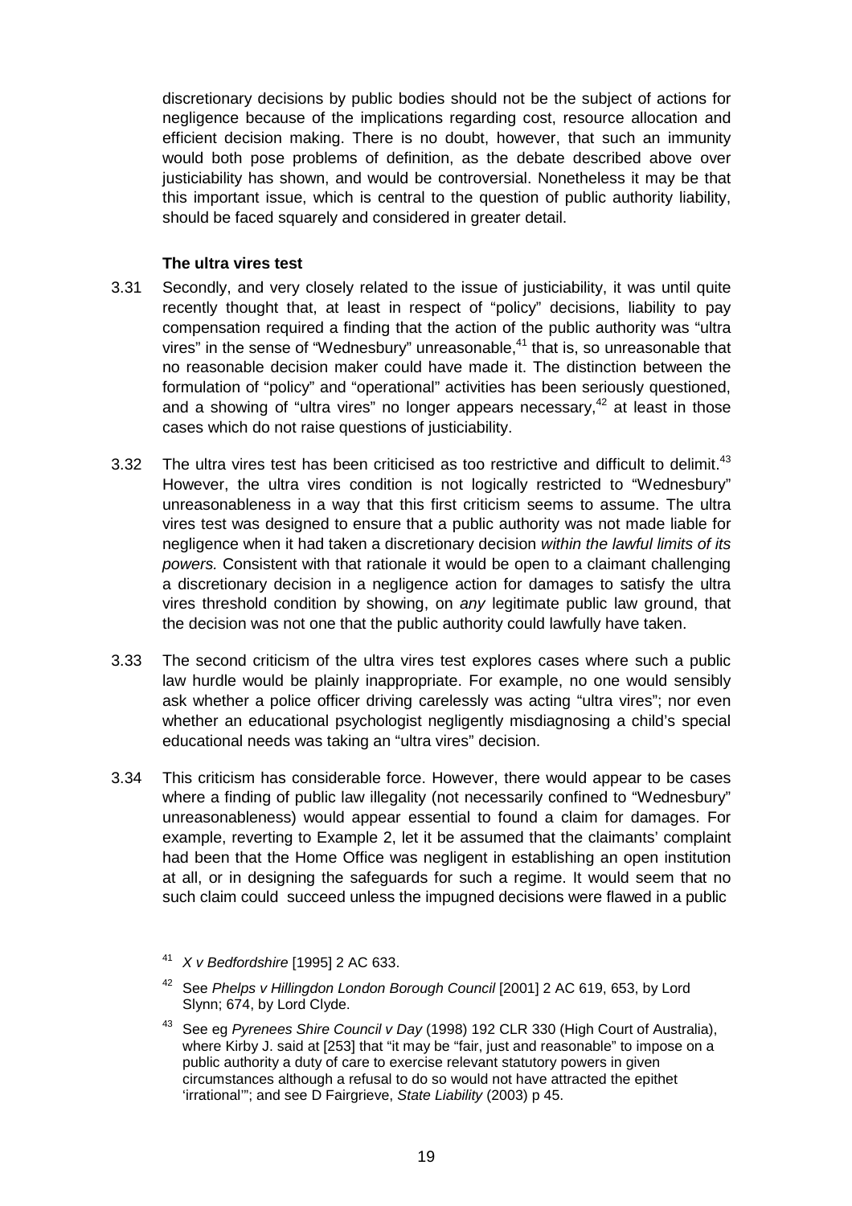discretionary decisions by public bodies should not be the subject of actions for negligence because of the implications regarding cost, resource allocation and efficient decision making. There is no doubt, however, that such an immunity would both pose problems of definition, as the debate described above over justiciability has shown, and would be controversial. Nonetheless it may be that this important issue, which is central to the question of public authority liability, should be faced squarely and considered in greater detail.

### The ultra vires test

3.31 Secondly, and very closely related to the issue of justiciability, it was until quite recently thought that, at least in respect of "policy" decisions, liability to pay compensation required a finding that the action of the public authority was "ultra vires" in the sense of "Wednesbury" unreasonable,[41] that is, so unreasonable that no reasonable decision maker could have made it. The distinction between the formulation of "policy" and "operational" activities has been seriously questioned, and a showing of "ultra vires" no longer appears necessary,[42] at least in those cases which do not raise questions of justiciability.

3.32 The ultra vires test has been criticised as too restrictive and difficult to delimit.[43] However, the ultra vires condition is not logically restricted to "Wednesbury" unreasonableness in a way that this first criticism seems to assume. The ultra vires test was designed to ensure that a public authority was not made liable for negligence when it had taken a discretionary decision *within the lawful limits of its powers.* Consistent with that rationale it would be open to a claimant challenging a discretionary decision in a negligence action for damages to satisfy the ultra vires threshold condition by showing, on *any* legitimate public law ground, that the decision was not one that the public authority could lawfully have taken.

3.33 The second criticism of the ultra vires test explores cases where such a public law hurdle would be plainly inappropriate. For example, no one would sensibly ask whether a police officer driving carelessly was acting "ultra vires"; nor even whether an educational psychologist negligently misdiagnosing a child's special educational needs was taking an "ultra vires" decision.

3.34 This criticism has considerable force. However, there would appear to be cases where a finding of public law illegality (not necessarily confined to "Wednesbury" unreasonableness) would appear essential to found a claim for damages. For example, reverting to Example 2, let it be assumed that the claimants' complaint had been that the Home Office was negligent in establishing an open institution at all, or in designing the safeguards for such a regime. It would seem that no such claim could succeed unless the impugned decisions were flawed in a public

---

[41] *X v Bedfordshire* [1995] 2 AC 633.

[42] See *Phelps v Hillingdon London Borough Council* [2001] 2 AC 619, 653, by Lord Slynn; 674, by Lord Clyde.

[43] See eg *Pyrenees Shire Council v Day* (1998) 192 CLR 330 (High Court of Australia), where Kirby J. said at [253] that "it may be "fair, just and reasonable" to impose on a public authority a duty of care to exercise relevant statutory powers in given circumstances although a refusal to do so would not have attracted the epithet 'irrational'"; and see D Fairgrieve, *State Liability* (2003) p 45.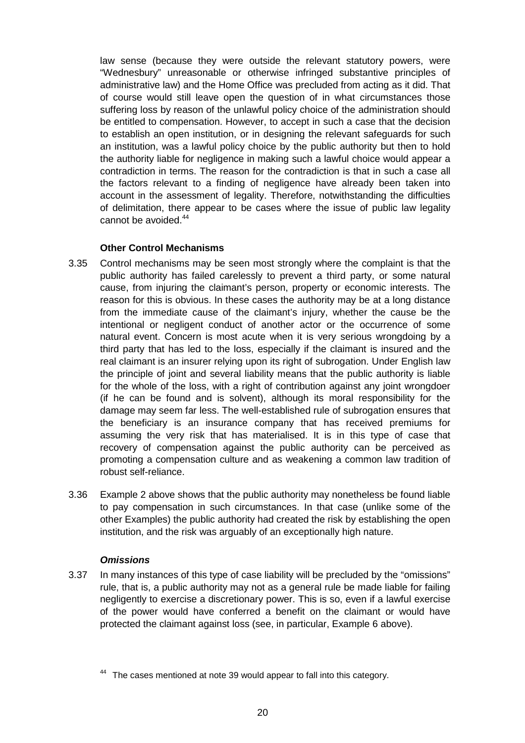law sense (because they were outside the relevant statutory powers, were "Wednesbury" unreasonable or otherwise infringed substantive principles of administrative law) and the Home Office was precluded from acting as it did. That of course would still leave open the question of in what circumstances those suffering loss by reason of the unlawful policy choice of the administration should be entitled to compensation. However, to accept in such a case that the decision to establish an open institution, or in designing the relevant safeguards for such an institution, was a lawful policy choice by the public authority but then to hold the authority liable for negligence in making such a lawful choice would appear a contradiction in terms. The reason for the contradiction is that in such a case all the factors relevant to a finding of negligence have already been taken into account in the assessment of legality. Therefore, notwithstanding the difficulties of delimitation, there appear to be cases where the issue of public law legality cannot be avoided.[44]

### Other Control Mechanisms

3.35 Control mechanisms may be seen most strongly where the complaint is that the public authority has failed carelessly to prevent a third party, or some natural cause, from injuring the claimant's person, property or economic interests. The reason for this is obvious. In these cases the authority may be at a long distance from the immediate cause of the claimant's injury, whether the cause be the intentional or negligent conduct of another actor or the occurrence of some natural event. Concern is most acute when it is very serious wrongdoing by a third party that has led to the loss, especially if the claimant is insured and the real claimant is an insurer relying upon its right of subrogation. Under English law the principle of joint and several liability means that the public authority is liable for the whole of the loss, with a right of contribution against any joint wrongdoer (if he can be found and is solvent), although its moral responsibility for the damage may seem far less. The well-established rule of subrogation ensures that the beneficiary is an insurance company that has received premiums for assuming the very risk that has materialised. It is in this type of case that recovery of compensation against the public authority can be perceived as promoting a compensation culture and as weakening a common law tradition of robust self-reliance.

3.36 Example 2 above shows that the public authority may nonetheless be found liable to pay compensation in such circumstances. In that case (unlike some of the other Examples) the public authority had created the risk by establishing the open institution, and the risk was arguably of an exceptionally high nature.

#### *Omissions*

3.37 In many instances of this type of case liability will be precluded by the "omissions" rule, that is, a public authority may not as a general rule be made liable for failing negligently to exercise a discretionary power. This is so, even if a lawful exercise of the power would have conferred a benefit on the claimant or would have protected the claimant against loss (see, in particular, Example 6 above).

[44] The cases mentioned at note 39 would appear to fall into this category.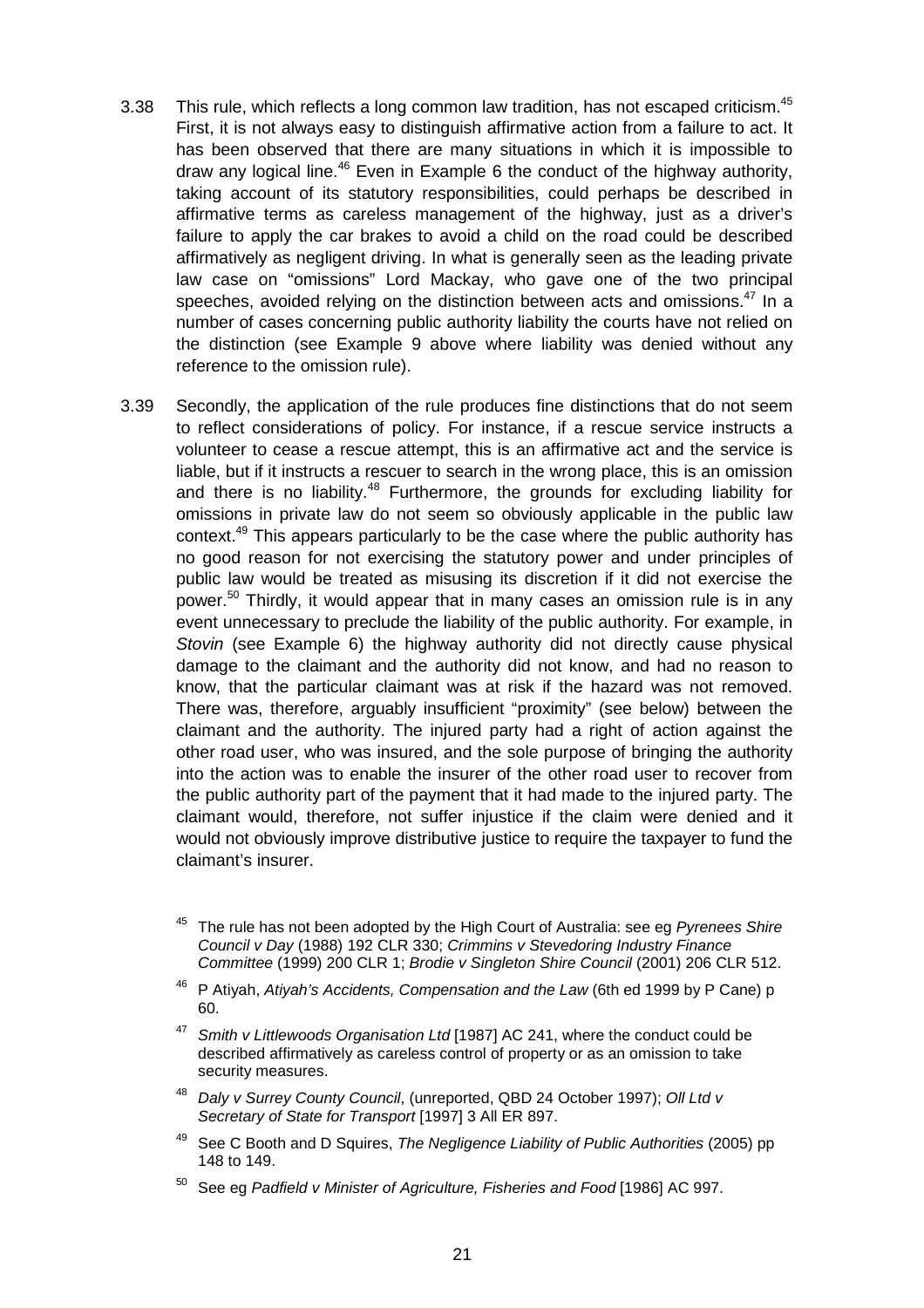3.38 This rule, which reflects a long common law tradition, has not escaped criticism.[45] First, it is not always easy to distinguish affirmative action from a failure to act. It has been observed that there are many situations in which it is impossible to draw any logical line.[46] Even in Example 6 the conduct of the highway authority, taking account of its statutory responsibilities, could perhaps be described in affirmative terms as careless management of the highway, just as a driver's failure to apply the car brakes to avoid a child on the road could be described affirmatively as negligent driving. In what is generally seen as the leading private law case on "omissions" Lord Mackay, who gave one of the two principal speeches, avoided relying on the distinction between acts and omissions.[47] In a number of cases concerning public authority liability the courts have not relied on the distinction (see Example 9 above where liability was denied without any reference to the omission rule).

3.39 Secondly, the application of the rule produces fine distinctions that do not seem to reflect considerations of policy. For instance, if a rescue service instructs a volunteer to cease a rescue attempt, this is an affirmative act and the service is liable, but if it instructs a rescuer to search in the wrong place, this is an omission and there is no liability.[48] Furthermore, the grounds for excluding liability for omissions in private law do not seem so obviously applicable in the public law context.[49] This appears particularly to be the case where the public authority has no good reason for not exercising the statutory power and under principles of public law would be treated as misusing its discretion if it did not exercise the power.[50] Thirdly, it would appear that in many cases an omission rule is in any event unnecessary to preclude the liability of the public authority. For example, in *Stovin* (see Example 6) the highway authority did not directly cause physical damage to the claimant and the authority did not know, and had no reason to know, that the particular claimant was at risk if the hazard was not removed. There was, therefore, arguably insufficient "proximity" (see below) between the claimant and the authority. The injured party had a right of action against the other road user, who was insured, and the sole purpose of bringing the authority into the action was to enable the insurer of the other road user to recover from the public authority part of the payment that it had made to the injured party. The claimant would, therefore, not suffer injustice if the claim were denied and it would not obviously improve distributive justice to require the taxpayer to fund the claimant's insurer.

[45] The rule has not been adopted by the High Court of Australia: see eg *Pyrenees Shire Council v Day* (1988) 192 CLR 330; *Crimmins v Stevedoring Industry Finance Committee* (1999) 200 CLR 1; *Brodie v Singleton Shire Council* (2001) 206 CLR 512.

[46] P Atiyah, *Atiyah's Accidents, Compensation and the Law* (6th ed 1999 by P Cane) p 60.

[47] *Smith v Littlewoods Organisation Ltd* [1987] AC 241, where the conduct could be described affirmatively as careless control of property or as an omission to take security measures.

[48] *Daly v Surrey County Council*, (unreported, QBD 24 October 1997); *Oll Ltd v Secretary of State for Transport* [1997] 3 All ER 897.

[49] See C Booth and D Squires, *The Negligence Liability of Public Authorities* (2005) pp 148 to 149.

[50] See eg *Padfield v Minister of Agriculture, Fisheries and Food* [1986] AC 997.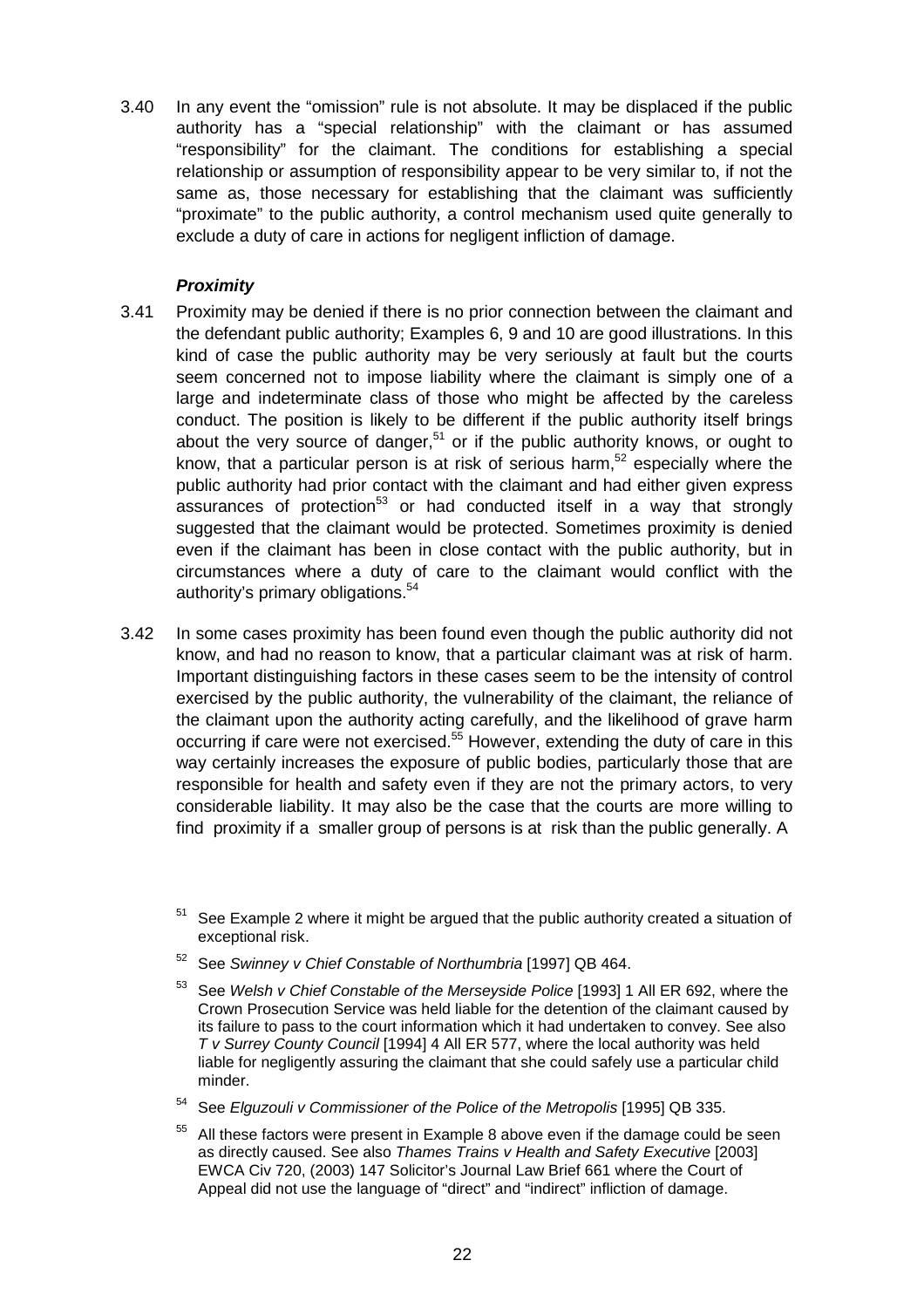3.40 In any event the "omission" rule is not absolute. It may be displaced if the public authority has a "special relationship" with the claimant or has assumed "responsibility" for the claimant. The conditions for establishing a special relationship or assumption of responsibility appear to be very similar to, if not the same as, those necessary for establishing that the claimant was sufficiently "proximate" to the public authority, a control mechanism used quite generally to exclude a duty of care in actions for negligent infliction of damage.

### *Proximity*

3.41 Proximity may be denied if there is no prior connection between the claimant and the defendant public authority; Examples 6, 9 and 10 are good illustrations. In this kind of case the public authority may be very seriously at fault but the courts seem concerned not to impose liability where the claimant is simply one of a large and indeterminate class of those who might be affected by the careless conduct. The position is likely to be different if the public authority itself brings about the very source of danger,[51] or if the public authority knows, or ought to know, that a particular person is at risk of serious harm,[52] especially where the public authority had prior contact with the claimant and had either given express assurances of protection[53] or had conducted itself in a way that strongly suggested that the claimant would be protected. Sometimes proximity is denied even if the claimant has been in close contact with the public authority, but in circumstances where a duty of care to the claimant would conflict with the authority's primary obligations.[54]

3.42 In some cases proximity has been found even though the public authority did not know, and had no reason to know, that a particular claimant was at risk of harm. Important distinguishing factors in these cases seem to be the intensity of control exercised by the public authority, the vulnerability of the claimant, the reliance of the claimant upon the authority acting carefully, and the likelihood of grave harm occurring if care were not exercised.[55] However, extending the duty of care in this way certainly increases the exposure of public bodies, particularly those that are responsible for health and safety even if they are not the primary actors, to very considerable liability. It may also be the case that the courts are more willing to find proximity if a smaller group of persons is at risk than the public generally. A

---

[51] See Example 2 where it might be argued that the public authority created a situation of exceptional risk.

[52] See *Swinney v Chief Constable of Northumbria* [1997] QB 464.

[53] See *Welsh v Chief Constable of the Merseyside Police* [1993] 1 All ER 692, where the Crown Prosecution Service was held liable for the detention of the claimant caused by its failure to pass to the court information which it had undertaken to convey. See also *T v Surrey County Council* [1994] 4 All ER 577, where the local authority was held liable for negligently assuring the claimant that she could safely use a particular child minder.

[54] See *Elguzouli v Commissioner of the Police of the Metropolis* [1995] QB 335.

[55] All these factors were present in Example 8 above even if the damage could be seen as directly caused. See also *Thames Trains v Health and Safety Executive* [2003] EWCA Civ 720, (2003) 147 Solicitor's Journal Law Brief 661 where the Court of Appeal did not use the language of "direct" and "indirect" infliction of damage.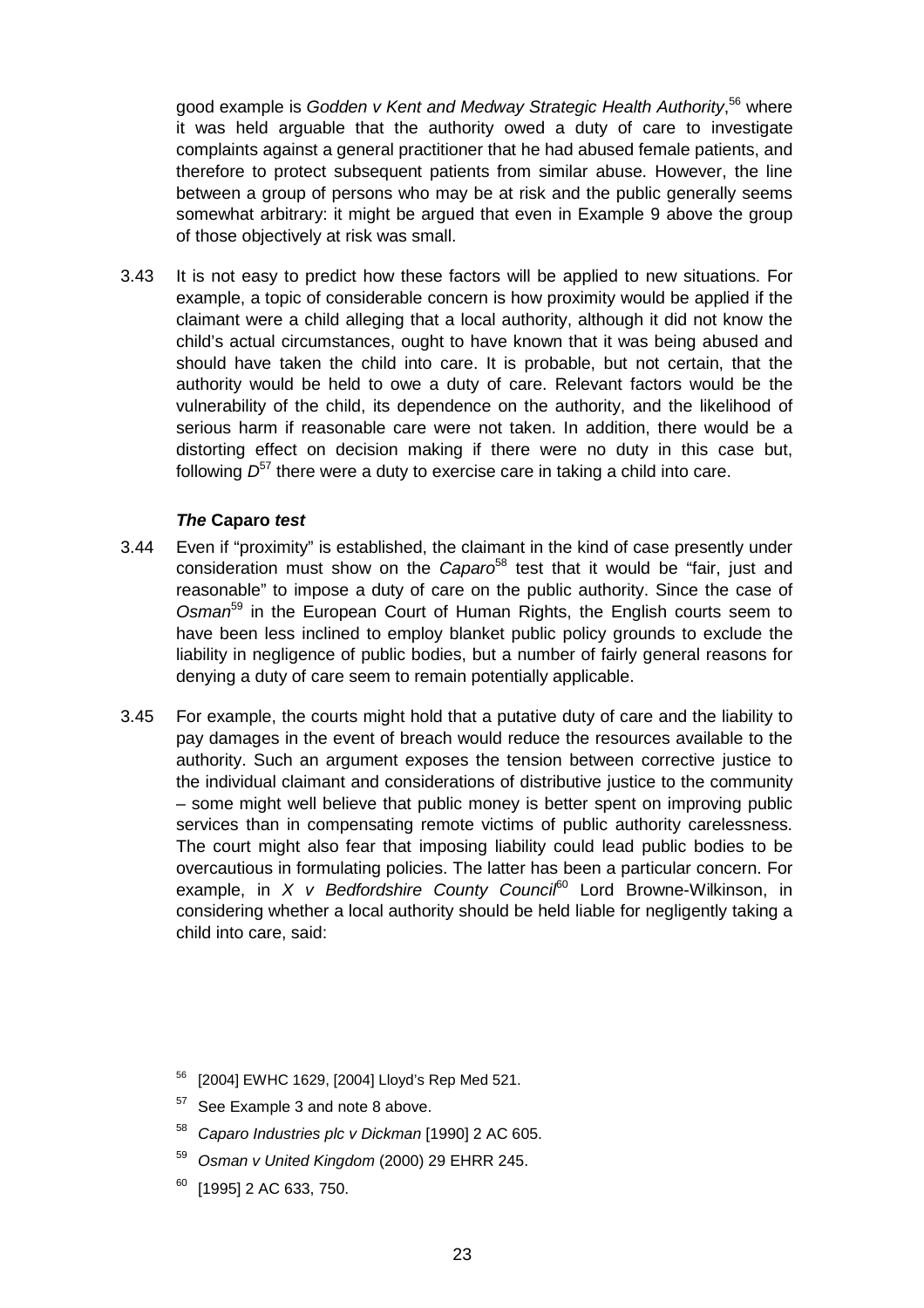good example is *Godden v Kent and Medway Strategic Health Authority*,[56] where it was held arguable that the authority owed a duty of care to investigate complaints against a general practitioner that he had abused female patients, and therefore to protect subsequent patients from similar abuse. However, the line between a group of persons who may be at risk and the public generally seems somewhat arbitrary: it might be argued that even in Example 9 above the group of those objectively at risk was small.

3.43 It is not easy to predict how these factors will be applied to new situations. For example, a topic of considerable concern is how proximity would be applied if the claimant were a child alleging that a local authority, although it did not know the child's actual circumstances, ought to have known that it was being abused and should have taken the child into care. It is probable, but not certain, that the authority would be held to owe a duty of care. Relevant factors would be the vulnerability of the child, its dependence on the authority, and the likelihood of serious harm if reasonable care were not taken. In addition, there would be a distorting effect on decision making if there were no duty in this case but, following *D*[57] there were a duty to exercise care in taking a child into care.

### *The* Caparo *test*

3.44 Even if "proximity" is established, the claimant in the kind of case presently under consideration must show on the *Caparo*[58] test that it would be "fair, just and reasonable" to impose a duty of care on the public authority. Since the case of *Osman*[59] in the European Court of Human Rights, the English courts seem to have been less inclined to employ blanket public policy grounds to exclude the liability in negligence of public bodies, but a number of fairly general reasons for denying a duty of care seem to remain potentially applicable.

3.45 For example, the courts might hold that a putative duty of care and the liability to pay damages in the event of breach would reduce the resources available to the authority. Such an argument exposes the tension between corrective justice to the individual claimant and considerations of distributive justice to the community – some might well believe that public money is better spent on improving public services than in compensating remote victims of public authority carelessness. The court might also fear that imposing liability could lead public bodies to be overcautious in formulating policies. The latter has been a particular concern. For example, in *X v Bedfordshire County Council*[60] Lord Browne-Wilkinson, in considering whether a local authority should be held liable for negligently taking a child into care, said:

---

[56] [2004] EWHC 1629, [2004] Lloyd's Rep Med 521.

[57] See Example 3 and note 8 above.

[58] *Caparo Industries plc v Dickman* [1990] 2 AC 605.

[59] *Osman v United Kingdom* (2000) 29 EHRR 245.

[60] [1995] 2 AC 633, 750.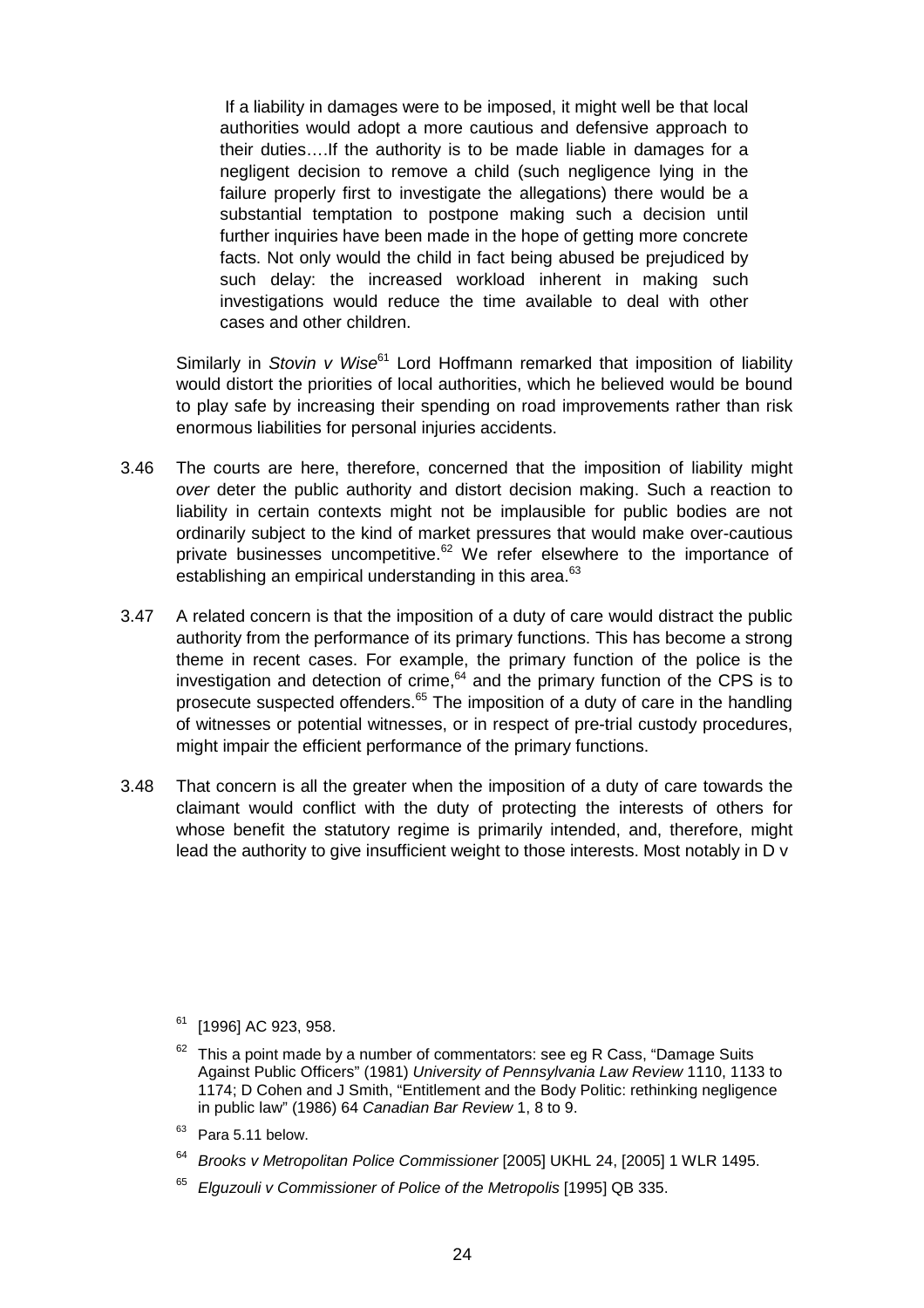> If a liability in damages were to be imposed, it might well be that local authorities would adopt a more cautious and defensive approach to their duties….If the authority is to be made liable in damages for a negligent decision to remove a child (such negligence lying in the failure properly first to investigate the allegations) there would be a substantial temptation to postpone making such a decision until further inquiries have been made in the hope of getting more concrete facts. Not only would the child in fact being abused be prejudiced by such delay: the increased workload inherent in making such investigations would reduce the time available to deal with other cases and other children.

Similarly in *Stovin v Wise*[61] Lord Hoffmann remarked that imposition of liability would distort the priorities of local authorities, which he believed would be bound to play safe by increasing their spending on road improvements rather than risk enormous liabilities for personal injuries accidents.

3.46 The courts are here, therefore, concerned that the imposition of liability might *over* deter the public authority and distort decision making. Such a reaction to liability in certain contexts might not be implausible for public bodies are not ordinarily subject to the kind of market pressures that would make over-cautious private businesses uncompetitive.[62] We refer elsewhere to the importance of establishing an empirical understanding in this area.[63]

3.47 A related concern is that the imposition of a duty of care would distract the public authority from the performance of its primary functions. This has become a strong theme in recent cases. For example, the primary function of the police is the investigation and detection of crime,[64] and the primary function of the CPS is to prosecute suspected offenders.[65] The imposition of a duty of care in the handling of witnesses or potential witnesses, or in respect of pre-trial custody procedures, might impair the efficient performance of the primary functions.

3.48 That concern is all the greater when the imposition of a duty of care towards the claimant would conflict with the duty of protecting the interests of others for whose benefit the statutory regime is primarily intended, and, therefore, might lead the authority to give insufficient weight to those interests. Most notably in D v

---

[61] [1996] AC 923, 958.

[62] This a point made by a number of commentators: see eg R Cass, "Damage Suits Against Public Officers" (1981) *University of Pennsylvania Law Review* 1110, 1133 to 1174; D Cohen and J Smith, "Entitlement and the Body Politic: rethinking negligence in public law" (1986) 64 *Canadian Bar Review* 1, 8 to 9.

[63] Para 5.11 below.

[64] *Brooks v Metropolitan Police Commissioner* [2005] UKHL 24, [2005] 1 WLR 1495.

[65] *Elguzouli v Commissioner of Police of the Metropolis* [1995] QB 335.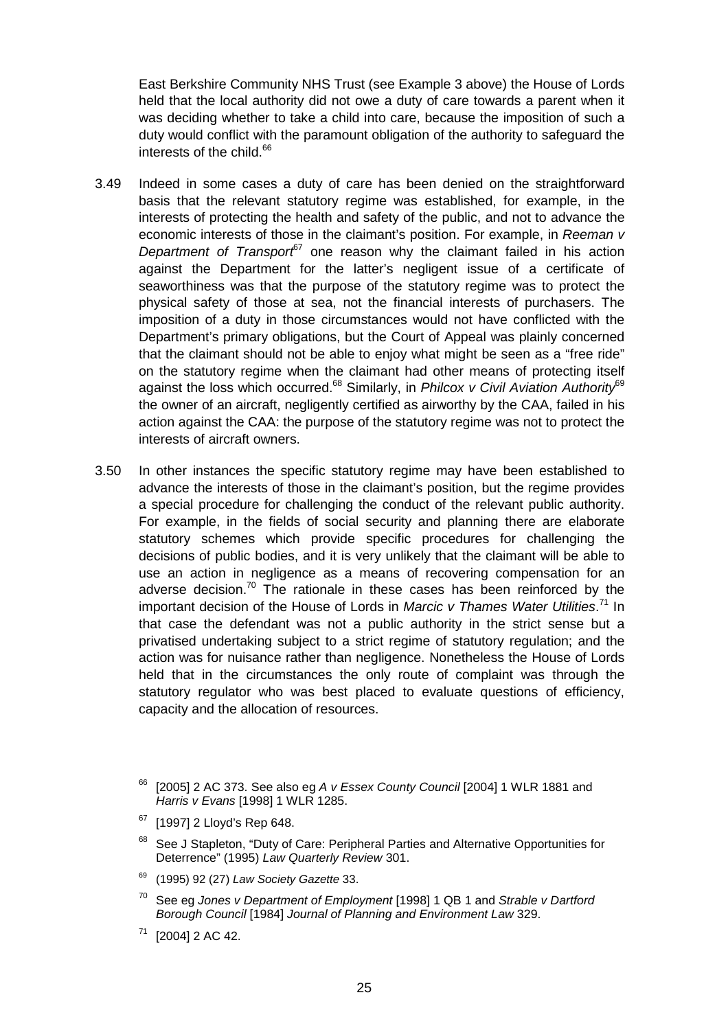East Berkshire Community NHS Trust (see Example 3 above) the House of Lords held that the local authority did not owe a duty of care towards a parent when it was deciding whether to take a child into care, because the imposition of such a duty would conflict with the paramount obligation of the authority to safeguard the interests of the child.[66]

3.49 Indeed in some cases a duty of care has been denied on the straightforward basis that the relevant statutory regime was established, for example, in the interests of protecting the health and safety of the public, and not to advance the economic interests of those in the claimant's position. For example, in *Reeman v Department of Transport*[67] one reason why the claimant failed in his action against the Department for the latter's negligent issue of a certificate of seaworthiness was that the purpose of the statutory regime was to protect the physical safety of those at sea, not the financial interests of purchasers. The imposition of a duty in those circumstances would not have conflicted with the Department's primary obligations, but the Court of Appeal was plainly concerned that the claimant should not be able to enjoy what might be seen as a "free ride" on the statutory regime when the claimant had other means of protecting itself against the loss which occurred.[68] Similarly, in *Philcox v Civil Aviation Authority*[69] the owner of an aircraft, negligently certified as airworthy by the CAA, failed in his action against the CAA: the purpose of the statutory regime was not to protect the interests of aircraft owners.

3.50 In other instances the specific statutory regime may have been established to advance the interests of those in the claimant's position, but the regime provides a special procedure for challenging the conduct of the relevant public authority. For example, in the fields of social security and planning there are elaborate statutory schemes which provide specific procedures for challenging the decisions of public bodies, and it is very unlikely that the claimant will be able to use an action in negligence as a means of recovering compensation for an adverse decision.[70] The rationale in these cases has been reinforced by the important decision of the House of Lords in *Marcic v Thames Water Utilities*.[71] In that case the defendant was not a public authority in the strict sense but a privatised undertaking subject to a strict regime of statutory regulation; and the action was for nuisance rather than negligence. Nonetheless the House of Lords held that in the circumstances the only route of complaint was through the statutory regulator who was best placed to evaluate questions of efficiency, capacity and the allocation of resources.

---

[66] [2005] 2 AC 373. See also eg *A v Essex County Council* [2004] 1 WLR 1881 and *Harris v Evans* [1998] 1 WLR 1285.

[67] [1997] 2 Lloyd's Rep 648.

[68] See J Stapleton, "Duty of Care: Peripheral Parties and Alternative Opportunities for Deterrence" (1995) *Law Quarterly Review* 301.

[69] (1995) 92 (27) *Law Society Gazette* 33.

[70] See eg *Jones v Department of Employment* [1998] 1 QB 1 and *Strable v Dartford Borough Council* [1984] *Journal of Planning and Environment Law* 329.

[71] [2004] 2 AC 42.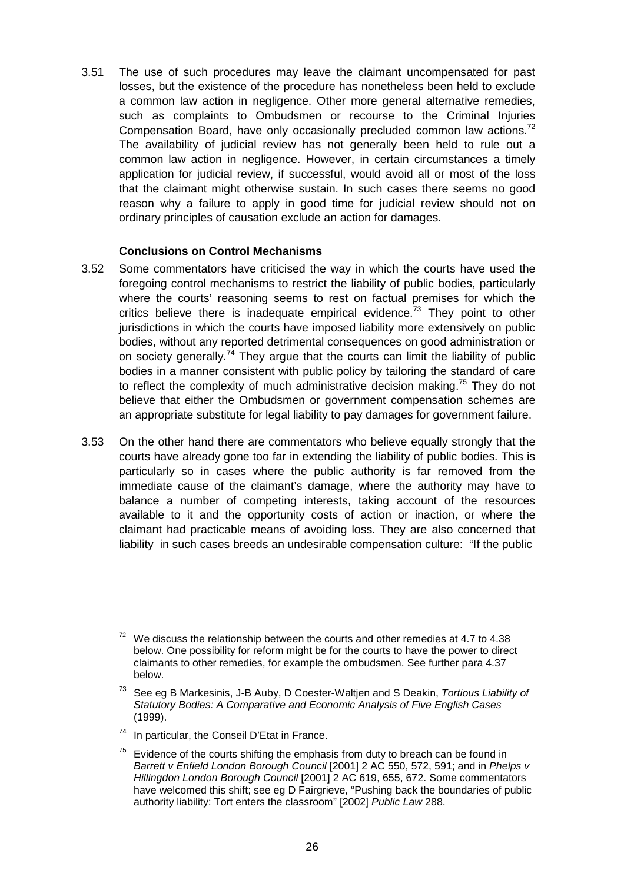3.51 The use of such procedures may leave the claimant uncompensated for past losses, but the existence of the procedure has nonetheless been held to exclude a common law action in negligence. Other more general alternative remedies, such as complaints to Ombudsmen or recourse to the Criminal Injuries Compensation Board, have only occasionally precluded common law actions.[72] The availability of judicial review has not generally been held to rule out a common law action in negligence. However, in certain circumstances a timely application for judicial review, if successful, would avoid all or most of the loss that the claimant might otherwise sustain. In such cases there seems no good reason why a failure to apply in good time for judicial review should not on ordinary principles of causation exclude an action for damages.

### Conclusions on Control Mechanisms

3.52 Some commentators have criticised the way in which the courts have used the foregoing control mechanisms to restrict the liability of public bodies, particularly where the courts' reasoning seems to rest on factual premises for which the critics believe there is inadequate empirical evidence.[73] They point to other jurisdictions in which the courts have imposed liability more extensively on public bodies, without any reported detrimental consequences on good administration or on society generally.[74] They argue that the courts can limit the liability of public bodies in a manner consistent with public policy by tailoring the standard of care to reflect the complexity of much administrative decision making.[75] They do not believe that either the Ombudsmen or government compensation schemes are an appropriate substitute for legal liability to pay damages for government failure.

3.53 On the other hand there are commentators who believe equally strongly that the courts have already gone too far in extending the liability of public bodies. This is particularly so in cases where the public authority is far removed from the immediate cause of the claimant's damage, where the authority may have to balance a number of competing interests, taking account of the resources available to it and the opportunity costs of action or inaction, or where the claimant had practicable means of avoiding loss. They are also concerned that liability in such cases breeds an undesirable compensation culture: "If the public

[72] We discuss the relationship between the courts and other remedies at 4.7 to 4.38 below. One possibility for reform might be for the courts to have the power to direct claimants to other remedies, for example the ombudsmen. See further para 4.37 below.

[73] See eg B Markesinis, J-B Auby, D Coester-Waltjen and S Deakin, *Tortious Liability of Statutory Bodies: A Comparative and Economic Analysis of Five English Cases* (1999).

[74] In particular, the Conseil D'Etat in France.

[75] Evidence of the courts shifting the emphasis from duty to breach can be found in *Barrett v Enfield London Borough Council* [2001] 2 AC 550, 572, 591; and in *Phelps v Hillingdon London Borough Council* [2001] 2 AC 619, 655, 672. Some commentators have welcomed this shift; see eg D Fairgrieve, "Pushing back the boundaries of public authority liability: Tort enters the classroom" [2002] *Public Law* 288.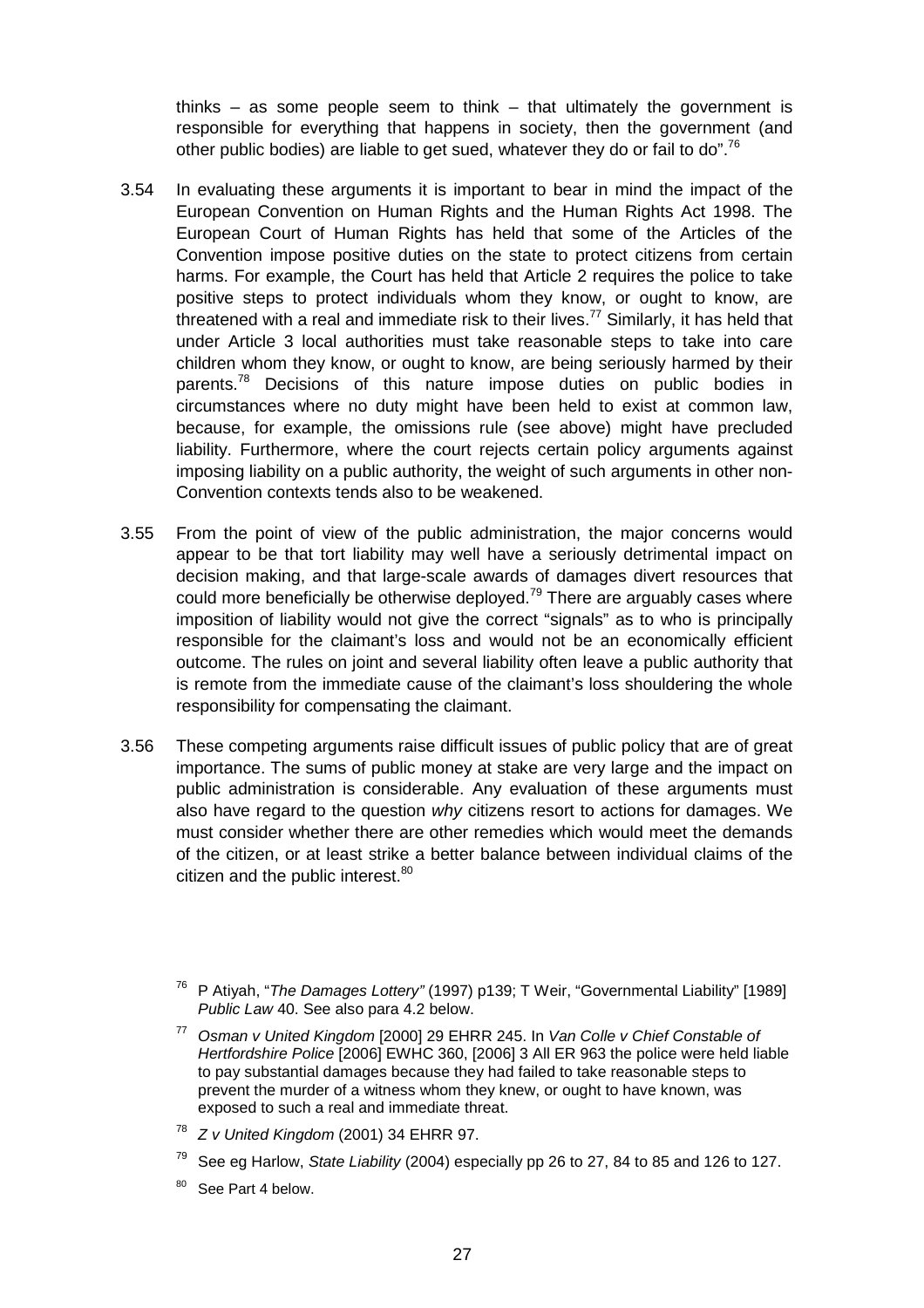thinks – as some people seem to think – that ultimately the government is responsible for everything that happens in society, then the government (and other public bodies) are liable to get sued, whatever they do or fail to do".[76]

3.54 In evaluating these arguments it is important to bear in mind the impact of the European Convention on Human Rights and the Human Rights Act 1998. The European Court of Human Rights has held that some of the Articles of the Convention impose positive duties on the state to protect citizens from certain harms. For example, the Court has held that Article 2 requires the police to take positive steps to protect individuals whom they know, or ought to know, are threatened with a real and immediate risk to their lives.[77] Similarly, it has held that under Article 3 local authorities must take reasonable steps to take into care children whom they know, or ought to know, are being seriously harmed by their parents.[78] Decisions of this nature impose duties on public bodies in circumstances where no duty might have been held to exist at common law, because, for example, the omissions rule (see above) might have precluded liability. Furthermore, where the court rejects certain policy arguments against imposing liability on a public authority, the weight of such arguments in other non-Convention contexts tends also to be weakened.

3.55 From the point of view of the public administration, the major concerns would appear to be that tort liability may well have a seriously detrimental impact on decision making, and that large-scale awards of damages divert resources that could more beneficially be otherwise deployed.[79] There are arguably cases where imposition of liability would not give the correct "signals" as to who is principally responsible for the claimant's loss and would not be an economically efficient outcome. The rules on joint and several liability often leave a public authority that is remote from the immediate cause of the claimant's loss shouldering the whole responsibility for compensating the claimant.

3.56 These competing arguments raise difficult issues of public policy that are of great importance. The sums of public money at stake are very large and the impact on public administration is considerable. Any evaluation of these arguments must also have regard to the question *why* citizens resort to actions for damages. We must consider whether there are other remedies which would meet the demands of the citizen, or at least strike a better balance between individual claims of the citizen and the public interest.[80]

[76] P Atiyah, "*The Damages Lottery"* (1997) p139; T Weir, "Governmental Liability" [1989] *Public Law* 40. See also para 4.2 below.

[77] *Osman v United Kingdom* [2000] 29 EHRR 245. In *Van Colle v Chief Constable of Hertfordshire Police* [2006] EWHC 360, [2006] 3 All ER 963 the police were held liable to pay substantial damages because they had failed to take reasonable steps to prevent the murder of a witness whom they knew, or ought to have known, was exposed to such a real and immediate threat.

[78] *Z v United Kingdom* (2001) 34 EHRR 97.

[79] See eg Harlow, *State Liability* (2004) especially pp 26 to 27, 84 to 85 and 126 to 127.

[80] See Part 4 below.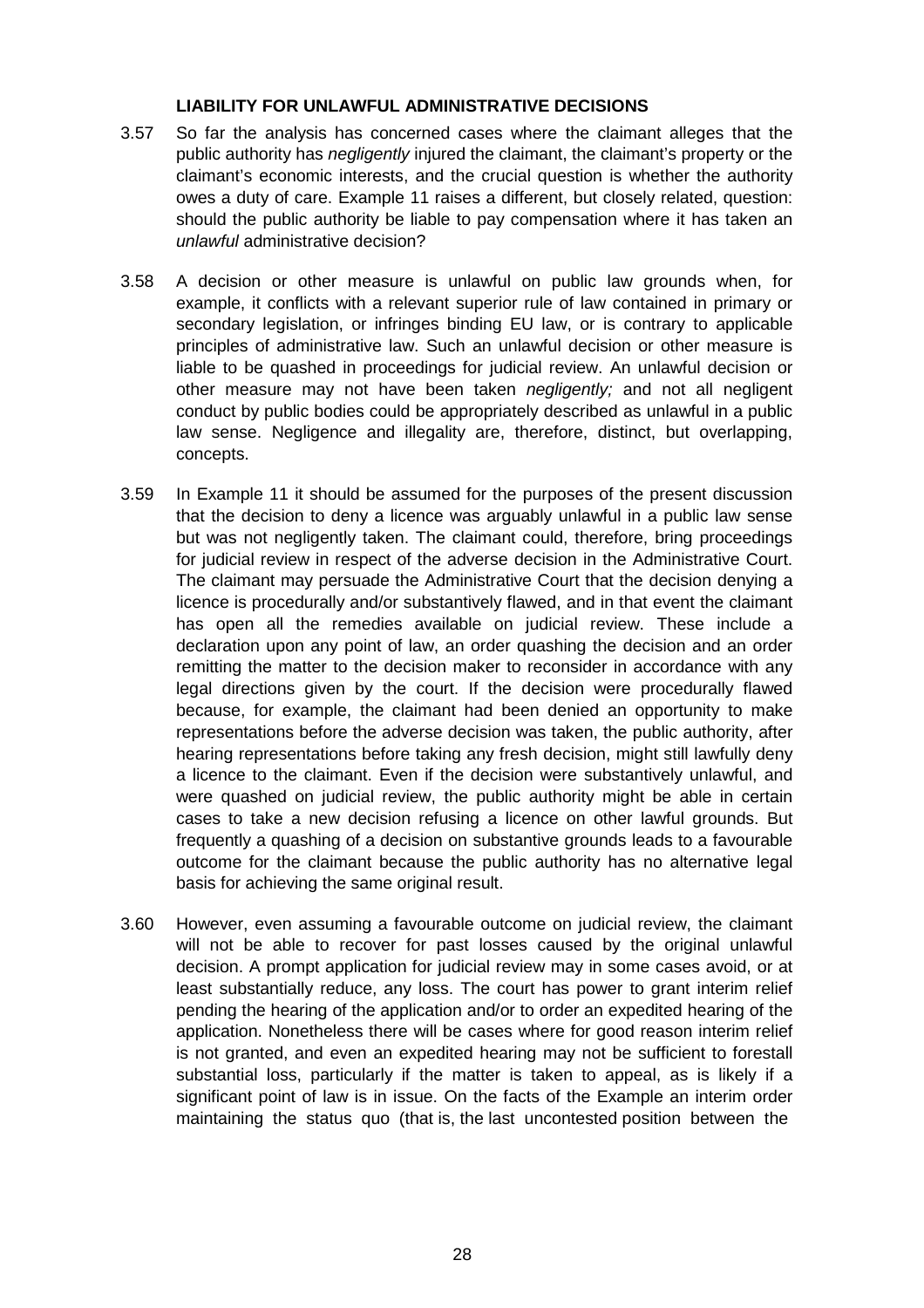## LIABILITY FOR UNLAWFUL ADMINISTRATIVE DECISIONS

3.57 So far the analysis has concerned cases where the claimant alleges that the public authority has *negligently* injured the claimant, the claimant's property or the claimant's economic interests, and the crucial question is whether the authority owes a duty of care. Example 11 raises a different, but closely related, question: should the public authority be liable to pay compensation where it has taken an *unlawful* administrative decision?

3.58 A decision or other measure is unlawful on public law grounds when, for example, it conflicts with a relevant superior rule of law contained in primary or secondary legislation, or infringes binding EU law, or is contrary to applicable principles of administrative law. Such an unlawful decision or other measure is liable to be quashed in proceedings for judicial review. An unlawful decision or other measure may not have been taken *negligently;* and not all negligent conduct by public bodies could be appropriately described as unlawful in a public law sense. Negligence and illegality are, therefore, distinct, but overlapping, concepts.

3.59 In Example 11 it should be assumed for the purposes of the present discussion that the decision to deny a licence was arguably unlawful in a public law sense but was not negligently taken. The claimant could, therefore, bring proceedings for judicial review in respect of the adverse decision in the Administrative Court. The claimant may persuade the Administrative Court that the decision denying a licence is procedurally and/or substantively flawed, and in that event the claimant has open all the remedies available on judicial review. These include a declaration upon any point of law, an order quashing the decision and an order remitting the matter to the decision maker to reconsider in accordance with any legal directions given by the court. If the decision were procedurally flawed because, for example, the claimant had been denied an opportunity to make representations before the adverse decision was taken, the public authority, after hearing representations before taking any fresh decision, might still lawfully deny a licence to the claimant. Even if the decision were substantively unlawful, and were quashed on judicial review, the public authority might be able in certain cases to take a new decision refusing a licence on other lawful grounds. But frequently a quashing of a decision on substantive grounds leads to a favourable outcome for the claimant because the public authority has no alternative legal basis for achieving the same original result.

3.60 However, even assuming a favourable outcome on judicial review, the claimant will not be able to recover for past losses caused by the original unlawful decision. A prompt application for judicial review may in some cases avoid, or at least substantially reduce, any loss. The court has power to grant interim relief pending the hearing of the application and/or to order an expedited hearing of the application. Nonetheless there will be cases where for good reason interim relief is not granted, and even an expedited hearing may not be sufficient to forestall substantial loss, particularly if the matter is taken to appeal, as is likely if a significant point of law is in issue. On the facts of the Example an interim order maintaining the status quo (that is, the last uncontested position between the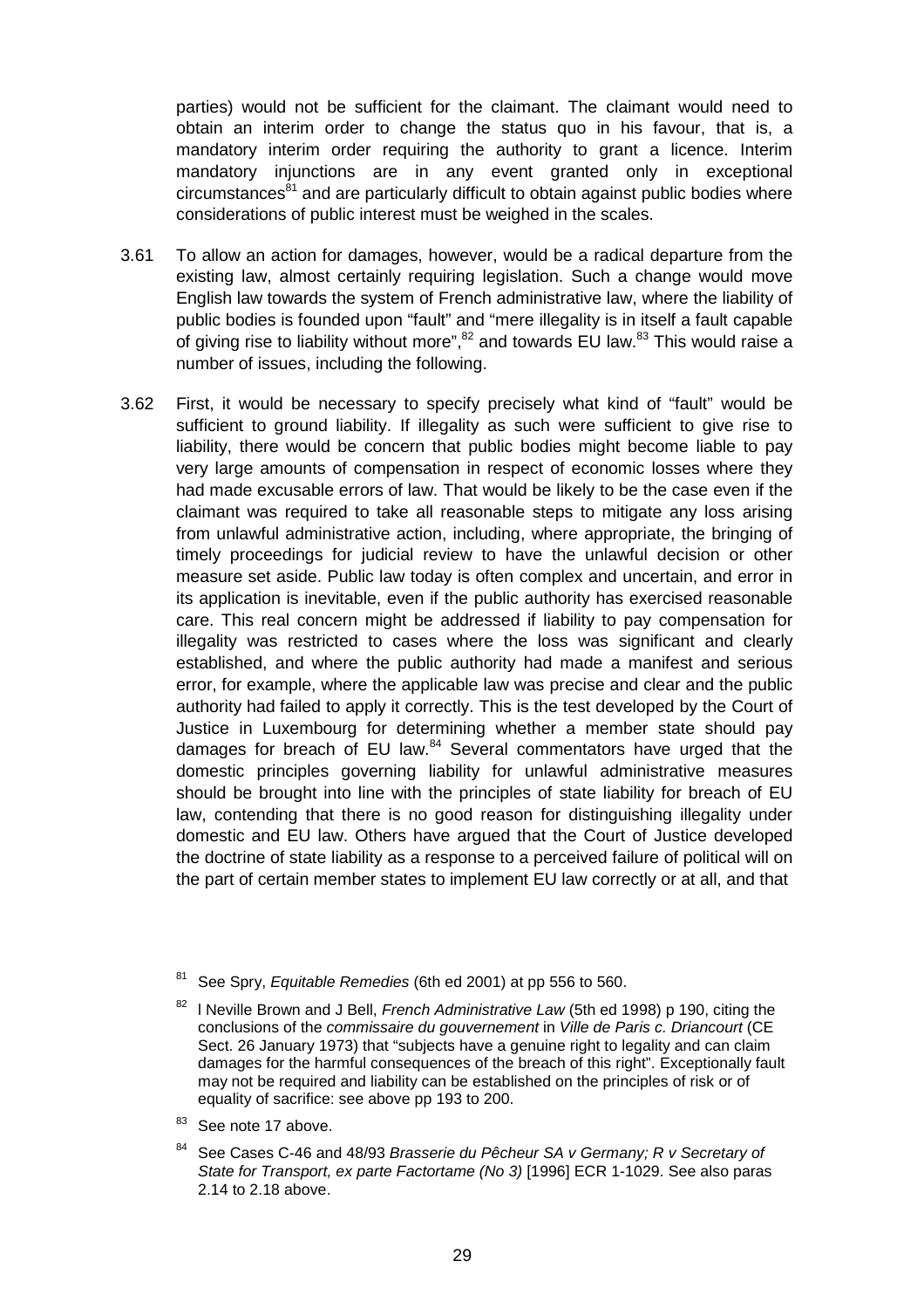parties) would not be sufficient for the claimant. The claimant would need to obtain an interim order to change the status quo in his favour, that is, a mandatory interim order requiring the authority to grant a licence. Interim mandatory injunctions are in any event granted only in exceptional circumstances[81] and are particularly difficult to obtain against public bodies where considerations of public interest must be weighed in the scales.

3.61 To allow an action for damages, however, would be a radical departure from the existing law, almost certainly requiring legislation. Such a change would move English law towards the system of French administrative law, where the liability of public bodies is founded upon "fault" and "mere illegality is in itself a fault capable of giving rise to liability without more",[82] and towards EU law.[83] This would raise a number of issues, including the following.

3.62 First, it would be necessary to specify precisely what kind of "fault" would be sufficient to ground liability. If illegality as such were sufficient to give rise to liability, there would be concern that public bodies might become liable to pay very large amounts of compensation in respect of economic losses where they had made excusable errors of law. That would be likely to be the case even if the claimant was required to take all reasonable steps to mitigate any loss arising from unlawful administrative action, including, where appropriate, the bringing of timely proceedings for judicial review to have the unlawful decision or other measure set aside. Public law today is often complex and uncertain, and error in its application is inevitable, even if the public authority has exercised reasonable care. This real concern might be addressed if liability to pay compensation for illegality was restricted to cases where the loss was significant and clearly established, and where the public authority had made a manifest and serious error, for example, where the applicable law was precise and clear and the public authority had failed to apply it correctly. This is the test developed by the Court of Justice in Luxembourg for determining whether a member state should pay damages for breach of EU law.[84] Several commentators have urged that the domestic principles governing liability for unlawful administrative measures should be brought into line with the principles of state liability for breach of EU law, contending that there is no good reason for distinguishing illegality under domestic and EU law. Others have argued that the Court of Justice developed the doctrine of state liability as a response to a perceived failure of political will on the part of certain member states to implement EU law correctly or at all, and that

[81] See Spry, *Equitable Remedies* (6th ed 2001) at pp 556 to 560.

[82] l Neville Brown and J Bell, *French Administrative Law* (5th ed 1998) p 190, citing the conclusions of the *commissaire du gouvernement* in *Ville de Paris c. Driancourt* (CE Sect. 26 January 1973) that "subjects have a genuine right to legality and can claim damages for the harmful consequences of the breach of this right". Exceptionally fault may not be required and liability can be established on the principles of risk or of equality of sacrifice: see above pp 193 to 200.

[83] See note 17 above.

[84] See Cases C-46 and 48/93 *Brasserie du Pêcheur SA v Germany; R v Secretary of State for Transport, ex parte Factortame (No 3)* [1996] ECR 1-1029. See also paras 2.14 to 2.18 above.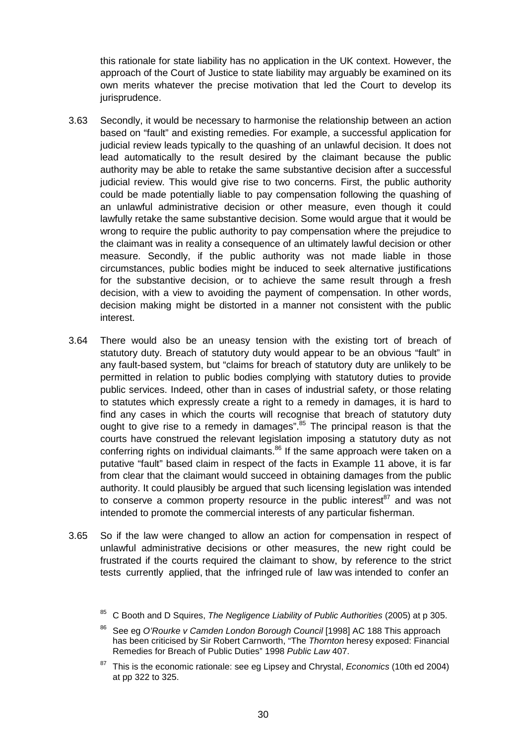this rationale for state liability has no application in the UK context. However, the approach of the Court of Justice to state liability may arguably be examined on its own merits whatever the precise motivation that led the Court to develop its jurisprudence.

3.63 Secondly, it would be necessary to harmonise the relationship between an action based on "fault" and existing remedies. For example, a successful application for judicial review leads typically to the quashing of an unlawful decision. It does not lead automatically to the result desired by the claimant because the public authority may be able to retake the same substantive decision after a successful judicial review. This would give rise to two concerns. First, the public authority could be made potentially liable to pay compensation following the quashing of an unlawful administrative decision or other measure, even though it could lawfully retake the same substantive decision. Some would argue that it would be wrong to require the public authority to pay compensation where the prejudice to the claimant was in reality a consequence of an ultimately lawful decision or other measure. Secondly, if the public authority was not made liable in those circumstances, public bodies might be induced to seek alternative justifications for the substantive decision, or to achieve the same result through a fresh decision, with a view to avoiding the payment of compensation. In other words, decision making might be distorted in a manner not consistent with the public interest.

3.64 There would also be an uneasy tension with the existing tort of breach of statutory duty. Breach of statutory duty would appear to be an obvious "fault" in any fault-based system, but "claims for breach of statutory duty are unlikely to be permitted in relation to public bodies complying with statutory duties to provide public services. Indeed, other than in cases of industrial safety, or those relating to statutes which expressly create a right to a remedy in damages, it is hard to find any cases in which the courts will recognise that breach of statutory duty ought to give rise to a remedy in damages".[85] The principal reason is that the courts have construed the relevant legislation imposing a statutory duty as not conferring rights on individual claimants.[86] If the same approach were taken on a putative "fault" based claim in respect of the facts in Example 11 above, it is far from clear that the claimant would succeed in obtaining damages from the public authority. It could plausibly be argued that such licensing legislation was intended to conserve a common property resource in the public interest[87] and was not intended to promote the commercial interests of any particular fisherman.

3.65 So if the law were changed to allow an action for compensation in respect of unlawful administrative decisions or other measures, the new right could be frustrated if the courts required the claimant to show, by reference to the strict tests currently applied, that the infringed rule of law was intended to confer an

[85] C Booth and D Squires, *The Negligence Liability of Public Authorities* (2005) at p 305.

[86] See eg *O'Rourke v Camden London Borough Council* [1998] AC 188 This approach has been criticised by Sir Robert Carnworth, "The *Thornton* heresy exposed: Financial Remedies for Breach of Public Duties" 1998 *Public Law* 407.

[87] This is the economic rationale: see eg Lipsey and Chrystal, *Economics* (10th ed 2004) at pp 322 to 325.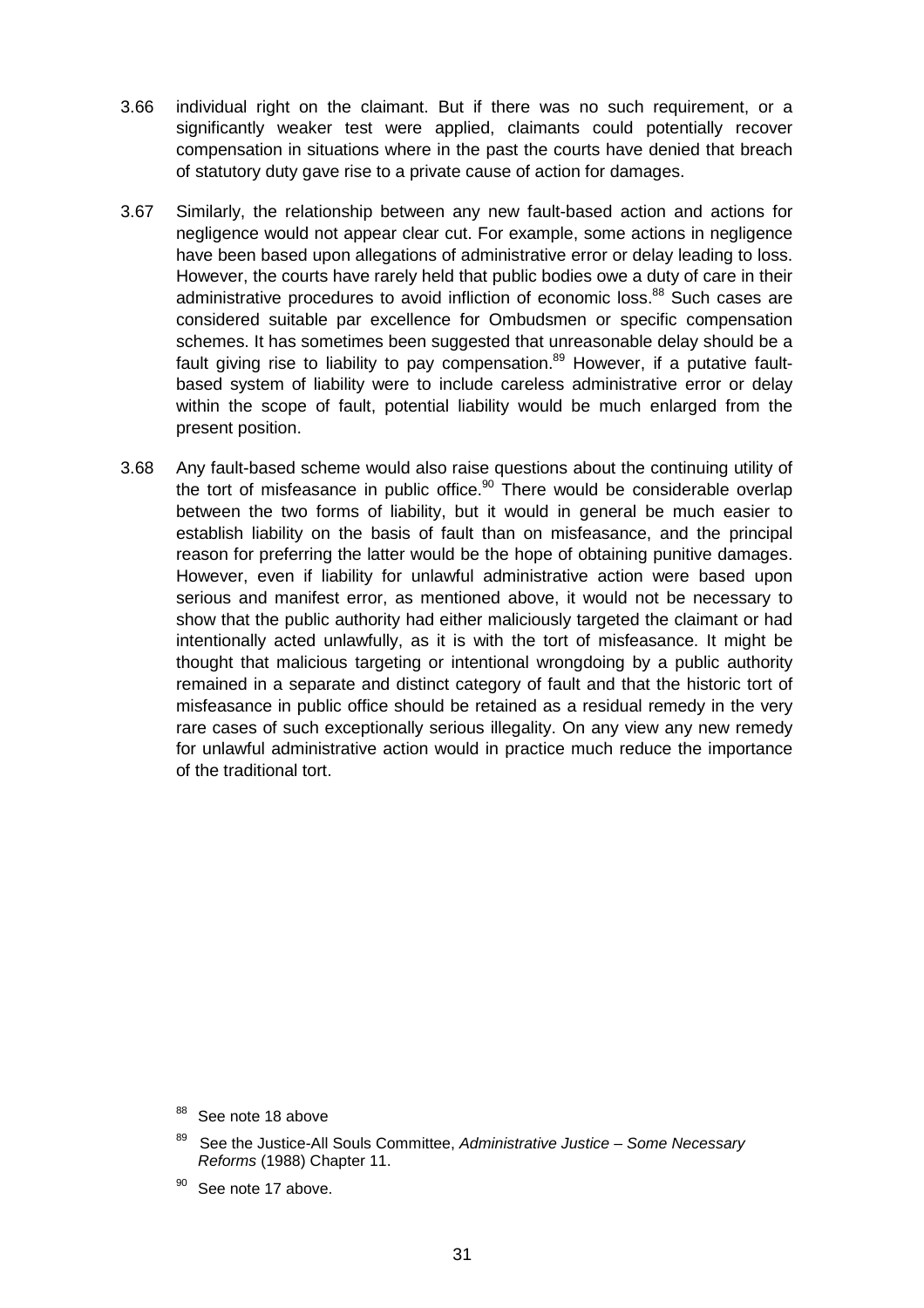3.66 individual right on the claimant. But if there was no such requirement, or a significantly weaker test were applied, claimants could potentially recover compensation in situations where in the past the courts have denied that breach of statutory duty gave rise to a private cause of action for damages.

3.67 Similarly, the relationship between any new fault-based action and actions for negligence would not appear clear cut. For example, some actions in negligence have been based upon allegations of administrative error or delay leading to loss. However, the courts have rarely held that public bodies owe a duty of care in their administrative procedures to avoid infliction of economic loss.[88] Such cases are considered suitable par excellence for Ombudsmen or specific compensation schemes. It has sometimes been suggested that unreasonable delay should be a fault giving rise to liability to pay compensation.[89] However, if a putative fault-based system of liability were to include careless administrative error or delay within the scope of fault, potential liability would be much enlarged from the present position.

3.68 Any fault-based scheme would also raise questions about the continuing utility of the tort of misfeasance in public office.[90] There would be considerable overlap between the two forms of liability, but it would in general be much easier to establish liability on the basis of fault than on misfeasance, and the principal reason for preferring the latter would be the hope of obtaining punitive damages. However, even if liability for unlawful administrative action were based upon serious and manifest error, as mentioned above, it would not be necessary to show that the public authority had either maliciously targeted the claimant or had intentionally acted unlawfully, as it is with the tort of misfeasance. It might be thought that malicious targeting or intentional wrongdoing by a public authority remained in a separate and distinct category of fault and that the historic tort of misfeasance in public office should be retained as a residual remedy in the very rare cases of such exceptionally serious illegality. On any view any new remedy for unlawful administrative action would in practice much reduce the importance of the traditional tort.

---

[88] See note 18 above

[89] See the Justice-All Souls Committee, *Administrative Justice – Some Necessary Reforms* (1988) Chapter 11.

[90] See note 17 above.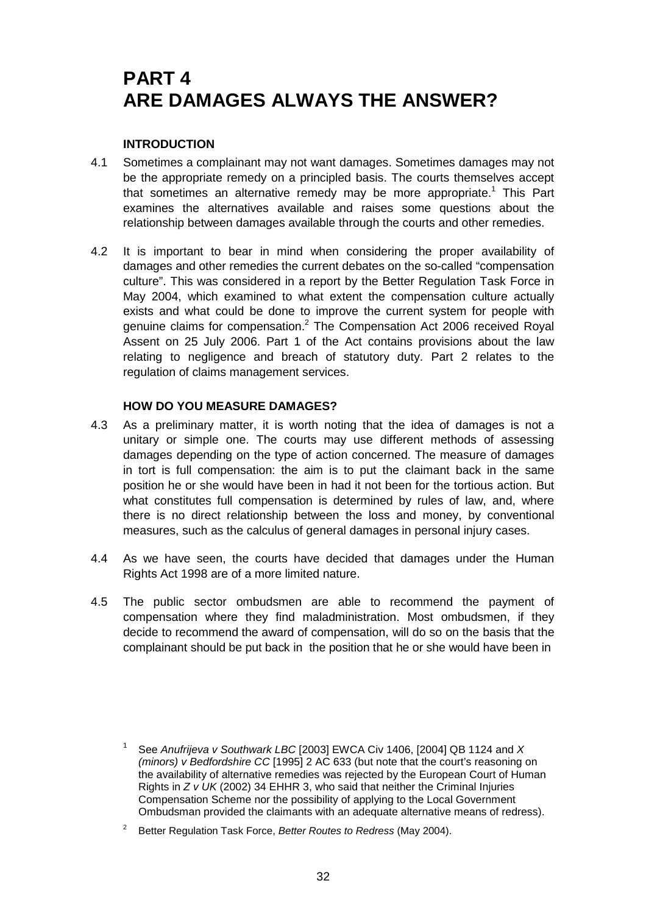# PART 4
# ARE DAMAGES ALWAYS THE ANSWER?

### INTRODUCTION

4.1 Sometimes a complainant may not want damages. Sometimes damages may not be the appropriate remedy on a principled basis. The courts themselves accept that sometimes an alternative remedy may be more appropriate.[1] This Part examines the alternatives available and raises some questions about the relationship between damages available through the courts and other remedies.

4.2 It is important to bear in mind when considering the proper availability of damages and other remedies the current debates on the so-called "compensation culture". This was considered in a report by the Better Regulation Task Force in May 2004, which examined to what extent the compensation culture actually exists and what could be done to improve the current system for people with genuine claims for compensation.[2] The Compensation Act 2006 received Royal Assent on 25 July 2006. Part 1 of the Act contains provisions about the law relating to negligence and breach of statutory duty. Part 2 relates to the regulation of claims management services.

### HOW DO YOU MEASURE DAMAGES?

4.3 As a preliminary matter, it is worth noting that the idea of damages is not a unitary or simple one. The courts may use different methods of assessing damages depending on the type of action concerned. The measure of damages in tort is full compensation: the aim is to put the claimant back in the same position he or she would have been in had it not been for the tortious action. But what constitutes full compensation is determined by rules of law, and, where there is no direct relationship between the loss and money, by conventional measures, such as the calculus of general damages in personal injury cases.

4.4 As we have seen, the courts have decided that damages under the Human Rights Act 1998 are of a more limited nature.

4.5 The public sector ombudsmen are able to recommend the payment of compensation where they find maladministration. Most ombudsmen, if they decide to recommend the award of compensation, will do so on the basis that the complainant should be put back in the position that he or she would have been in

---

[1] See *Anufrijeva v Southwark LBC* [2003] EWCA Civ 1406, [2004] QB 1124 and *X (minors) v Bedfordshire CC* [1995] 2 AC 633 (but note that the court's reasoning on the availability of alternative remedies was rejected by the European Court of Human Rights in *Z v UK* (2002) 34 EHRR 3, who said that neither the Criminal Injuries Compensation Scheme nor the possibility of applying to the Local Government Ombudsman provided the claimants with an adequate alternative means of redress).

[2] Better Regulation Task Force, *Better Routes to Redress* (May 2004).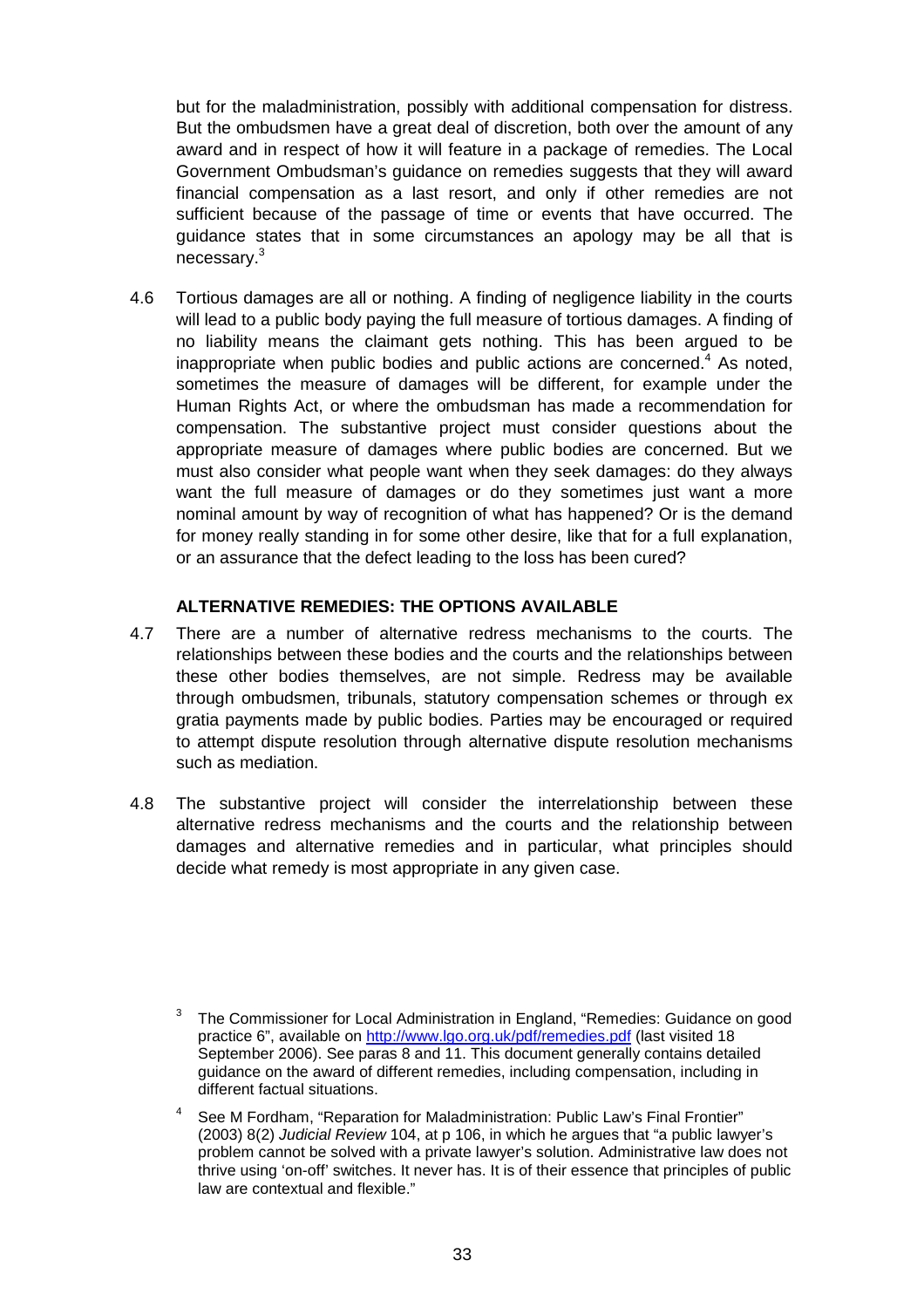but for the maladministration, possibly with additional compensation for distress. But the ombudsmen have a great deal of discretion, both over the amount of any award and in respect of how it will feature in a package of remedies. The Local Government Ombudsman's guidance on remedies suggests that they will award financial compensation as a last resort, and only if other remedies are not sufficient because of the passage of time or events that have occurred. The guidance states that in some circumstances an apology may be all that is necessary.[3]

4.6 Tortious damages are all or nothing. A finding of negligence liability in the courts will lead to a public body paying the full measure of tortious damages. A finding of no liability means the claimant gets nothing. This has been argued to be inappropriate when public bodies and public actions are concerned.[4] As noted, sometimes the measure of damages will be different, for example under the Human Rights Act, or where the ombudsman has made a recommendation for compensation. The substantive project must consider questions about the appropriate measure of damages where public bodies are concerned. But we must also consider what people want when they seek damages: do they always want the full measure of damages or do they sometimes just want a more nominal amount by way of recognition of what has happened? Or is the demand for money really standing in for some other desire, like that for a full explanation, or an assurance that the defect leading to the loss has been cured?

## ALTERNATIVE REMEDIES: THE OPTIONS AVAILABLE

4.7 There are a number of alternative redress mechanisms to the courts. The relationships between these bodies and the courts and the relationships between these other bodies themselves, are not simple. Redress may be available through ombudsmen, tribunals, statutory compensation schemes or through ex gratia payments made by public bodies. Parties may be encouraged or required to attempt dispute resolution through alternative dispute resolution mechanisms such as mediation.

4.8 The substantive project will consider the interrelationship between these alternative redress mechanisms and the courts and the relationship between damages and alternative remedies and in particular, what principles should decide what remedy is most appropriate in any given case.

---

[3] The Commissioner for Local Administration in England, "Remedies: Guidance on good practice 6", available on http://www.lgo.org.uk/pdf/remedies.pdf (last visited 18 September 2006). See paras 8 and 11. This document generally contains detailed guidance on the award of different remedies, including compensation, including in different factual situations.

[4] See M Fordham, "Reparation for Maladministration: Public Law's Final Frontier" (2003) 8(2) *Judicial Review* 104, at p 106, in which he argues that "a public lawyer's problem cannot be solved with a private lawyer's solution. Administrative law does not thrive using 'on-off' switches. It never has. It is of their essence that principles of public law are contextual and flexible."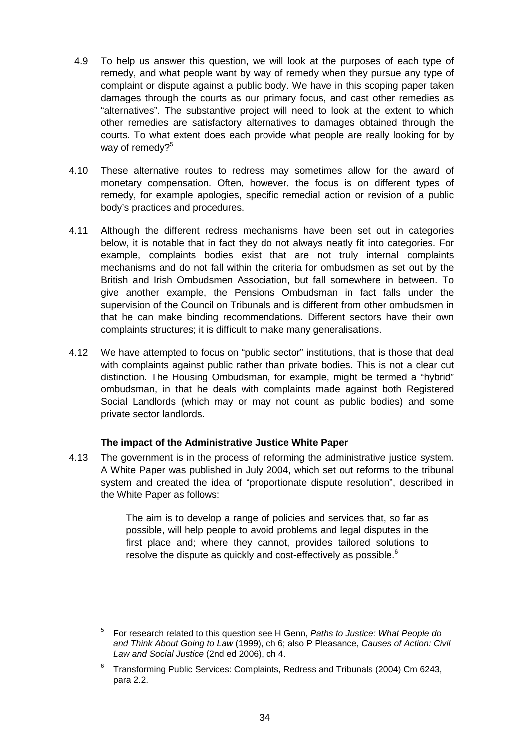4.9 To help us answer this question, we will look at the purposes of each type of remedy, and what people want by way of remedy when they pursue any type of complaint or dispute against a public body. We have in this scoping paper taken damages through the courts as our primary focus, and cast other remedies as "alternatives". The substantive project will need to look at the extent to which other remedies are satisfactory alternatives to damages obtained through the courts. To what extent does each provide what people are really looking for by way of remedy?[5]

4.10 These alternative routes to redress may sometimes allow for the award of monetary compensation. Often, however, the focus is on different types of remedy, for example apologies, specific remedial action or revision of a public body's practices and procedures.

4.11 Although the different redress mechanisms have been set out in categories below, it is notable that in fact they do not always neatly fit into categories. For example, complaints bodies exist that are not truly internal complaints mechanisms and do not fall within the criteria for ombudsmen as set out by the British and Irish Ombudsmen Association, but fall somewhere in between. To give another example, the Pensions Ombudsman in fact falls under the supervision of the Council on Tribunals and is different from other ombudsmen in that he can make binding recommendations. Different sectors have their own complaints structures; it is difficult to make many generalisations.

4.12 We have attempted to focus on "public sector" institutions, that is those that deal with complaints against public rather than private bodies. This is not a clear cut distinction. The Housing Ombudsman, for example, might be termed a "hybrid" ombudsman, in that he deals with complaints made against both Registered Social Landlords (which may or may not count as public bodies) and some private sector landlords.

**The impact of the Administrative Justice White Paper**

4.13 The government is in the process of reforming the administrative justice system. A White Paper was published in July 2004, which set out reforms to the tribunal system and created the idea of "proportionate dispute resolution", described in the White Paper as follows:

> The aim is to develop a range of policies and services that, so far as possible, will help people to avoid problems and legal disputes in the first place and; where they cannot, provides tailored solutions to resolve the dispute as quickly and cost-effectively as possible.[6]

---

[5] For research related to this question see H Genn, *Paths to Justice: What People do and Think About Going to Law* (1999), ch 6; also P Pleasance, *Causes of Action: Civil Law and Social Justice* (2nd ed 2006), ch 4.

[6] Transforming Public Services: Complaints, Redress and Tribunals (2004) Cm 6243, para 2.2.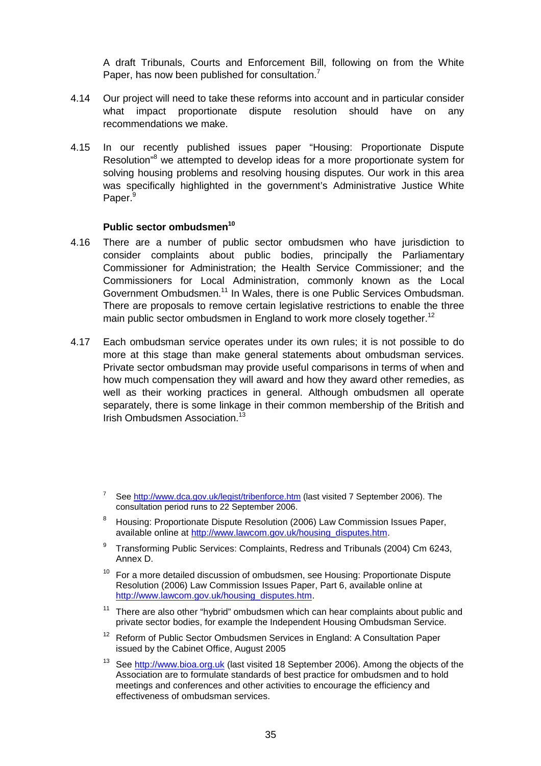A draft Tribunals, Courts and Enforcement Bill, following on from the White Paper, has now been published for consultation.[7]

4.14 Our project will need to take these reforms into account and in particular consider what impact proportionate dispute resolution should have on any recommendations we make.

4.15 In our recently published issues paper "Housing: Proportionate Dispute Resolution"[8] we attempted to develop ideas for a more proportionate system for solving housing problems and resolving housing disputes. Our work in this area was specifically highlighted in the government's Administrative Justice White Paper.[9]

### Public sector ombudsmen[10]

4.16 There are a number of public sector ombudsmen who have jurisdiction to consider complaints about public bodies, principally the Parliamentary Commissioner for Administration; the Health Service Commissioner; and the Commissioners for Local Administration, commonly known as the Local Government Ombudsmen.[11] In Wales, there is one Public Services Ombudsman. There are proposals to remove certain legislative restrictions to enable the three main public sector ombudsmen in England to work more closely together.[12]

4.17 Each ombudsman service operates under its own rules; it is not possible to do more at this stage than make general statements about ombudsman services. Private sector ombudsman may provide useful comparisons in terms of when and how much compensation they will award and how they award other remedies, as well as their working practices in general. Although ombudsmen all operate separately, there is some linkage in their common membership of the British and Irish Ombudsmen Association.[13]

---

[7] See http://www.dca.gov.uk/legist/tribenforce.htm (last visited 7 September 2006). The consultation period runs to 22 September 2006.

[8] Housing: Proportionate Dispute Resolution (2006) Law Commission Issues Paper, available online at http://www.lawcom.gov.uk/housing_disputes.htm.

[9] Transforming Public Services: Complaints, Redress and Tribunals (2004) Cm 6243, Annex D.

[10] For a more detailed discussion of ombudsmen, see Housing: Proportionate Dispute Resolution (2006) Law Commission Issues Paper, Part 6, available online at http://www.lawcom.gov.uk/housing_disputes.htm.

[11] There are also other "hybrid" ombudsmen which can hear complaints about public and private sector bodies, for example the Independent Housing Ombudsman Service.

[12] Reform of Public Sector Ombudsmen Services in England: A Consultation Paper issued by the Cabinet Office, August 2005

[13] See http://www.bioa.org.uk (last visited 18 September 2006). Among the objects of the Association are to formulate standards of best practice for ombudsmen and to hold meetings and conferences and other activities to encourage the efficiency and effectiveness of ombudsman services.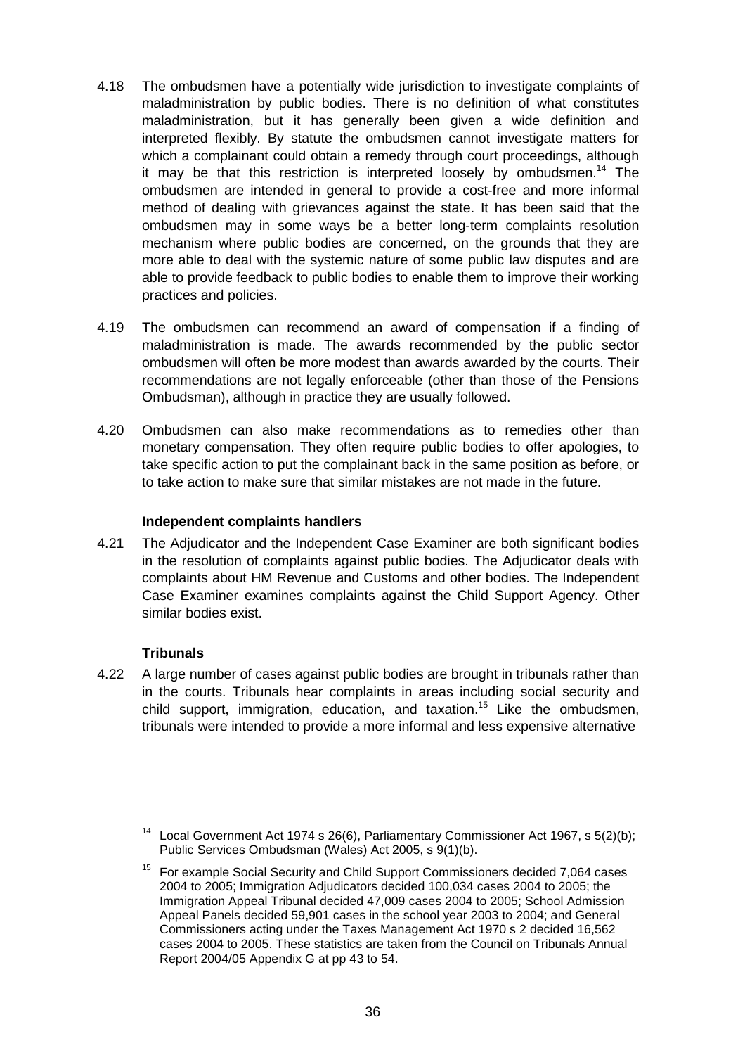4.18 The ombudsmen have a potentially wide jurisdiction to investigate complaints of maladministration by public bodies. There is no definition of what constitutes maladministration, but it has generally been given a wide definition and interpreted flexibly. By statute the ombudsmen cannot investigate matters for which a complainant could obtain a remedy through court proceedings, although it may be that this restriction is interpreted loosely by ombudsmen.[14] The ombudsmen are intended in general to provide a cost-free and more informal method of dealing with grievances against the state. It has been said that the ombudsmen may in some ways be a better long-term complaints resolution mechanism where public bodies are concerned, on the grounds that they are more able to deal with the systemic nature of some public law disputes and are able to provide feedback to public bodies to enable them to improve their working practices and policies.

4.19 The ombudsmen can recommend an award of compensation if a finding of maladministration is made. The awards recommended by the public sector ombudsmen will often be more modest than awards awarded by the courts. Their recommendations are not legally enforceable (other than those of the Pensions Ombudsman), although in practice they are usually followed.

4.20 Ombudsmen can also make recommendations as to remedies other than monetary compensation. They often require public bodies to offer apologies, to take specific action to put the complainant back in the same position as before, or to take action to make sure that similar mistakes are not made in the future.

### Independent complaints handlers

4.21 The Adjudicator and the Independent Case Examiner are both significant bodies in the resolution of complaints against public bodies. The Adjudicator deals with complaints about HM Revenue and Customs and other bodies. The Independent Case Examiner examines complaints against the Child Support Agency. Other similar bodies exist.

### Tribunals

4.22 A large number of cases against public bodies are brought in tribunals rather than in the courts. Tribunals hear complaints in areas including social security and child support, immigration, education, and taxation.[15] Like the ombudsmen, tribunals were intended to provide a more informal and less expensive alternative

[14] Local Government Act 1974 s 26(6), Parliamentary Commissioner Act 1967, s 5(2)(b); Public Services Ombudsman (Wales) Act 2005, s 9(1)(b).

[15] For example Social Security and Child Support Commissioners decided 7,064 cases 2004 to 2005; Immigration Adjudicators decided 100,034 cases 2004 to 2005; the Immigration Appeal Tribunal decided 47,009 cases 2004 to 2005; School Admission Appeal Panels decided 59,901 cases in the school year 2003 to 2004; and General Commissioners acting under the Taxes Management Act 1970 s 2 decided 16,562 cases 2004 to 2005. These statistics are taken from the Council on Tribunals Annual Report 2004/05 Appendix G at pp 43 to 54.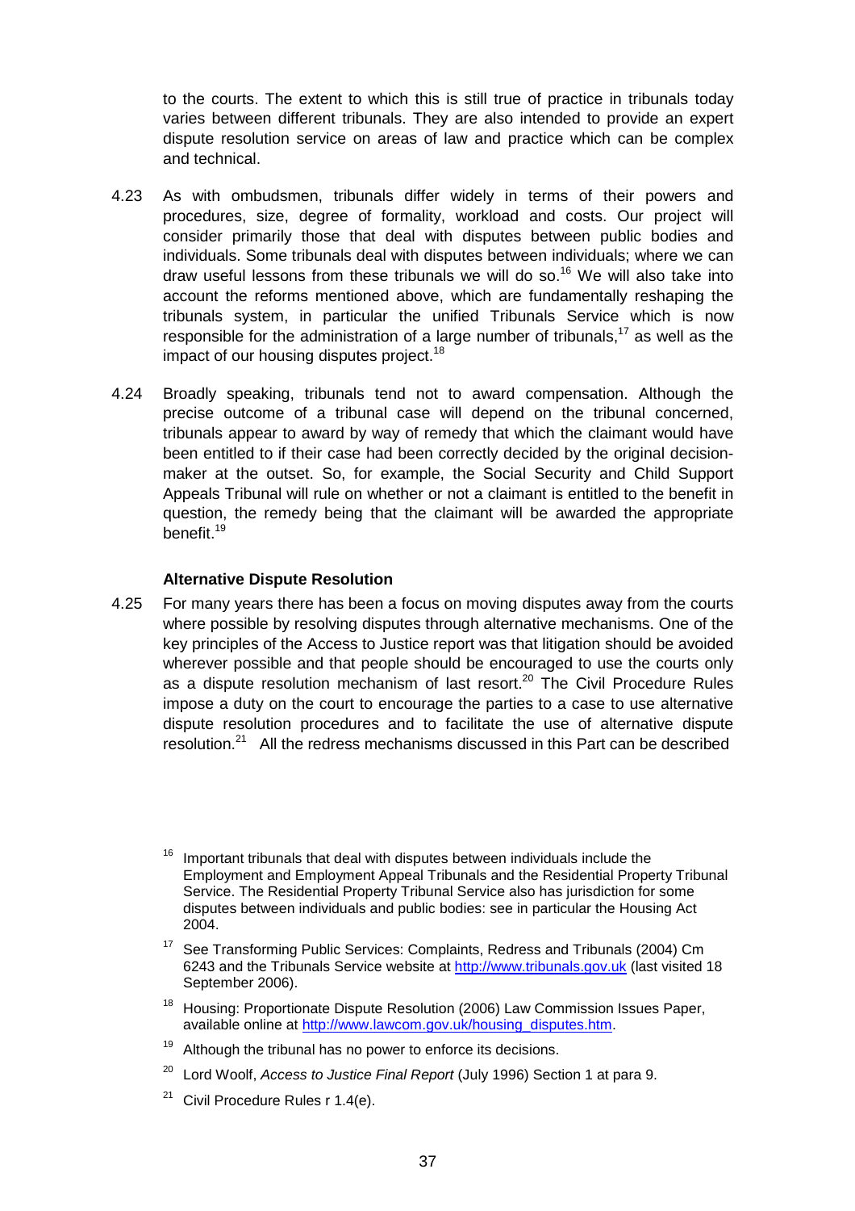to the courts. The extent to which this is still true of practice in tribunals today varies between different tribunals. They are also intended to provide an expert dispute resolution service on areas of law and practice which can be complex and technical.

4.23 As with ombudsmen, tribunals differ widely in terms of their powers and procedures, size, degree of formality, workload and costs. Our project will consider primarily those that deal with disputes between public bodies and individuals. Some tribunals deal with disputes between individuals; where we can draw useful lessons from these tribunals we will do so.[16] We will also take into account the reforms mentioned above, which are fundamentally reshaping the tribunals system, in particular the unified Tribunals Service which is now responsible for the administration of a large number of tribunals,[17] as well as the impact of our housing disputes project.[18]

4.24 Broadly speaking, tribunals tend not to award compensation. Although the precise outcome of a tribunal case will depend on the tribunal concerned, tribunals appear to award by way of remedy that which the claimant would have been entitled to if their case had been correctly decided by the original decision-maker at the outset. So, for example, the Social Security and Child Support Appeals Tribunal will rule on whether or not a claimant is entitled to the benefit in question, the remedy being that the claimant will be awarded the appropriate benefit.[19]

### Alternative Dispute Resolution

4.25 For many years there has been a focus on moving disputes away from the courts where possible by resolving disputes through alternative mechanisms. One of the key principles of the Access to Justice report was that litigation should be avoided wherever possible and that people should be encouraged to use the courts only as a dispute resolution mechanism of last resort.[20] The Civil Procedure Rules impose a duty on the court to encourage the parties to a case to use alternative dispute resolution procedures and to facilitate the use of alternative dispute resolution.[21] All the redress mechanisms discussed in this Part can be described

---

[16] Important tribunals that deal with disputes between individuals include the Employment and Employment Appeal Tribunals and the Residential Property Tribunal Service. The Residential Property Tribunal Service also has jurisdiction for some disputes between individuals and public bodies: see in particular the Housing Act 2004.

[17] See Transforming Public Services: Complaints, Redress and Tribunals (2004) Cm 6243 and the Tribunals Service website at http://www.tribunals.gov.uk (last visited 18 September 2006).

[18] Housing: Proportionate Dispute Resolution (2006) Law Commission Issues Paper, available online at http://www.lawcom.gov.uk/housing_disputes.htm.

[19] Although the tribunal has no power to enforce its decisions.

[20] Lord Woolf, *Access to Justice Final Report* (July 1996) Section 1 at para 9.

[21] Civil Procedure Rules r 1.4(e).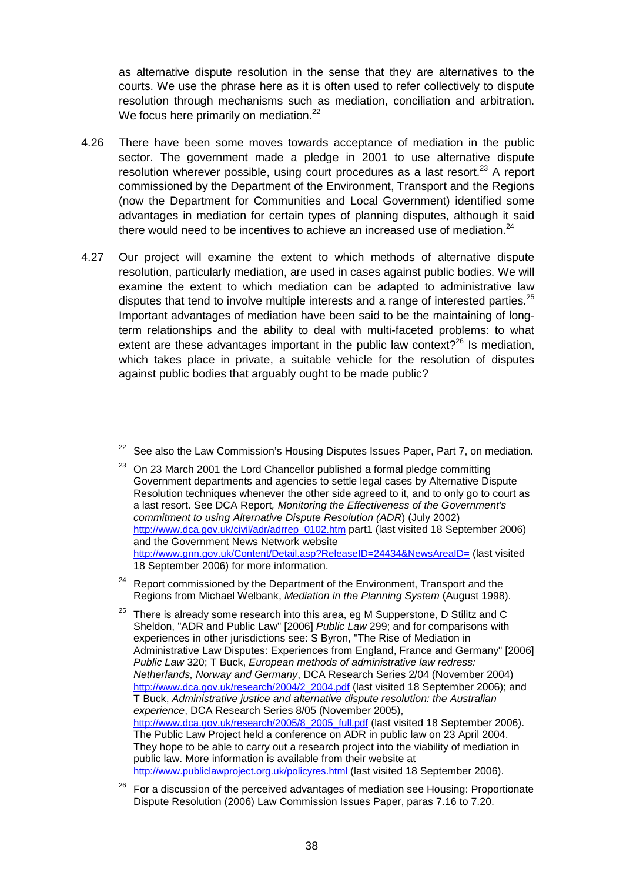as alternative dispute resolution in the sense that they are alternatives to the courts. We use the phrase here as it is often used to refer collectively to dispute resolution through mechanisms such as mediation, conciliation and arbitration. We focus here primarily on mediation.[22]

4.26 There have been some moves towards acceptance of mediation in the public sector. The government made a pledge in 2001 to use alternative dispute resolution wherever possible, using court procedures as a last resort.[23] A report commissioned by the Department of the Environment, Transport and the Regions (now the Department for Communities and Local Government) identified some advantages in mediation for certain types of planning disputes, although it said there would need to be incentives to achieve an increased use of mediation.[24]

4.27 Our project will examine the extent to which methods of alternative dispute resolution, particularly mediation, are used in cases against public bodies. We will examine the extent to which mediation can be adapted to administrative law disputes that tend to involve multiple interests and a range of interested parties.[25] Important advantages of mediation have been said to be the maintaining of long-term relationships and the ability to deal with multi-faceted problems: to what extent are these advantages important in the public law context?[26] Is mediation, which takes place in private, a suitable vehicle for the resolution of disputes against public bodies that arguably ought to be made public?

[22] See also the Law Commission's Housing Disputes Issues Paper, Part 7, on mediation.

[23] On 23 March 2001 the Lord Chancellor published a formal pledge committing Government departments and agencies to settle legal cases by Alternative Dispute Resolution techniques whenever the other side agreed to it, and to only go to court as a last resort. See DCA Report*, Monitoring the Effectiveness of the Government's commitment to using Alternative Dispute Resolution (ADR*) (July 2002) http://www.dca.gov.uk/civil/adr/adrrep_0102.htm part1 (last visited 18 September 2006) and the Government News Network website http://www.gnn.gov.uk/Content/Detail.asp?ReleaseID=24434&NewsAreaID= (last visited 18 September 2006) for more information.

[24] Report commissioned by the Department of the Environment, Transport and the Regions from Michael Welbank, *Mediation in the Planning System* (August 1998).

[25] There is already some research into this area, eg M Supperstone, D Stilitz and C Sheldon, "ADR and Public Law" [2006] *Public Law* 299; and for comparisons with experiences in other jurisdictions see: S Byron, "The Rise of Mediation in Administrative Law Disputes: Experiences from England, France and Germany" [2006] *Public Law* 320; T Buck, *European methods of administrative law redress: Netherlands, Norway and Germany*, DCA Research Series 2/04 (November 2004) http://www.dca.gov.uk/research/2004/2_2004.pdf (last visited 18 September 2006); and T Buck, *Administrative justice and alternative dispute resolution: the Australian experience*, DCA Research Series 8/05 (November 2005), http://www.dca.gov.uk/research/2005/8_2005_full.pdf (last visited 18 September 2006). The Public Law Project held a conference on ADR in public law on 23 April 2004. They hope to be able to carry out a research project into the viability of mediation in public law. More information is available from their website at http://www.publiclawproject.org.uk/policyres.html (last visited 18 September 2006).

[26] For a discussion of the perceived advantages of mediation see Housing: Proportionate Dispute Resolution (2006) Law Commission Issues Paper, paras 7.16 to 7.20.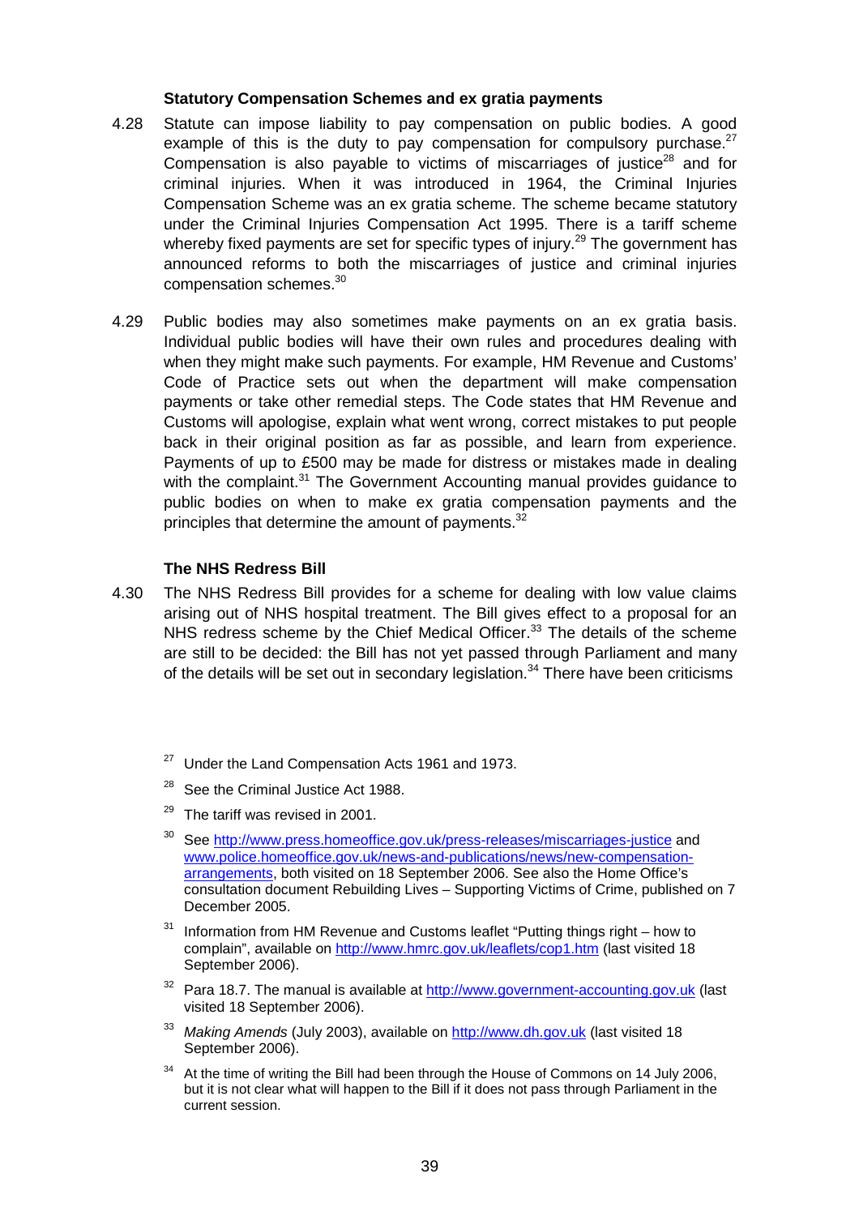### Statutory Compensation Schemes and ex gratia payments

4.28 Statute can impose liability to pay compensation on public bodies. A good example of this is the duty to pay compensation for compulsory purchase.[27] Compensation is also payable to victims of miscarriages of justice[28] and for criminal injuries. When it was introduced in 1964, the Criminal Injuries Compensation Scheme was an ex gratia scheme. The scheme became statutory under the Criminal Injuries Compensation Act 1995. There is a tariff scheme whereby fixed payments are set for specific types of injury.[29] The government has announced reforms to both the miscarriages of justice and criminal injuries compensation schemes.[30]

4.29 Public bodies may also sometimes make payments on an ex gratia basis. Individual public bodies will have their own rules and procedures dealing with when they might make such payments. For example, HM Revenue and Customs' Code of Practice sets out when the department will make compensation payments or take other remedial steps. The Code states that HM Revenue and Customs will apologise, explain what went wrong, correct mistakes to put people back in their original position as far as possible, and learn from experience. Payments of up to £500 may be made for distress or mistakes made in dealing with the complaint.[31] The Government Accounting manual provides guidance to public bodies on when to make ex gratia compensation payments and the principles that determine the amount of payments.[32]

### The NHS Redress Bill

4.30 The NHS Redress Bill provides for a scheme for dealing with low value claims arising out of NHS hospital treatment. The Bill gives effect to a proposal for an NHS redress scheme by the Chief Medical Officer.[33] The details of the scheme are still to be decided: the Bill has not yet passed through Parliament and many of the details will be set out in secondary legislation.[34] There have been criticisms

---

[27] Under the Land Compensation Acts 1961 and 1973.

[28] See the Criminal Justice Act 1988.

[29] The tariff was revised in 2001.

[30] See http://www.press.homeoffice.gov.uk/press-releases/miscarriages-justice and www.police.homeoffice.gov.uk/news-and-publications/news/new-compensation-arrangements, both visited on 18 September 2006. See also the Home Office's consultation document Rebuilding Lives – Supporting Victims of Crime, published on 7 December 2005.

[31] Information from HM Revenue and Customs leaflet "Putting things right – how to complain", available on http://www.hmrc.gov.uk/leaflets/cop1.htm (last visited 18 September 2006).

[32] Para 18.7. The manual is available at http://www.government-accounting.gov.uk (last visited 18 September 2006).

[33] *Making Amends* (July 2003), available on http://www.dh.gov.uk (last visited 18 September 2006).

[34] At the time of writing the Bill had been through the House of Commons on 14 July 2006, but it is not clear what will happen to the Bill if it does not pass through Parliament in the current session.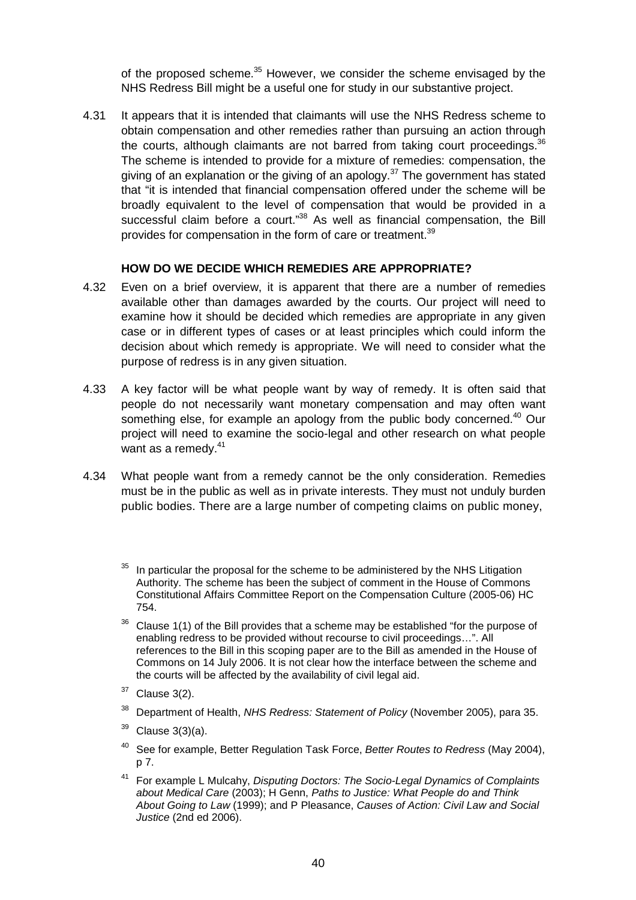of the proposed scheme.[35] However, we consider the scheme envisaged by the NHS Redress Bill might be a useful one for study in our substantive project.

4.31 It appears that it is intended that claimants will use the NHS Redress scheme to obtain compensation and other remedies rather than pursuing an action through the courts, although claimants are not barred from taking court proceedings.[36] The scheme is intended to provide for a mixture of remedies: compensation, the giving of an explanation or the giving of an apology.[37] The government has stated that "it is intended that financial compensation offered under the scheme will be broadly equivalent to the level of compensation that would be provided in a successful claim before a court."[38] As well as financial compensation, the Bill provides for compensation in the form of care or treatment.[39]

### HOW DO WE DECIDE WHICH REMEDIES ARE APPROPRIATE?

4.32 Even on a brief overview, it is apparent that there are a number of remedies available other than damages awarded by the courts. Our project will need to examine how it should be decided which remedies are appropriate in any given case or in different types of cases or at least principles which could inform the decision about which remedy is appropriate. We will need to consider what the purpose of redress is in any given situation.

4.33 A key factor will be what people want by way of remedy. It is often said that people do not necessarily want monetary compensation and may often want something else, for example an apology from the public body concerned.[40] Our project will need to examine the socio-legal and other research on what people want as a remedy.[41]

4.34 What people want from a remedy cannot be the only consideration. Remedies must be in the public as well as in private interests. They must not unduly burden public bodies. There are a large number of competing claims on public money,

---

[35] In particular the proposal for the scheme to be administered by the NHS Litigation Authority. The scheme has been the subject of comment in the House of Commons Constitutional Affairs Committee Report on the Compensation Culture (2005-06) HC 754.

[36] Clause 1(1) of the Bill provides that a scheme may be established "for the purpose of enabling redress to be provided without recourse to civil proceedings…". All references to the Bill in this scoping paper are to the Bill as amended in the House of Commons on 14 July 2006. It is not clear how the interface between the scheme and the courts will be affected by the availability of civil legal aid.

[37] Clause 3(2).

[38] Department of Health, *NHS Redress: Statement of Policy* (November 2005), para 35.

[39] Clause 3(3)(a).

[40] See for example, Better Regulation Task Force, *Better Routes to Redress* (May 2004), p 7.

[41] For example L Mulcahy, *Disputing Doctors: The Socio-Legal Dynamics of Complaints about Medical Care* (2003); H Genn, *Paths to Justice: What People do and Think About Going to Law* (1999); and P Pleasance, *Causes of Action: Civil Law and Social Justice* (2nd ed 2006).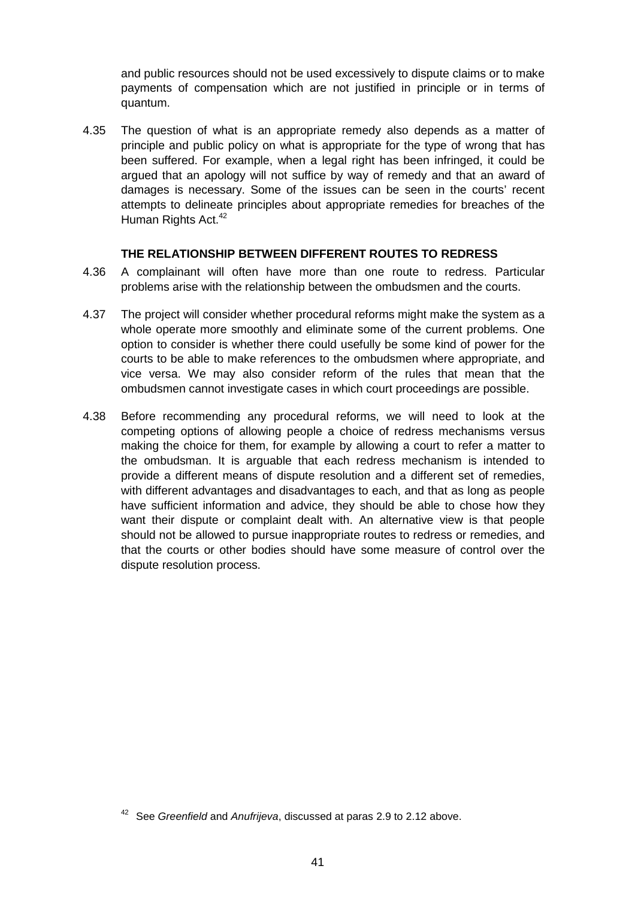and public resources should not be used excessively to dispute claims or to make payments of compensation which are not justified in principle or in terms of quantum.

4.35 The question of what is an appropriate remedy also depends as a matter of principle and public policy on what is appropriate for the type of wrong that has been suffered. For example, when a legal right has been infringed, it could be argued that an apology will not suffice by way of remedy and that an award of damages is necessary. Some of the issues can be seen in the courts' recent attempts to delineate principles about appropriate remedies for breaches of the Human Rights Act.[42]

### THE RELATIONSHIP BETWEEN DIFFERENT ROUTES TO REDRESS

4.36 A complainant will often have more than one route to redress. Particular problems arise with the relationship between the ombudsmen and the courts.

4.37 The project will consider whether procedural reforms might make the system as a whole operate more smoothly and eliminate some of the current problems. One option to consider is whether there could usefully be some kind of power for the courts to be able to make references to the ombudsmen where appropriate, and vice versa. We may also consider reform of the rules that mean that the ombudsmen cannot investigate cases in which court proceedings are possible.

4.38 Before recommending any procedural reforms, we will need to look at the competing options of allowing people a choice of redress mechanisms versus making the choice for them, for example by allowing a court to refer a matter to the ombudsman. It is arguable that each redress mechanism is intended to provide a different means of dispute resolution and a different set of remedies, with different advantages and disadvantages to each, and that as long as people have sufficient information and advice, they should be able to chose how they want their dispute or complaint dealt with. An alternative view is that people should not be allowed to pursue inappropriate routes to redress or remedies, and that the courts or other bodies should have some measure of control over the dispute resolution process.

[42] See *Greenfield* and *Anufrijeva*, discussed at paras 2.9 to 2.12 above.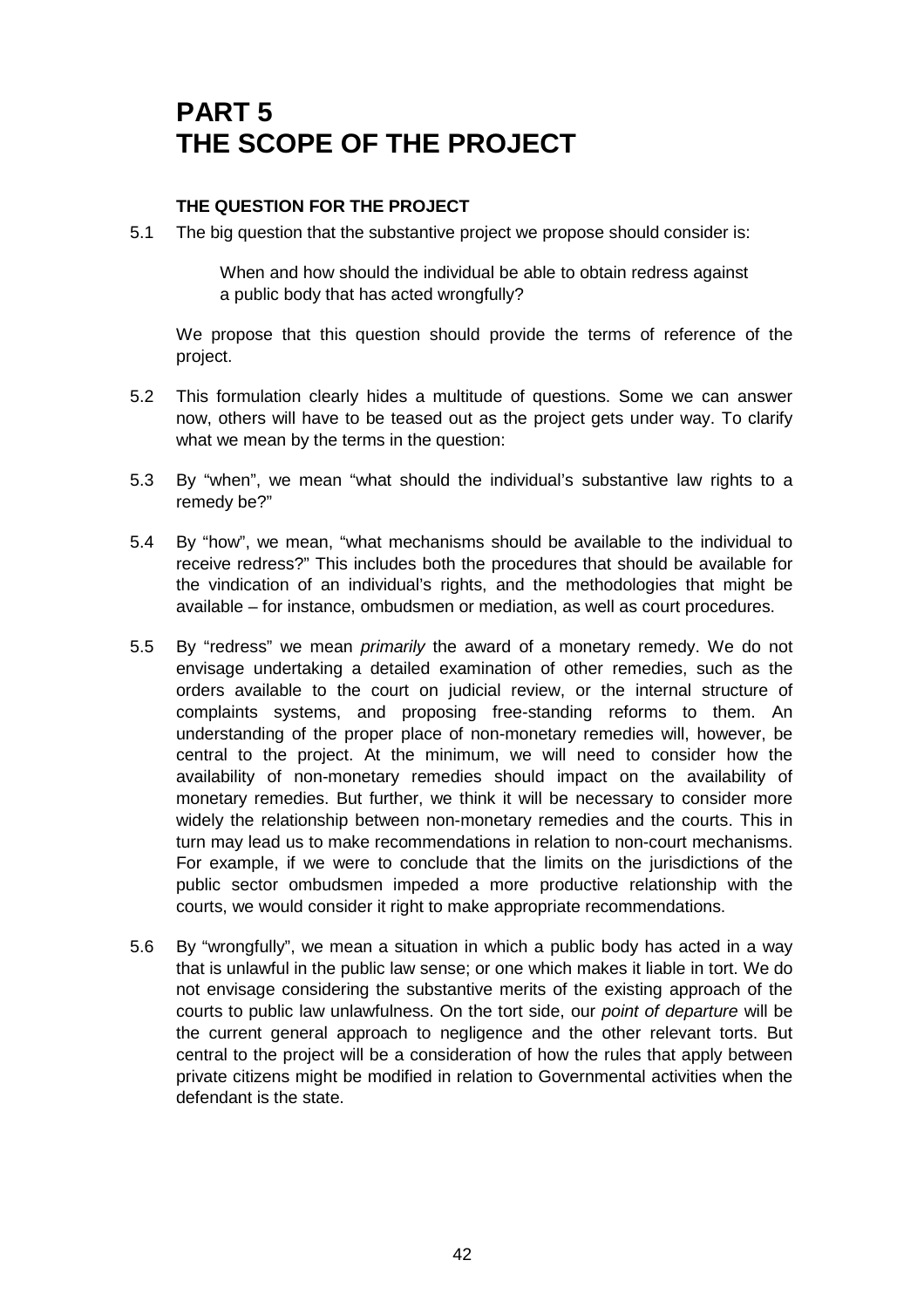# PART 5
# THE SCOPE OF THE PROJECT

### THE QUESTION FOR THE PROJECT

5.1 The big question that the substantive project we propose should consider is:

> When and how should the individual be able to obtain redress against a public body that has acted wrongfully?

We propose that this question should provide the terms of reference of the project.

5.2 This formulation clearly hides a multitude of questions. Some we can answer now, others will have to be teased out as the project gets under way. To clarify what we mean by the terms in the question:

5.3 By "when", we mean "what should the individual's substantive law rights to a remedy be?"

5.4 By "how", we mean, "what mechanisms should be available to the individual to receive redress?" This includes both the procedures that should be available for the vindication of an individual's rights, and the methodologies that might be available – for instance, ombudsmen or mediation, as well as court procedures.

5.5 By "redress" we mean *primarily* the award of a monetary remedy. We do not envisage undertaking a detailed examination of other remedies, such as the orders available to the court on judicial review, or the internal structure of complaints systems, and proposing free-standing reforms to them. An understanding of the proper place of non-monetary remedies will, however, be central to the project. At the minimum, we will need to consider how the availability of non-monetary remedies should impact on the availability of monetary remedies. But further, we think it will be necessary to consider more widely the relationship between non-monetary remedies and the courts. This in turn may lead us to make recommendations in relation to non-court mechanisms. For example, if we were to conclude that the limits on the jurisdictions of the public sector ombudsmen impeded a more productive relationship with the courts, we would consider it right to make appropriate recommendations.

5.6 By "wrongfully", we mean a situation in which a public body has acted in a way that is unlawful in the public law sense; or one which makes it liable in tort. We do not envisage considering the substantive merits of the existing approach of the courts to public law unlawfulness. On the tort side, our *point of departure* will be the current general approach to negligence and the other relevant torts. But central to the project will be a consideration of how the rules that apply between private citizens might be modified in relation to Governmental activities when the defendant is the state.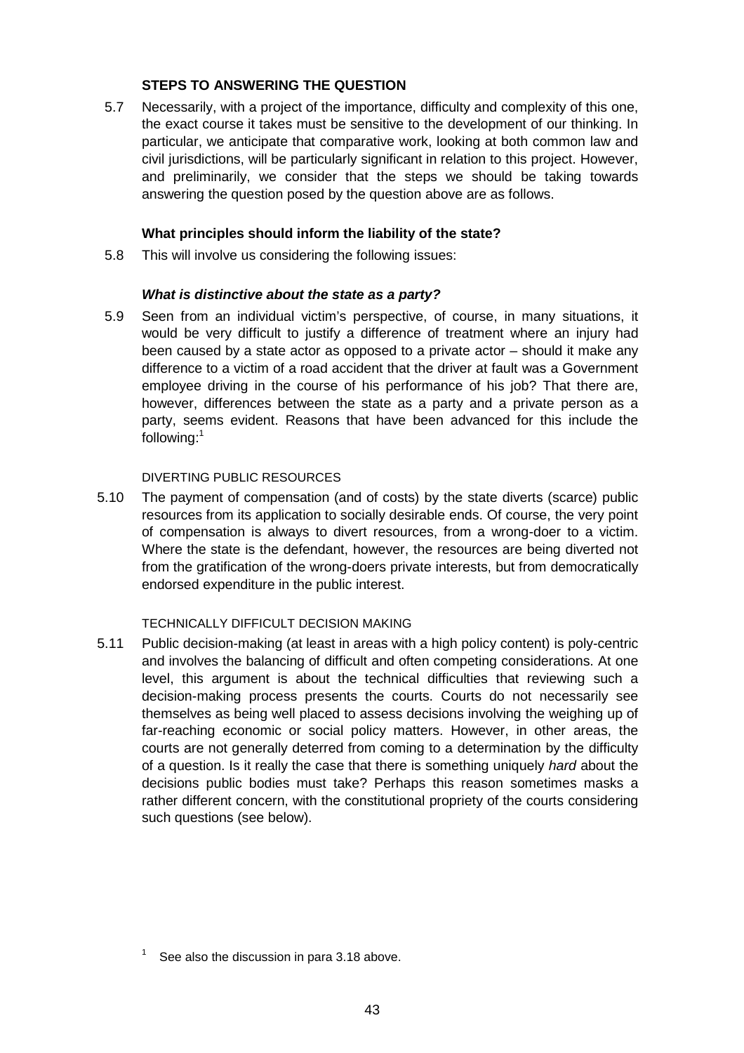### STEPS TO ANSWERING THE QUESTION

5.7 Necessarily, with a project of the importance, difficulty and complexity of this one, the exact course it takes must be sensitive to the development of our thinking. In particular, we anticipate that comparative work, looking at both common law and civil jurisdictions, will be particularly significant in relation to this project. However, and preliminarily, we consider that the steps we should be taking towards answering the question posed by the question above are as follows.

#### What principles should inform the liability of the state?

5.8 This will involve us considering the following issues:

##### *What is distinctive about the state as a party?*

5.9 Seen from an individual victim's perspective, of course, in many situations, it would be very difficult to justify a difference of treatment where an injury had been caused by a state actor as opposed to a private actor – should it make any difference to a victim of a road accident that the driver at fault was a Government employee driving in the course of his performance of his job? That there are, however, differences between the state as a party and a private person as a party, seems evident. Reasons that have been advanced for this include the following:[1]

DIVERTING PUBLIC RESOURCES

5.10 The payment of compensation (and of costs) by the state diverts (scarce) public resources from its application to socially desirable ends. Of course, the very point of compensation is always to divert resources, from a wrong-doer to a victim. Where the state is the defendant, however, the resources are being diverted not from the gratification of the wrong-doers private interests, but from democratically endorsed expenditure in the public interest.

TECHNICALLY DIFFICULT DECISION MAKING

5.11 Public decision-making (at least in areas with a high policy content) is poly-centric and involves the balancing of difficult and often competing considerations. At one level, this argument is about the technical difficulties that reviewing such a decision-making process presents the courts. Courts do not necessarily see themselves as being well placed to assess decisions involving the weighing up of far-reaching economic or social policy matters. However, in other areas, the courts are not generally deterred from coming to a determination by the difficulty of a question. Is it really the case that there is something uniquely *hard* about the decisions public bodies must take? Perhaps this reason sometimes masks a rather different concern, with the constitutional propriety of the courts considering such questions (see below).

[1] See also the discussion in para 3.18 above.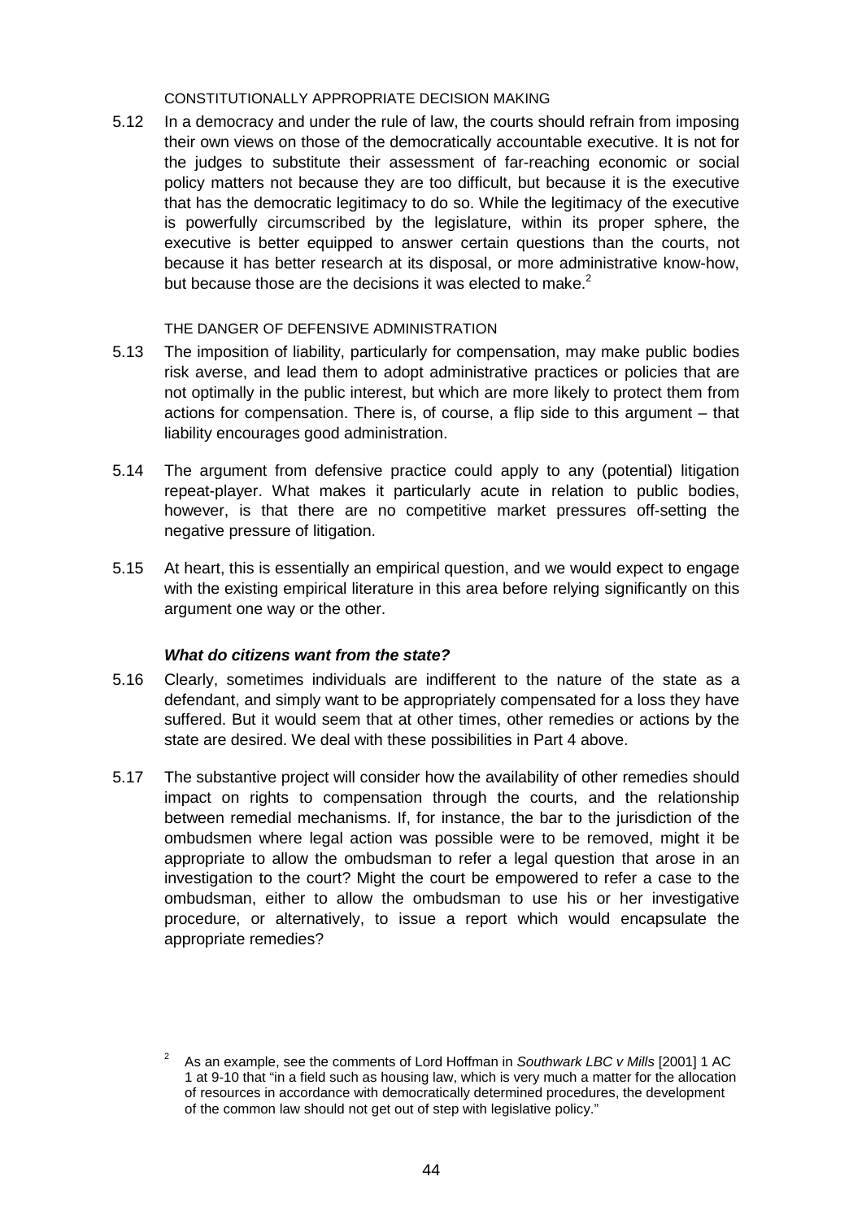CONSTITUTIONALLY APPROPRIATE DECISION MAKING

5.12 In a democracy and under the rule of law, the courts should refrain from imposing their own views on those of the democratically accountable executive. It is not for the judges to substitute their assessment of far-reaching economic or social policy matters not because they are too difficult, but because it is the executive that has the democratic legitimacy to do so. While the legitimacy of the executive is powerfully circumscribed by the legislature, within its proper sphere, the executive is better equipped to answer certain questions than the courts, not because it has better research at its disposal, or more administrative know-how, but because those are the decisions it was elected to make.[2]

THE DANGER OF DEFENSIVE ADMINISTRATION

5.13 The imposition of liability, particularly for compensation, may make public bodies risk averse, and lead them to adopt administrative practices or policies that are not optimally in the public interest, but which are more likely to protect them from actions for compensation. There is, of course, a flip side to this argument – that liability encourages good administration.

5.14 The argument from defensive practice could apply to any (potential) litigation repeat-player. What makes it particularly acute in relation to public bodies, however, is that there are no competitive market pressures off-setting the negative pressure of litigation.

5.15 At heart, this is essentially an empirical question, and we would expect to engage with the existing empirical literature in this area before relying significantly on this argument one way or the other.

### *What do citizens want from the state?*

5.16 Clearly, sometimes individuals are indifferent to the nature of the state as a defendant, and simply want to be appropriately compensated for a loss they have suffered. But it would seem that at other times, other remedies or actions by the state are desired. We deal with these possibilities in Part 4 above.

5.17 The substantive project will consider how the availability of other remedies should impact on rights to compensation through the courts, and the relationship between remedial mechanisms. If, for instance, the bar to the jurisdiction of the ombudsmen where legal action was possible were to be removed, might it be appropriate to allow the ombudsman to refer a legal question that arose in an investigation to the court? Might the court be empowered to refer a case to the ombudsman, either to allow the ombudsman to use his or her investigative procedure, or alternatively, to issue a report which would encapsulate the appropriate remedies?

[2] As an example, see the comments of Lord Hoffman in *Southwark LBC v Mills* [2001] 1 AC 1 at 9-10 that "in a field such as housing law, which is very much a matter for the allocation of resources in accordance with democratically determined procedures, the development of the common law should not get out of step with legislative policy."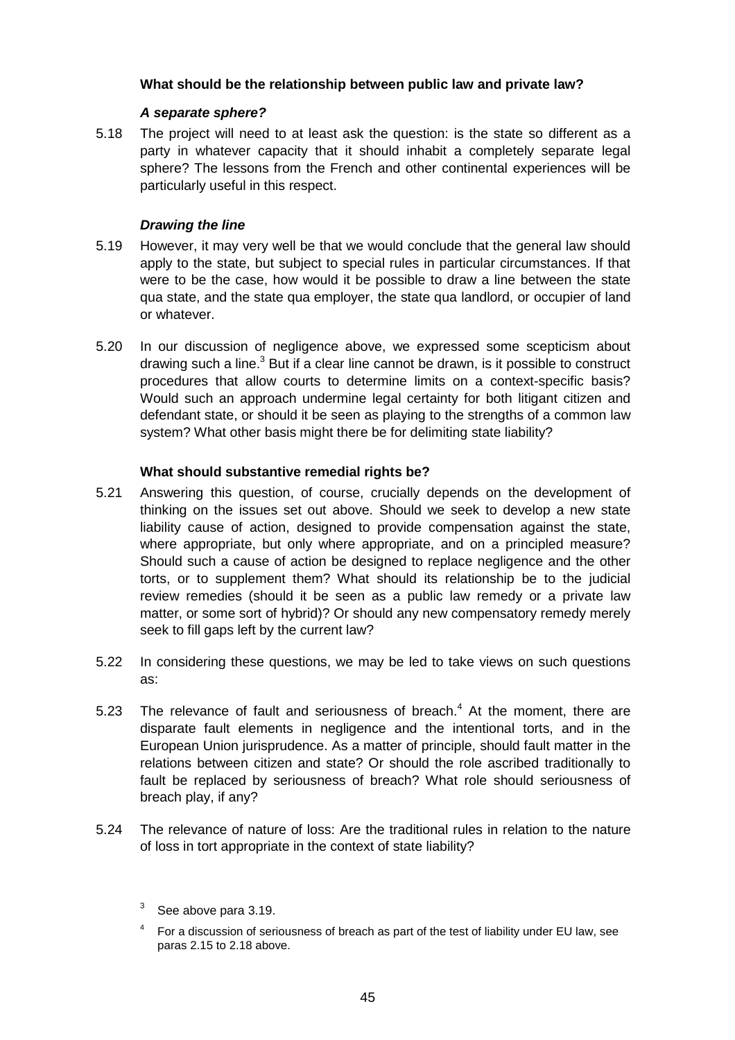**What should be the relationship between public law and private law?**

***A separate sphere?***

5.18 The project will need to at least ask the question: is the state so different as a party in whatever capacity that it should inhabit a completely separate legal sphere? The lessons from the French and other continental experiences will be particularly useful in this respect.

***Drawing the line***

5.19 However, it may very well be that we would conclude that the general law should apply to the state, but subject to special rules in particular circumstances. If that were to be the case, how would it be possible to draw a line between the state qua state, and the state qua employer, the state qua landlord, or occupier of land or whatever.

5.20 In our discussion of negligence above, we expressed some scepticism about drawing such a line.[3] But if a clear line cannot be drawn, is it possible to construct procedures that allow courts to determine limits on a context-specific basis? Would such an approach undermine legal certainty for both litigant citizen and defendant state, or should it be seen as playing to the strengths of a common law system? What other basis might there be for delimiting state liability?

**What should substantive remedial rights be?**

5.21 Answering this question, of course, crucially depends on the development of thinking on the issues set out above. Should we seek to develop a new state liability cause of action, designed to provide compensation against the state, where appropriate, but only where appropriate, and on a principled measure? Should such a cause of action be designed to replace negligence and the other torts, or to supplement them? What should its relationship be to the judicial review remedies (should it be seen as a public law remedy or a private law matter, or some sort of hybrid)? Or should any new compensatory remedy merely seek to fill gaps left by the current law?

5.22 In considering these questions, we may be led to take views on such questions as:

5.23 The relevance of fault and seriousness of breach.[4] At the moment, there are disparate fault elements in negligence and the intentional torts, and in the European Union jurisprudence. As a matter of principle, should fault matter in the relations between citizen and state? Or should the role ascribed traditionally to fault be replaced by seriousness of breach? What role should seriousness of breach play, if any?

5.24 The relevance of nature of loss: Are the traditional rules in relation to the nature of loss in tort appropriate in the context of state liability?

---

[3] See above para 3.19.

[4] For a discussion of seriousness of breach as part of the test of liability under EU law, see paras 2.15 to 2.18 above.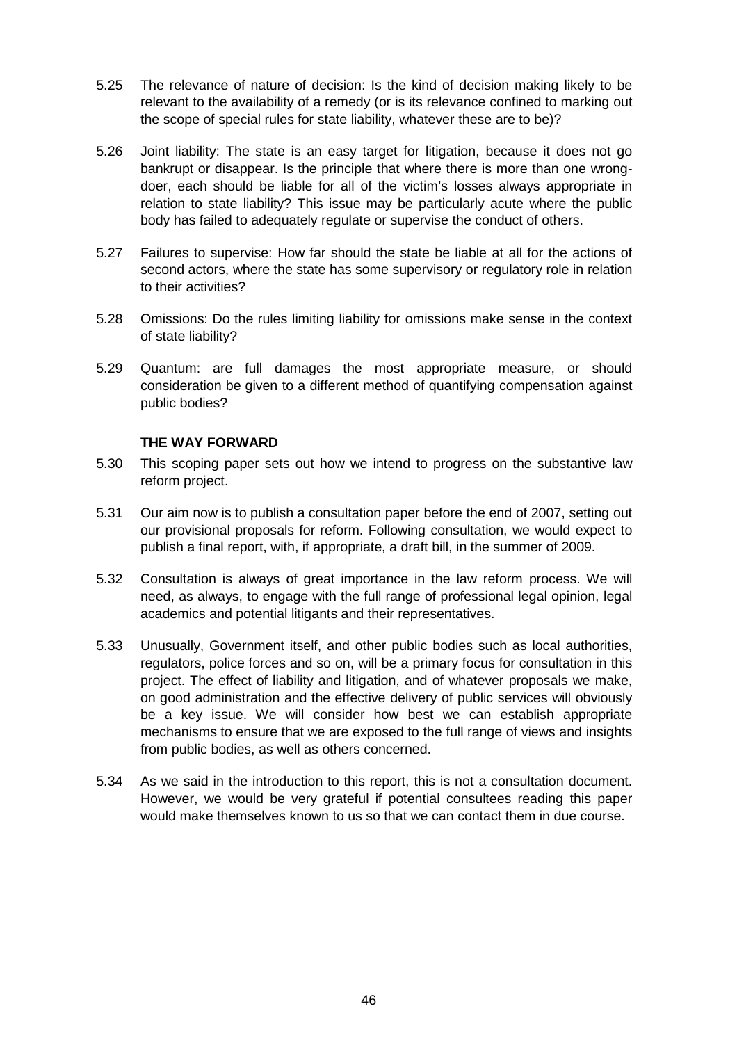5.25 The relevance of nature of decision: Is the kind of decision making likely to be relevant to the availability of a remedy (or is its relevance confined to marking out the scope of special rules for state liability, whatever these are to be)?

5.26 Joint liability: The state is an easy target for litigation, because it does not go bankrupt or disappear. Is the principle that where there is more than one wrong-doer, each should be liable for all of the victim's losses always appropriate in relation to state liability? This issue may be particularly acute where the public body has failed to adequately regulate or supervise the conduct of others.

5.27 Failures to supervise: How far should the state be liable at all for the actions of second actors, where the state has some supervisory or regulatory role in relation to their activities?

5.28 Omissions: Do the rules limiting liability for omissions make sense in the context of state liability?

5.29 Quantum: are full damages the most appropriate measure, or should consideration be given to a different method of quantifying compensation against public bodies?

### THE WAY FORWARD

5.30 This scoping paper sets out how we intend to progress on the substantive law reform project.

5.31 Our aim now is to publish a consultation paper before the end of 2007, setting out our provisional proposals for reform. Following consultation, we would expect to publish a final report, with, if appropriate, a draft bill, in the summer of 2009.

5.32 Consultation is always of great importance in the law reform process. We will need, as always, to engage with the full range of professional legal opinion, legal academics and potential litigants and their representatives.

5.33 Unusually, Government itself, and other public bodies such as local authorities, regulators, police forces and so on, will be a primary focus for consultation in this project. The effect of liability and litigation, and of whatever proposals we make, on good administration and the effective delivery of public services will obviously be a key issue. We will consider how best we can establish appropriate mechanisms to ensure that we are exposed to the full range of views and insights from public bodies, as well as others concerned.

5.34 As we said in the introduction to this report, this is not a consultation document. However, we would be very grateful if potential consultees reading this paper would make themselves known to us so that we can contact them in due course.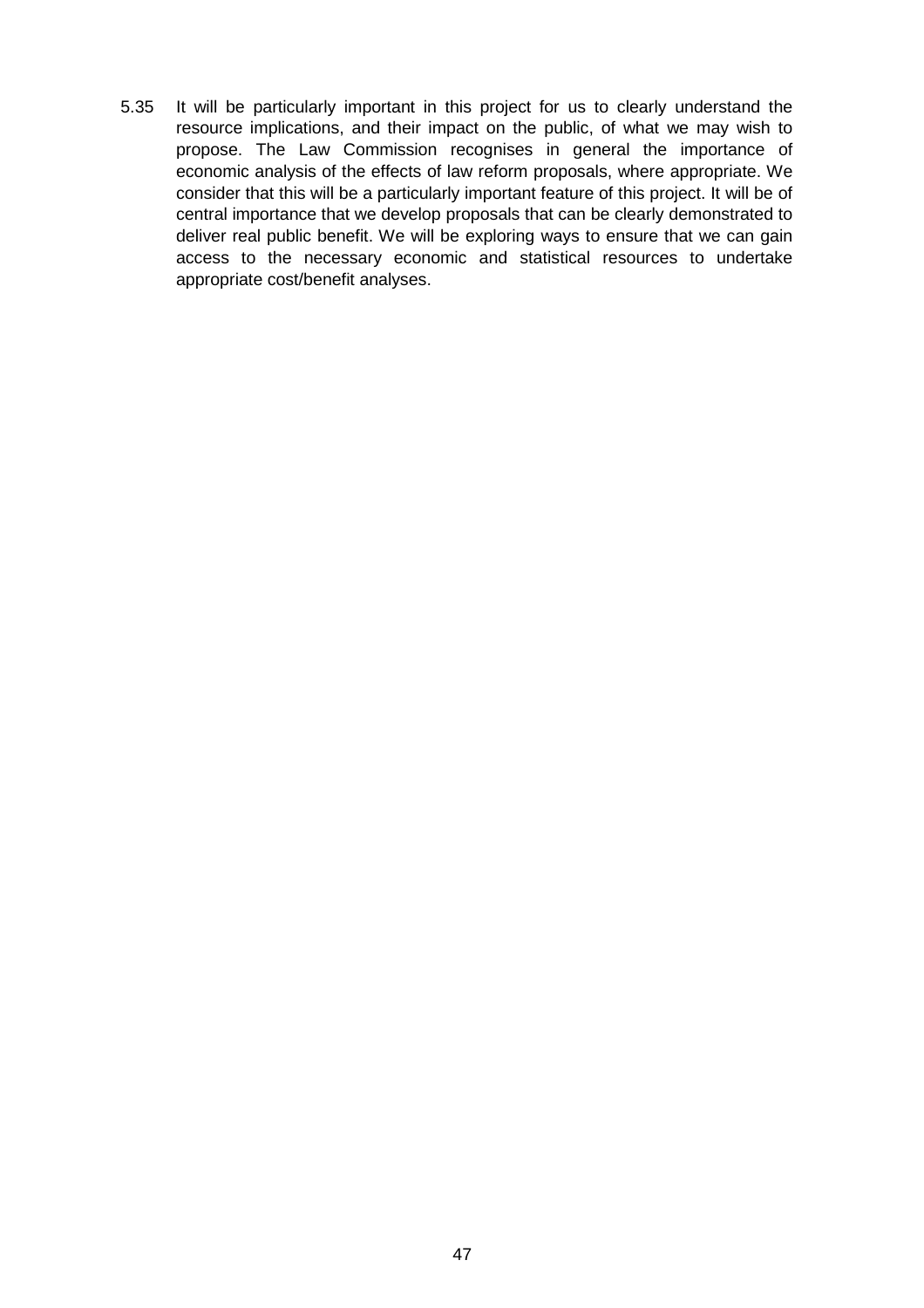5.35 It will be particularly important in this project for us to clearly understand the resource implications, and their impact on the public, of what we may wish to propose. The Law Commission recognises in general the importance of economic analysis of the effects of law reform proposals, where appropriate. We consider that this will be a particularly important feature of this project. It will be of central importance that we develop proposals that can be clearly demonstrated to deliver real public benefit. We will be exploring ways to ensure that we can gain access to the necessary economic and statistical resources to undertake appropriate cost/benefit analyses.